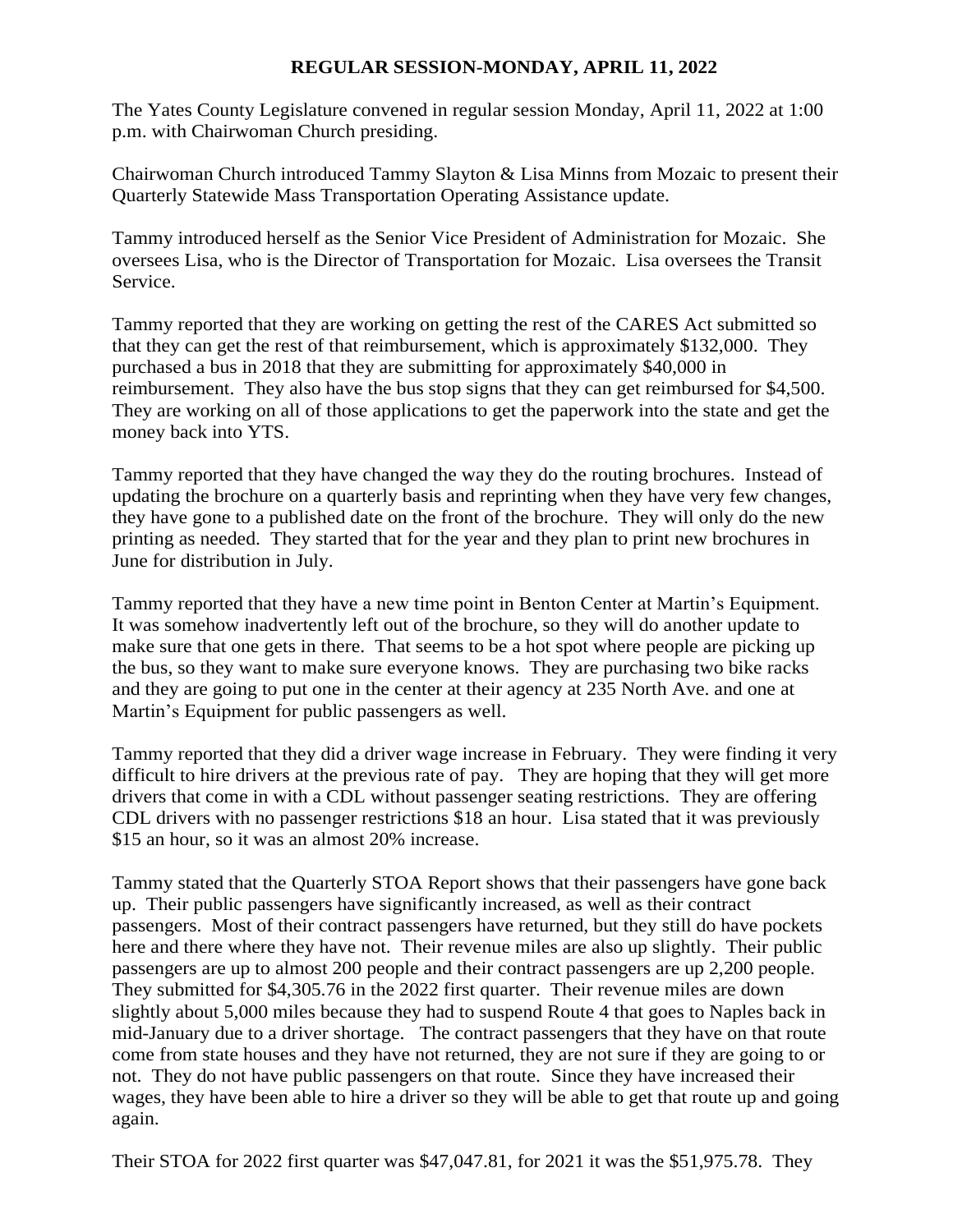**REGULAR SESSION-MONDAY, APRIL 11, 2022**

The Yates County Legislature convened in regular session Monday, April 11, 2022 at 1:00 p.m. with Chairwoman Church presiding.

Chairwoman Church introduced Tammy Slayton & Lisa Minns from Mozaic to present their Quarterly Statewide Mass Transportation Operating Assistance update.

Tammy introduced herself as the Senior Vice President of Administration for Mozaic. She oversees Lisa, who is the Director of Transportation for Mozaic. Lisa oversees the Transit Service.

Tammy reported that they are working on getting the rest of the CARES Act submitted so that they can get the rest of that reimbursement, which is approximately $132,000. They purchased a bus in 2018 that they are submitting for approximately $40,000 in reimbursement. They also have the bus stop signs that they can get reimbursed for $4,500. They are working on all of those applications to get the paperwork into the state and get the money back into YTS.

Tammy reported that they have changed the way they do the routing brochures. Instead of updating the brochure on a quarterly basis and reprinting when they have very few changes, they have gone to a published date on the front of the brochure. They will only do the new printing as needed. They started that for the year and they plan to print new brochures in June for distribution in July.

Tammy reported that they have a new time point in Benton Center at Martin's Equipment. It was somehow inadvertently left out of the brochure, so they will do another update to make sure that one gets in there. That seems to be a hot spot where people are picking up the bus, so they want to make sure everyone knows. They are purchasing two bike racks and they are going to put one in the center at their agency at 235 North Ave. and one at Martin's Equipment for public passengers as well.

Tammy reported that they did a driver wage increase in February. They were finding it very difficult to hire drivers at the previous rate of pay. They are hoping that they will get more drivers that come in with a CDL without passenger seating restrictions. They are offering CDL drivers with no passenger restrictions $18 an hour. Lisa stated that it was previously $15 an hour, so it was an almost 20% increase.

Tammy stated that the Quarterly STOA Report shows that their passengers have gone back up. Their public passengers have significantly increased, as well as their contract passengers. Most of their contract passengers have returned, but they still do have pockets here and there where they have not. Their revenue miles are also up slightly. Their public passengers are up to almost 200 people and their contract passengers are up 2,200 people. They submitted for $4,305.76 in the 2022 first quarter. Their revenue miles are down slightly about 5,000 miles because they had to suspend Route 4 that goes to Naples back in mid-January due to a driver shortage. The contract passengers that they have on that route come from state houses and they have not returned, they are not sure if they are going to or not. They do not have public passengers on that route. Since they have increased their wages, they have been able to hire a driver so they will be able to get that route up and going again.

Their STOA for 2022 first quarter was $47,047.81, for 2021 it was the $51,975.78. They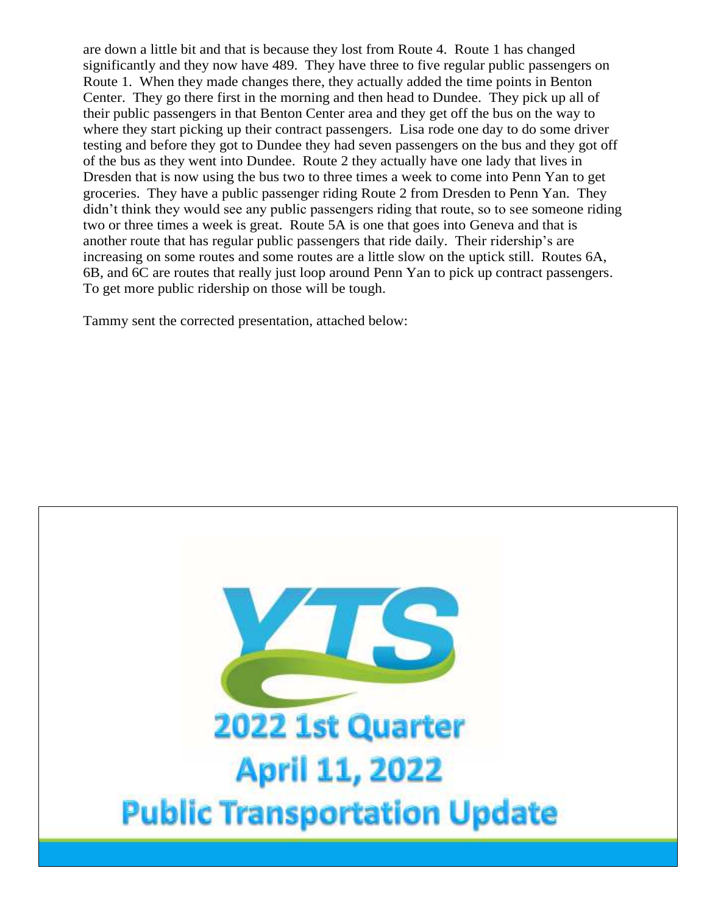are down a little bit and that is because they lost from Route 4. Route 1 has changed significantly and they now have 489. They have three to five regular public passengers on Route 1. When they made changes there, they actually added the time points in Benton Center. They go there first in the morning and then head to Dundee. They pick up all of their public passengers in that Benton Center area and they get off the bus on the way to where they start picking up their contract passengers. Lisa rode one day to do some driver testing and before they got to Dundee they had seven passengers on the bus and they got off of the bus as they went into Dundee. Route 2 they actually have one lady that lives in Dresden that is now using the bus two to three times a week to come into Penn Yan to get groceries. They have a public passenger riding Route 2 from Dresden to Penn Yan. They didn't think they would see any public passengers riding that route, so to see someone riding two or three times a week is great. Route 5A is one that goes into Geneva and that is another route that has regular public passengers that ride daily. Their ridership's are increasing on some routes and some routes are a little slow on the uptick still. Routes 6A, 6B, and 6C are routes that really just loop around Penn Yan to pick up contract passengers. To get more public ridership on those will be tough.

Tammy sent the corrected presentation, attached below:

YTS

2022 1st Quarter
April 11, 2022
Public Transportation Update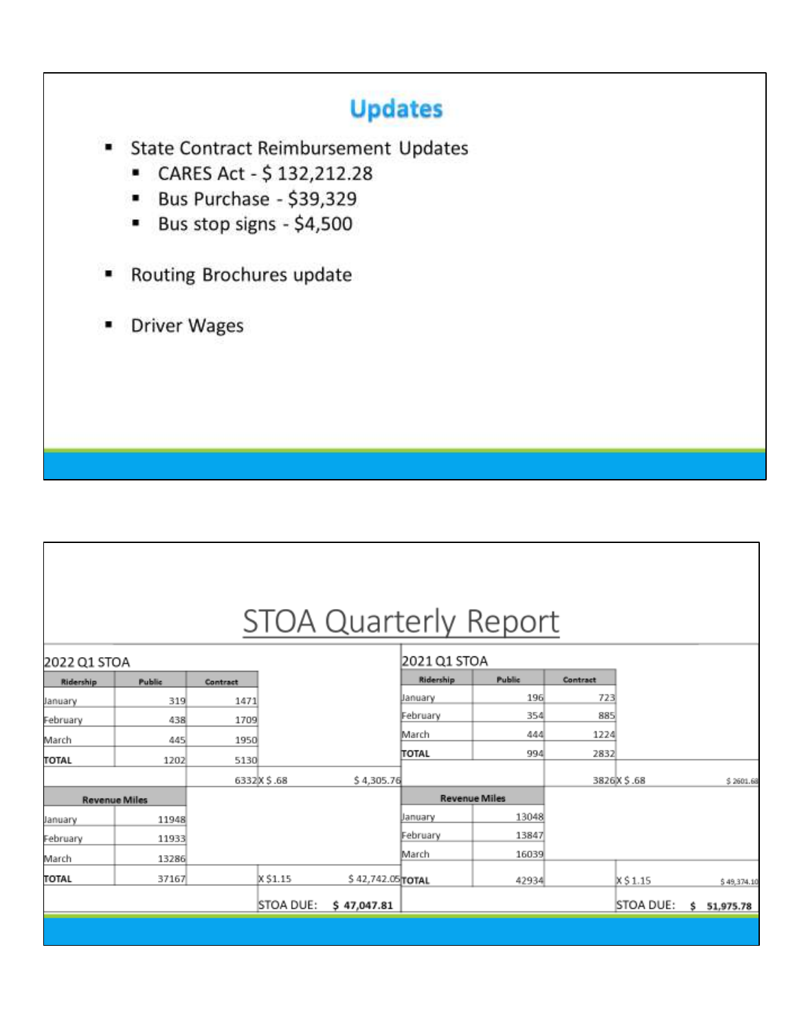## Updates

- State Contract Reimbursement Updates
  - CARES Act - $ 132,212.28
  - Bus Purchase - $39,329
  - Bus stop signs - $4,500
- Routing Brochures update
- Driver Wages

## STOA Quarterly Report

**2022 Q1 STOA**

| Ridership | Public | Contract | | |
|---|---|---|---|---|
| January | 319 | 1471 | | |
| February | 438 | 1709 | | |
| March | 445 | 1950 | | |
| TOTAL | 1202 | 5130 | | |
| | | 6332 | X $ .68 | $ 4,305.76 |

| Revenue Miles | | | |
|---|---|---|---|
| January | 11948 | | |
| February | 11933 | | |
| March | 13286 | | |
| TOTAL | 37167 | X $1.15 | $ 42,742.05 |
| | | STOA DUE: | **$ 47,047.81** |

**2021 Q1 STOA**

| Ridership | Public | Contract | | |
|---|---|---|---|---|
| January | 196 | 723 | | |
| February | 354 | 885 | | |
| March | 444 | 1224 | | |
| TOTAL | 994 | 2832 | | |
| | | 3826 | X $ .68 | $ 2601.68 |

| Revenue Miles | | | |
|---|---|---|---|
| January | 13048 | | |
| February | 13847 | | |
| March | 16039 | | |
| TOTAL | 42934 | X $ 1.15 | $ 49,374.10 |
| | | STOA DUE: | **$ 51,975.78** |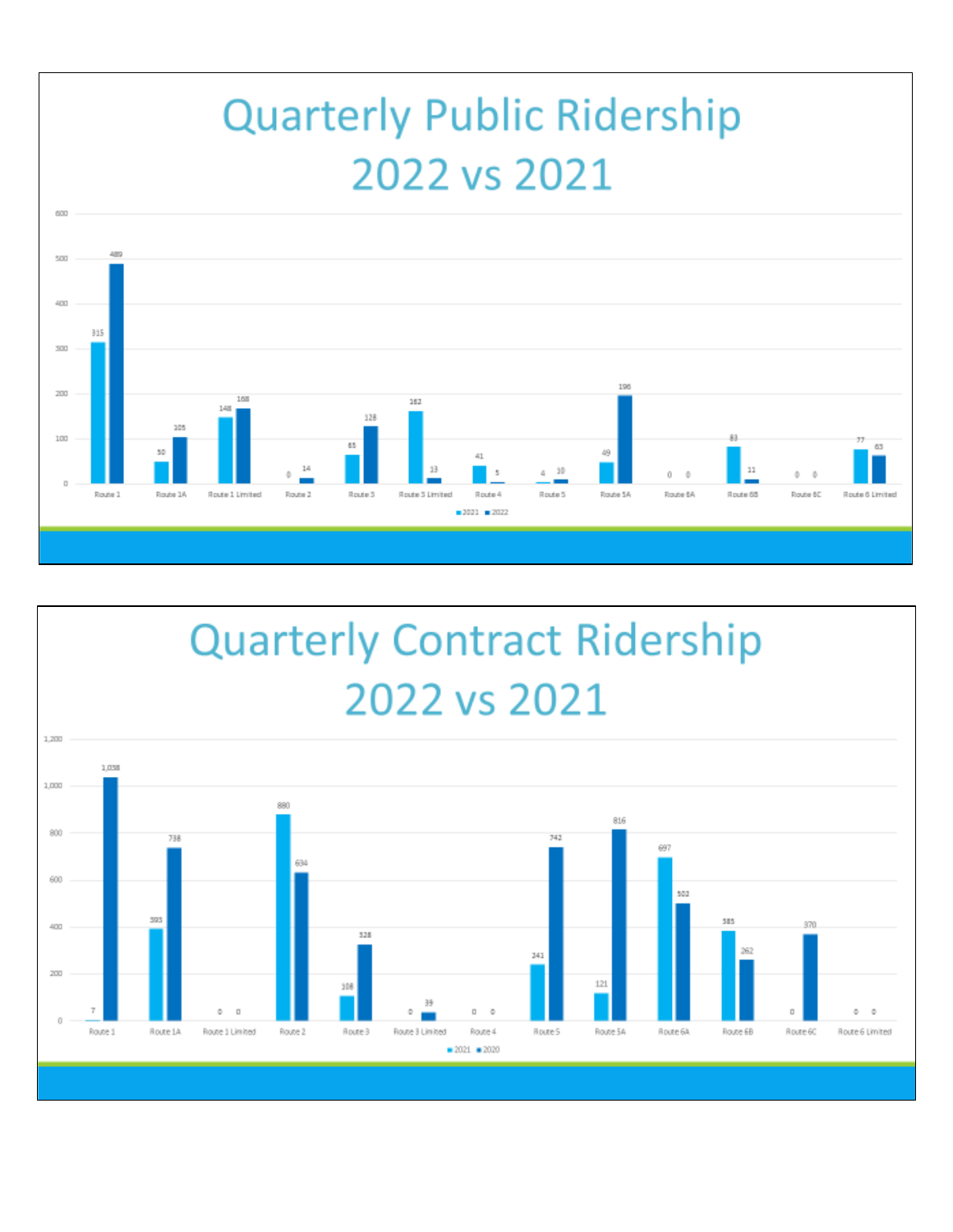# Quarterly Public Ridership 2022 vs 2021

| Route | 2021 | 2022 |
|---|---|---|
| Route 1 | 315 | 489 |
| Route 1A | 50 | 105 |
| Route 1 Limited | 148 | 168 |
| Route 2 | 0 | 14 |
| Route 3 | 65 | 128 |
| Route 3 Limited | 162 | 13 |
| Route 4 | 41 | 5 |
| Route 5 | 4 | 10 |
| Route 5A | 49 | 196 |
| Route 6A | 0 | 0 |
| Route 6B | 83 | 11 |
| Route 6C | 0 | 0 |
| Route 6 Limited | 77 | 63 |

# Quarterly Contract Ridership 2022 vs 2021

| Route | 2021 | 2020 |
|---|---|---|
| Route 1 | 7 | 1,038 |
| Route 1A | 393 | 738 |
| Route 1 Limited | 0 | 0 |
| Route 2 | 880 | 634 |
| Route 3 | 108 | 328 |
| Route 3 Limited | 0 | 39 |
| Route 4 | 0 | 0 |
| Route 5 | 241 | 742 |
| Route 5A | 121 | 816 |
| Route 6A | 697 | 502 |
| Route 6B | 385 | 262 |
| Route 6C | 0 | 370 |
| Route 6 Limited | 0 | 0 |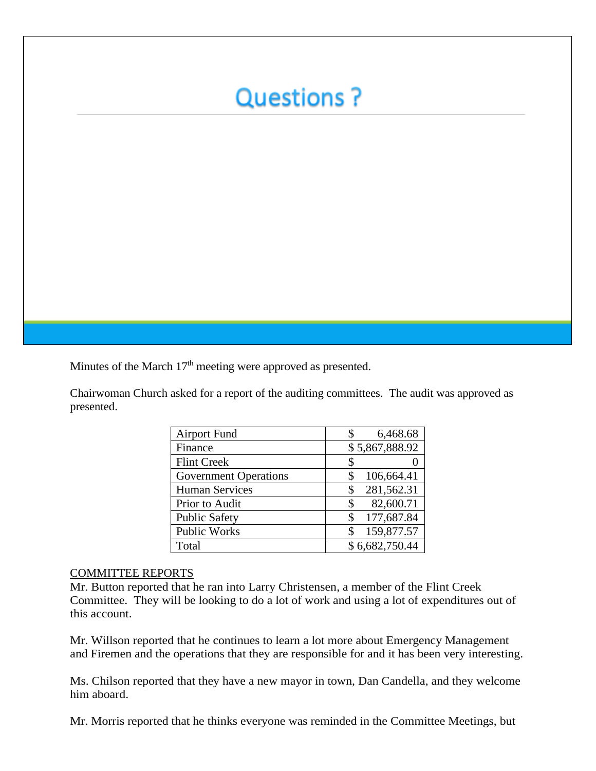# Questions ?

Minutes of the March 17th meeting were approved as presented.

Chairwoman Church asked for a report of the auditing committees. The audit was approved as presented.

| | |
|---|---|
| Airport Fund | $ 6,468.68 |
| Finance | $ 5,867,888.92 |
| Flint Creek | $ 0 |
| Government Operations | $ 106,664.41 |
| Human Services | $ 281,562.31 |
| Prior to Audit | $ 82,600.71 |
| Public Safety | $ 177,687.84 |
| Public Works | $ 159,877.57 |
| Total | $ 6,682,750.44 |

COMMITTEE REPORTS

Mr. Button reported that he ran into Larry Christensen, a member of the Flint Creek Committee. They will be looking to do a lot of work and using a lot of expenditures out of this account.

Mr. Willson reported that he continues to learn a lot more about Emergency Management and Firemen and the operations that they are responsible for and it has been very interesting.

Ms. Chilson reported that they have a new mayor in town, Dan Candella, and they welcome him aboard.

Mr. Morris reported that he thinks everyone was reminded in the Committee Meetings, but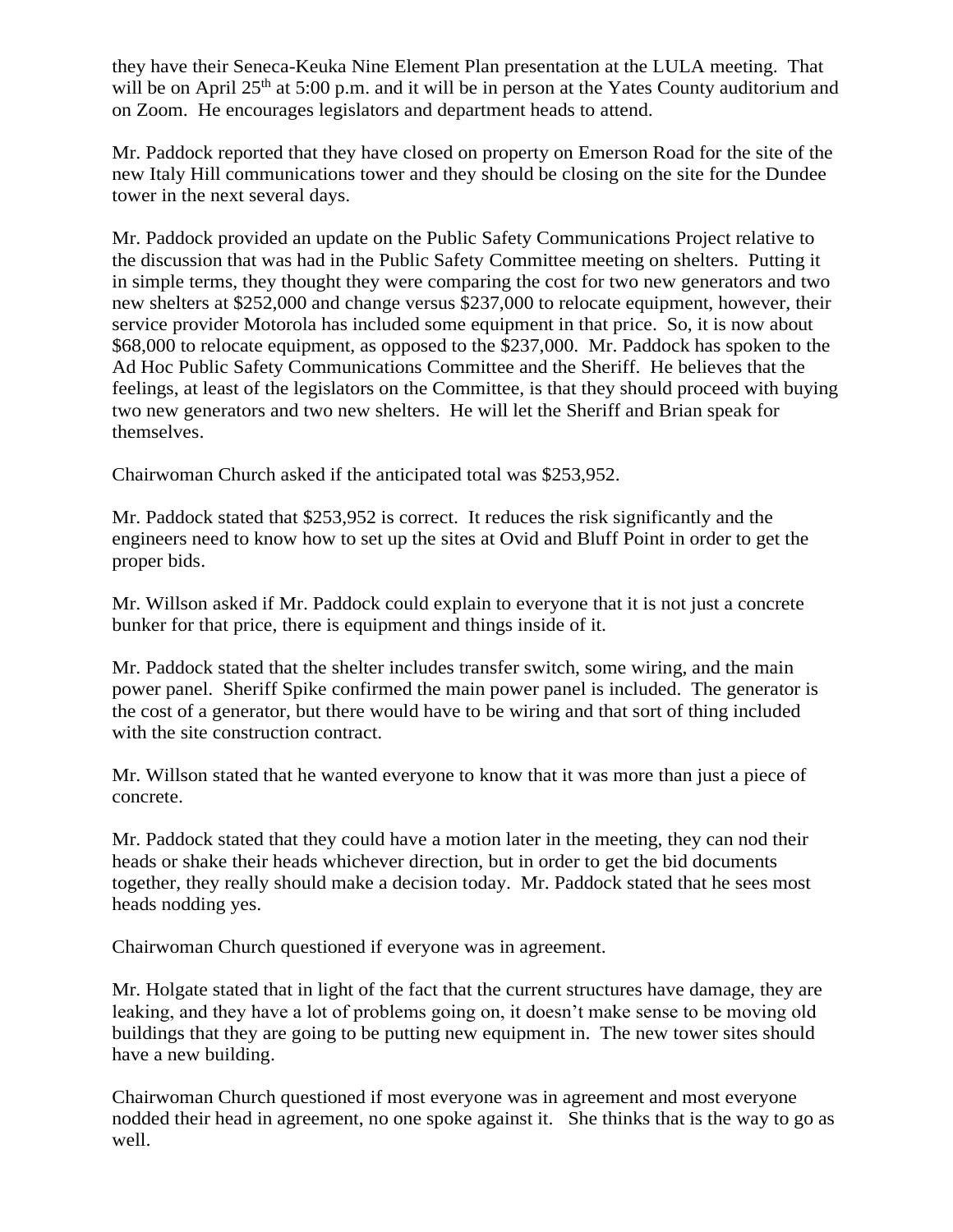they have their Seneca-Keuka Nine Element Plan presentation at the LULA meeting. That will be on April 25th at 5:00 p.m. and it will be in person at the Yates County auditorium and on Zoom. He encourages legislators and department heads to attend.

Mr. Paddock reported that they have closed on property on Emerson Road for the site of the new Italy Hill communications tower and they should be closing on the site for the Dundee tower in the next several days.

Mr. Paddock provided an update on the Public Safety Communications Project relative to the discussion that was had in the Public Safety Committee meeting on shelters. Putting it in simple terms, they thought they were comparing the cost for two new generators and two new shelters at $252,000 and change versus $237,000 to relocate equipment, however, their service provider Motorola has included some equipment in that price. So, it is now about $68,000 to relocate equipment, as opposed to the $237,000. Mr. Paddock has spoken to the Ad Hoc Public Safety Communications Committee and the Sheriff. He believes that the feelings, at least of the legislators on the Committee, is that they should proceed with buying two new generators and two new shelters. He will let the Sheriff and Brian speak for themselves.

Chairwoman Church asked if the anticipated total was $253,952.

Mr. Paddock stated that $253,952 is correct. It reduces the risk significantly and the engineers need to know how to set up the sites at Ovid and Bluff Point in order to get the proper bids.

Mr. Willson asked if Mr. Paddock could explain to everyone that it is not just a concrete bunker for that price, there is equipment and things inside of it.

Mr. Paddock stated that the shelter includes transfer switch, some wiring, and the main power panel. Sheriff Spike confirmed the main power panel is included. The generator is the cost of a generator, but there would have to be wiring and that sort of thing included with the site construction contract.

Mr. Willson stated that he wanted everyone to know that it was more than just a piece of concrete.

Mr. Paddock stated that they could have a motion later in the meeting, they can nod their heads or shake their heads whichever direction, but in order to get the bid documents together, they really should make a decision today. Mr. Paddock stated that he sees most heads nodding yes.

Chairwoman Church questioned if everyone was in agreement.

Mr. Holgate stated that in light of the fact that the current structures have damage, they are leaking, and they have a lot of problems going on, it doesn't make sense to be moving old buildings that they are going to be putting new equipment in. The new tower sites should have a new building.

Chairwoman Church questioned if most everyone was in agreement and most everyone nodded their head in agreement, no one spoke against it. She thinks that is the way to go as well.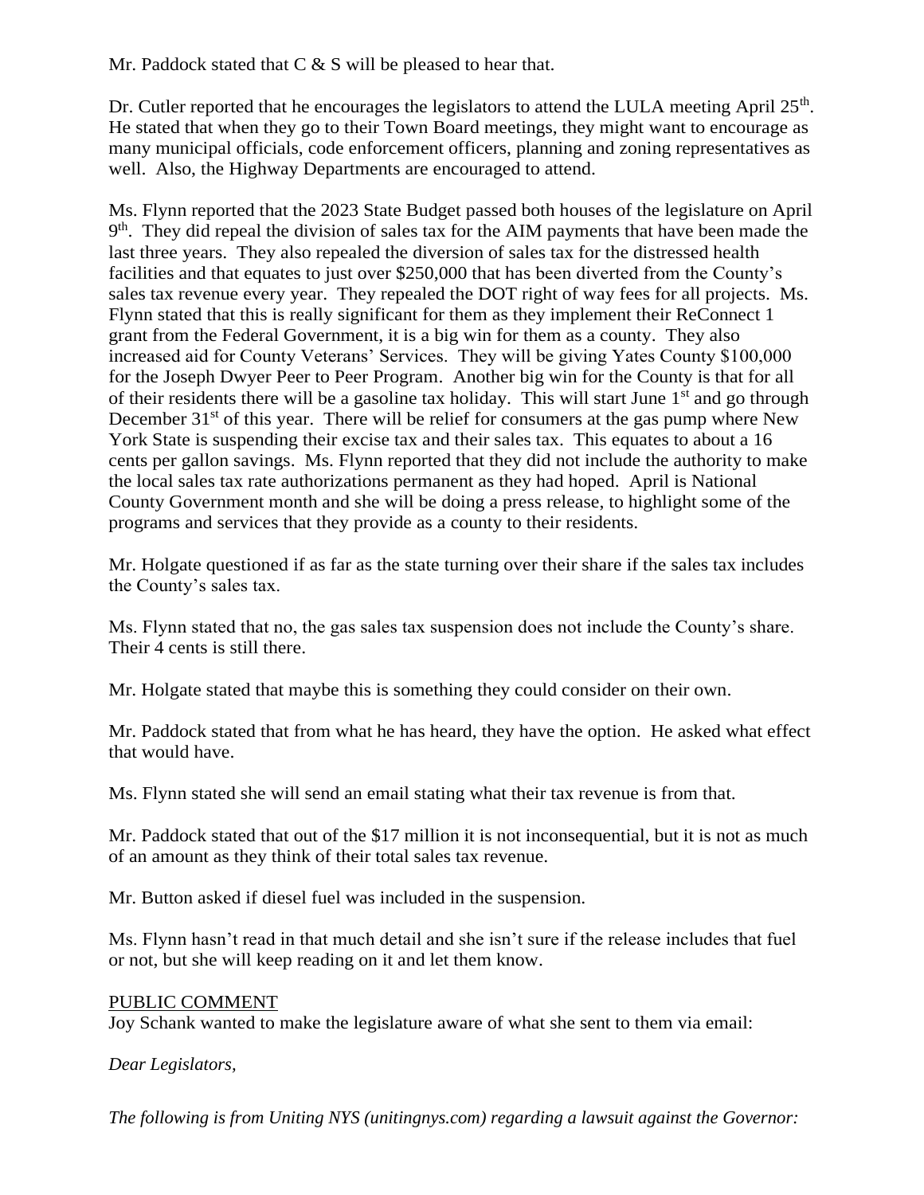Mr. Paddock stated that C & S will be pleased to hear that.

Dr. Cutler reported that he encourages the legislators to attend the LULA meeting April 25th. He stated that when they go to their Town Board meetings, they might want to encourage as many municipal officials, code enforcement officers, planning and zoning representatives as well. Also, the Highway Departments are encouraged to attend.

Ms. Flynn reported that the 2023 State Budget passed both houses of the legislature on April 9th. They did repeal the division of sales tax for the AIM payments that have been made the last three years. They also repealed the diversion of sales tax for the distressed health facilities and that equates to just over $250,000 that has been diverted from the County's sales tax revenue every year. They repealed the DOT right of way fees for all projects. Ms. Flynn stated that this is really significant for them as they implement their ReConnect 1 grant from the Federal Government, it is a big win for them as a county. They also increased aid for County Veterans' Services. They will be giving Yates County $100,000 for the Joseph Dwyer Peer to Peer Program. Another big win for the County is that for all of their residents there will be a gasoline tax holiday. This will start June 1st and go through December 31st of this year. There will be relief for consumers at the gas pump where New York State is suspending their excise tax and their sales tax. This equates to about a 16 cents per gallon savings. Ms. Flynn reported that they did not include the authority to make the local sales tax rate authorizations permanent as they had hoped. April is National County Government month and she will be doing a press release, to highlight some of the programs and services that they provide as a county to their residents.

Mr. Holgate questioned if as far as the state turning over their share if the sales tax includes the County's sales tax.

Ms. Flynn stated that no, the gas sales tax suspension does not include the County's share. Their 4 cents is still there.

Mr. Holgate stated that maybe this is something they could consider on their own.

Mr. Paddock stated that from what he has heard, they have the option. He asked what effect that would have.

Ms. Flynn stated she will send an email stating what their tax revenue is from that.

Mr. Paddock stated that out of the $17 million it is not inconsequential, but it is not as much of an amount as they think of their total sales tax revenue.

Mr. Button asked if diesel fuel was included in the suspension.

Ms. Flynn hasn't read in that much detail and she isn't sure if the release includes that fuel or not, but she will keep reading on it and let them know.

PUBLIC COMMENT

Joy Schank wanted to make the legislature aware of what she sent to them via email:

*Dear Legislators,*

*The following is from Uniting NYS (unitingnys.com) regarding a lawsuit against the Governor:*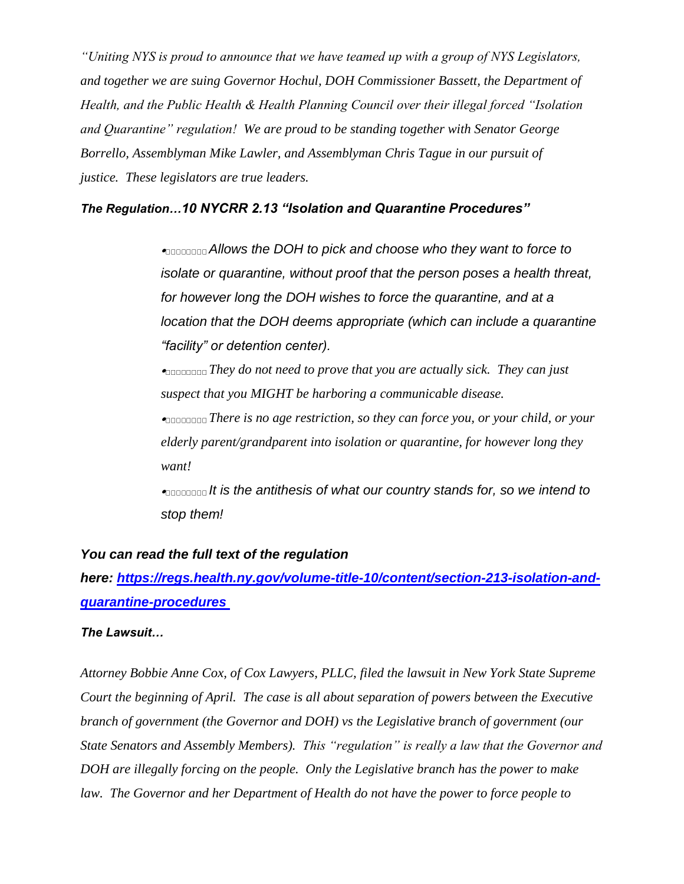*"Uniting NYS is proud to announce that we have teamed up with a group of NYS Legislators, and together we are suing Governor Hochul, DOH Commissioner Bassett, the Department of Health, and the Public Health & Health Planning Council over their illegal forced "Isolation and Quarantine" regulation! We are proud to be standing together with Senator George Borrello, Assemblyman Mike Lawler, and Assemblyman Chris Tague in our pursuit of justice. These legislators are true leaders.*

***The Regulation…10 NYCRR 2.13 "Isolation and Quarantine Procedures"***

- *Allows the DOH to pick and choose who they want to force to isolate or quarantine, without proof that the person poses a health threat, for however long the DOH wishes to force the quarantine, and at a location that the DOH deems appropriate (which can include a quarantine "facility" or detention center).*
- *They do not need to prove that you are actually sick. They can just suspect that you MIGHT be harboring a communicable disease.*
- *There is no age restriction, so they can force you, or your child, or your elderly parent/grandparent into isolation or quarantine, for however long they want!*
- *It is the antithesis of what our country stands for, so we intend to stop them!*

***You can read the full text of the regulation here: [https://regs.health.ny.gov/volume-title-10/content/section-213-isolation-and-quarantine-procedures](https://regs.health.ny.gov/volume-title-10/content/section-213-isolation-and-quarantine-procedures)***

***The Lawsuit…***

*Attorney Bobbie Anne Cox, of Cox Lawyers, PLLC, filed the lawsuit in New York State Supreme Court the beginning of April. The case is all about separation of powers between the Executive branch of government (the Governor and DOH) vs the Legislative branch of government (our State Senators and Assembly Members). This "regulation" is really a law that the Governor and DOH are illegally forcing on the people. Only the Legislative branch has the power to make law. The Governor and her Department of Health do not have the power to force people to*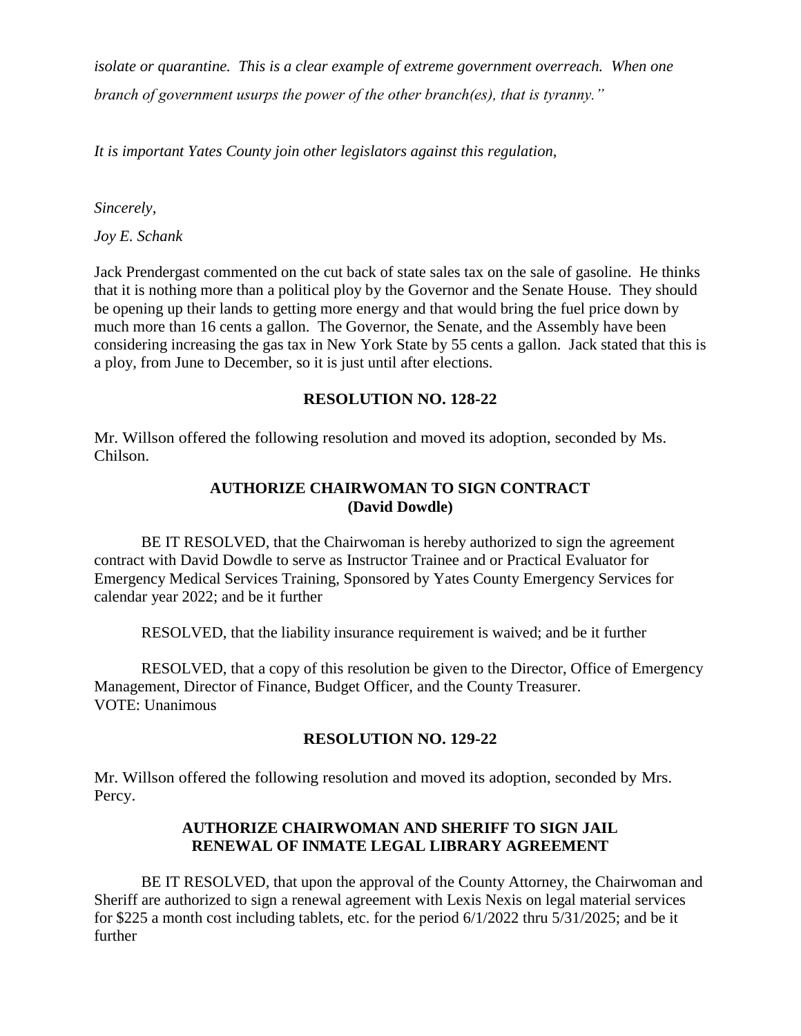*isolate or quarantine. This is a clear example of extreme government overreach. When one branch of government usurps the power of the other branch(es), that is tyranny."*

*It is important Yates County join other legislators against this regulation,*

*Sincerely,*

*Joy E. Schank*

Jack Prendergast commented on the cut back of state sales tax on the sale of gasoline. He thinks that it is nothing more than a political ploy by the Governor and the Senate House. They should be opening up their lands to getting more energy and that would bring the fuel price down by much more than 16 cents a gallon. The Governor, the Senate, and the Assembly have been considering increasing the gas tax in New York State by 55 cents a gallon. Jack stated that this is a ploy, from June to December, so it is just until after elections.

**RESOLUTION NO. 128-22**

Mr. Willson offered the following resolution and moved its adoption, seconded by Ms. Chilson.

**AUTHORIZE CHAIRWOMAN TO SIGN CONTRACT (David Dowdle)**

BE IT RESOLVED, that the Chairwoman is hereby authorized to sign the agreement contract with David Dowdle to serve as Instructor Trainee and or Practical Evaluator for Emergency Medical Services Training, Sponsored by Yates County Emergency Services for calendar year 2022; and be it further

RESOLVED, that the liability insurance requirement is waived; and be it further

RESOLVED, that a copy of this resolution be given to the Director, Office of Emergency Management, Director of Finance, Budget Officer, and the County Treasurer.
VOTE: Unanimous

**RESOLUTION NO. 129-22**

Mr. Willson offered the following resolution and moved its adoption, seconded by Mrs. Percy.

**AUTHORIZE CHAIRWOMAN AND SHERIFF TO SIGN JAIL RENEWAL OF INMATE LEGAL LIBRARY AGREEMENT**

BE IT RESOLVED, that upon the approval of the County Attorney, the Chairwoman and Sheriff are authorized to sign a renewal agreement with Lexis Nexis on legal material services for $225 a month cost including tablets, etc. for the period 6/1/2022 thru 5/31/2025; and be it further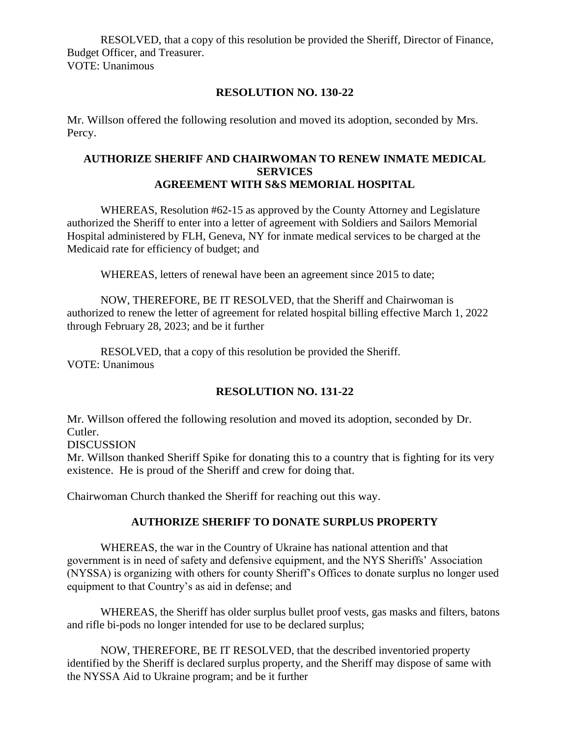RESOLVED, that a copy of this resolution be provided the Sheriff, Director of Finance, Budget Officer, and Treasurer.
VOTE: Unanimous

## RESOLUTION NO. 130-22

Mr. Willson offered the following resolution and moved its adoption, seconded by Mrs. Percy.

### AUTHORIZE SHERIFF AND CHAIRWOMAN TO RENEW INMATE MEDICAL SERVICES AGREEMENT WITH S&S MEMORIAL HOSPITAL

WHEREAS, Resolution #62-15 as approved by the County Attorney and Legislature authorized the Sheriff to enter into a letter of agreement with Soldiers and Sailors Memorial Hospital administered by FLH, Geneva, NY for inmate medical services to be charged at the Medicaid rate for efficiency of budget; and

WHEREAS, letters of renewal have been an agreement since 2015 to date;

NOW, THEREFORE, BE IT RESOLVED, that the Sheriff and Chairwoman is authorized to renew the letter of agreement for related hospital billing effective March 1, 2022 through February 28, 2023; and be it further

RESOLVED, that a copy of this resolution be provided the Sheriff.
VOTE: Unanimous

## RESOLUTION NO. 131-22

Mr. Willson offered the following resolution and moved its adoption, seconded by Dr. Cutler.
DISCUSSION
Mr. Willson thanked Sheriff Spike for donating this to a country that is fighting for its very existence. He is proud of the Sheriff and crew for doing that.

Chairwoman Church thanked the Sheriff for reaching out this way.

### AUTHORIZE SHERIFF TO DONATE SURPLUS PROPERTY

WHEREAS, the war in the Country of Ukraine has national attention and that government is in need of safety and defensive equipment, and the NYS Sheriffs' Association (NYSSA) is organizing with others for county Sheriff's Offices to donate surplus no longer used equipment to that Country's as aid in defense; and

WHEREAS, the Sheriff has older surplus bullet proof vests, gas masks and filters, batons and rifle bi-pods no longer intended for use to be declared surplus;

NOW, THEREFORE, BE IT RESOLVED, that the described inventoried property identified by the Sheriff is declared surplus property, and the Sheriff may dispose of same with the NYSSA Aid to Ukraine program; and be it further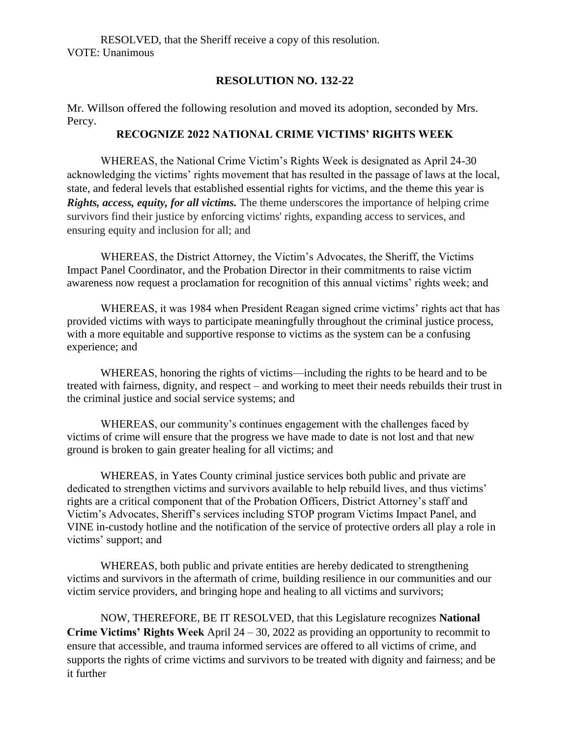RESOLVED, that the Sheriff receive a copy of this resolution.
VOTE: Unanimous

## RESOLUTION NO. 132-22

Mr. Willson offered the following resolution and moved its adoption, seconded by Mrs. Percy.

### RECOGNIZE 2022 NATIONAL CRIME VICTIMS' RIGHTS WEEK

WHEREAS, the National Crime Victim's Rights Week is designated as April 24-30 acknowledging the victims' rights movement that has resulted in the passage of laws at the local, state, and federal levels that established essential rights for victims, and the theme this year is ***Rights, access, equity, for all victims.*** The theme underscores the importance of helping crime survivors find their justice by enforcing victims' rights, expanding access to services, and ensuring equity and inclusion for all; and

WHEREAS, the District Attorney, the Victim's Advocates, the Sheriff, the Victims Impact Panel Coordinator, and the Probation Director in their commitments to raise victim awareness now request a proclamation for recognition of this annual victims' rights week; and

WHEREAS, it was 1984 when President Reagan signed crime victims' rights act that has provided victims with ways to participate meaningfully throughout the criminal justice process, with a more equitable and supportive response to victims as the system can be a confusing experience; and

WHEREAS, honoring the rights of victims—including the rights to be heard and to be treated with fairness, dignity, and respect – and working to meet their needs rebuilds their trust in the criminal justice and social service systems; and

WHEREAS, our community's continues engagement with the challenges faced by victims of crime will ensure that the progress we have made to date is not lost and that new ground is broken to gain greater healing for all victims; and

WHEREAS, in Yates County criminal justice services both public and private are dedicated to strengthen victims and survivors available to help rebuild lives, and thus victims' rights are a critical component that of the Probation Officers, District Attorney's staff and Victim's Advocates, Sheriff's services including STOP program Victims Impact Panel, and VINE in-custody hotline and the notification of the service of protective orders all play a role in victims' support; and

WHEREAS, both public and private entities are hereby dedicated to strengthening victims and survivors in the aftermath of crime, building resilience in our communities and our victim service providers, and bringing hope and healing to all victims and survivors;

NOW, THEREFORE, BE IT RESOLVED, that this Legislature recognizes **National Crime Victims' Rights Week** April 24 – 30, 2022 as providing an opportunity to recommit to ensure that accessible, and trauma informed services are offered to all victims of crime, and supports the rights of crime victims and survivors to be treated with dignity and fairness; and be it further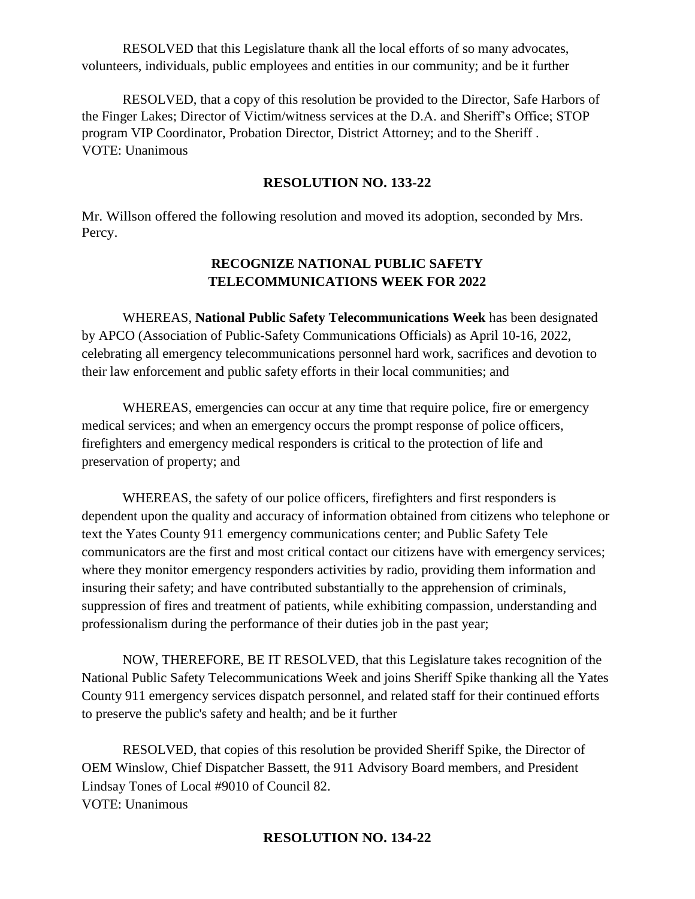RESOLVED that this Legislature thank all the local efforts of so many advocates, volunteers, individuals, public employees and entities in our community; and be it further

RESOLVED, that a copy of this resolution be provided to the Director, Safe Harbors of the Finger Lakes; Director of Victim/witness services at the D.A. and Sheriff's Office; STOP program VIP Coordinator, Probation Director, District Attorney; and to the Sheriff .
VOTE: Unanimous

**RESOLUTION NO. 133-22**

Mr. Willson offered the following resolution and moved its adoption, seconded by Mrs. Percy.

**RECOGNIZE NATIONAL PUBLIC SAFETY TELECOMMUNICATIONS WEEK FOR 2022**

WHEREAS, **National Public Safety Telecommunications Week** has been designated by APCO (Association of Public-Safety Communications Officials) as April 10-16, 2022, celebrating all emergency telecommunications personnel hard work, sacrifices and devotion to their law enforcement and public safety efforts in their local communities; and

WHEREAS, emergencies can occur at any time that require police, fire or emergency medical services; and when an emergency occurs the prompt response of police officers, firefighters and emergency medical responders is critical to the protection of life and preservation of property; and

WHEREAS, the safety of our police officers, firefighters and first responders is dependent upon the quality and accuracy of information obtained from citizens who telephone or text the Yates County 911 emergency communications center; and Public Safety Tele communicators are the first and most critical contact our citizens have with emergency services; where they monitor emergency responders activities by radio, providing them information and insuring their safety; and have contributed substantially to the apprehension of criminals, suppression of fires and treatment of patients, while exhibiting compassion, understanding and professionalism during the performance of their duties job in the past year;

NOW, THEREFORE, BE IT RESOLVED, that this Legislature takes recognition of the National Public Safety Telecommunications Week and joins Sheriff Spike thanking all the Yates County 911 emergency services dispatch personnel, and related staff for their continued efforts to preserve the public's safety and health; and be it further

RESOLVED, that copies of this resolution be provided Sheriff Spike, the Director of OEM Winslow, Chief Dispatcher Bassett, the 911 Advisory Board members, and President Lindsay Tones of Local #9010 of Council 82.
VOTE: Unanimous

**RESOLUTION NO. 134-22**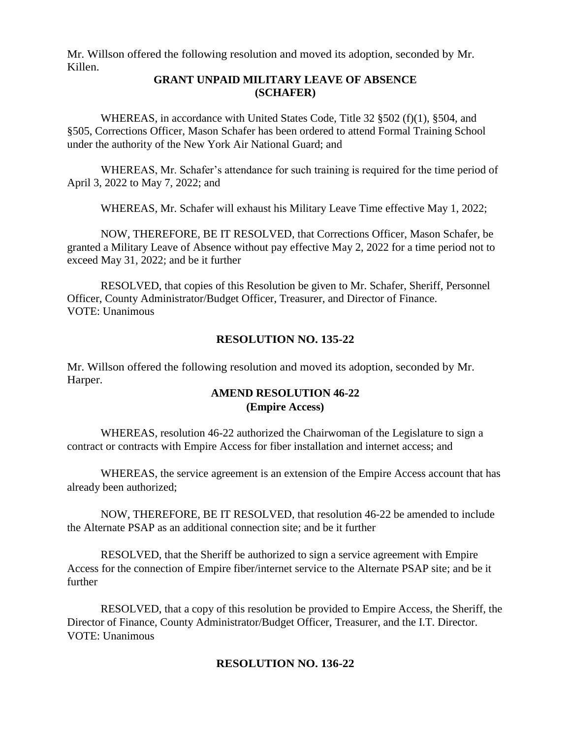Mr. Willson offered the following resolution and moved its adoption, seconded by Mr. Killen.

**GRANT UNPAID MILITARY LEAVE OF ABSENCE (SCHAFER)**

WHEREAS, in accordance with United States Code, Title 32 §502 (f)(1), §504, and §505, Corrections Officer, Mason Schafer has been ordered to attend Formal Training School under the authority of the New York Air National Guard; and

WHEREAS, Mr. Schafer's attendance for such training is required for the time period of April 3, 2022 to May 7, 2022; and

WHEREAS, Mr. Schafer will exhaust his Military Leave Time effective May 1, 2022;

NOW, THEREFORE, BE IT RESOLVED, that Corrections Officer, Mason Schafer, be granted a Military Leave of Absence without pay effective May 2, 2022 for a time period not to exceed May 31, 2022; and be it further

RESOLVED, that copies of this Resolution be given to Mr. Schafer, Sheriff, Personnel Officer, County Administrator/Budget Officer, Treasurer, and Director of Finance.
VOTE: Unanimous

## RESOLUTION NO. 135-22

Mr. Willson offered the following resolution and moved its adoption, seconded by Mr. Harper.

**AMEND RESOLUTION 46-22 (Empire Access)**

WHEREAS, resolution 46-22 authorized the Chairwoman of the Legislature to sign a contract or contracts with Empire Access for fiber installation and internet access; and

WHEREAS, the service agreement is an extension of the Empire Access account that has already been authorized;

NOW, THEREFORE, BE IT RESOLVED, that resolution 46-22 be amended to include the Alternate PSAP as an additional connection site; and be it further

RESOLVED, that the Sheriff be authorized to sign a service agreement with Empire Access for the connection of Empire fiber/internet service to the Alternate PSAP site; and be it further

RESOLVED, that a copy of this resolution be provided to Empire Access, the Sheriff, the Director of Finance, County Administrator/Budget Officer, Treasurer, and the I.T. Director.
VOTE: Unanimous

## RESOLUTION NO. 136-22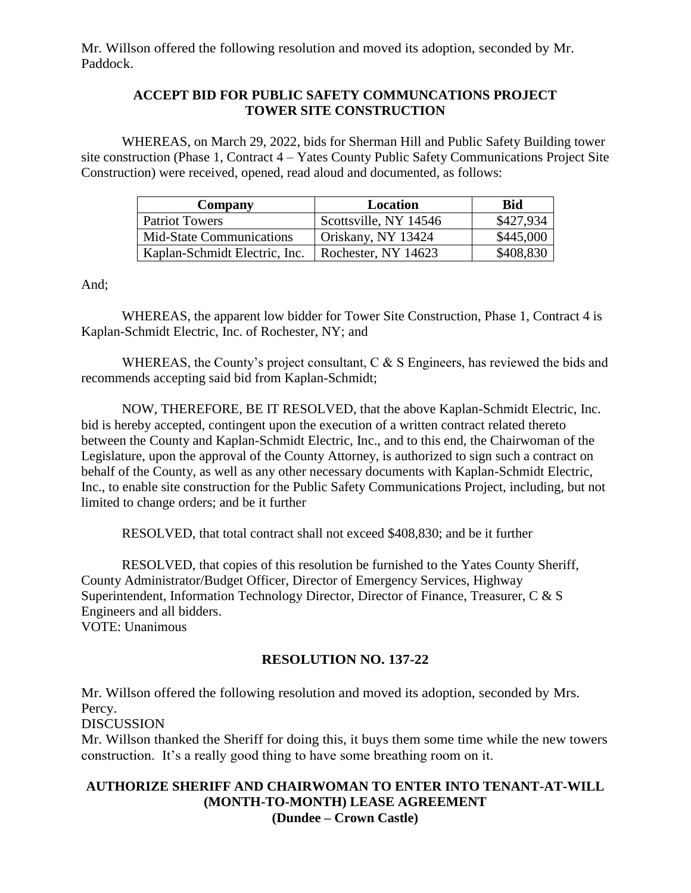Mr. Willson offered the following resolution and moved its adoption, seconded by Mr. Paddock.

**ACCEPT BID FOR PUBLIC SAFETY COMMUNCATIONS PROJECT TOWER SITE CONSTRUCTION**

WHEREAS, on March 29, 2022, bids for Sherman Hill and Public Safety Building tower site construction (Phase 1, Contract 4 – Yates County Public Safety Communications Project Site Construction) were received, opened, read aloud and documented, as follows:

| Company | Location | Bid |
|---|---|---|
| Patriot Towers | Scottsville, NY 14546 | \$427,934 |
| Mid-State Communications | Oriskany, NY 13424 | \$445,000 |
| Kaplan-Schmidt Electric, Inc. | Rochester, NY 14623 | \$408,830 |

And;

WHEREAS, the apparent low bidder for Tower Site Construction, Phase 1, Contract 4 is Kaplan-Schmidt Electric, Inc. of Rochester, NY; and

WHEREAS, the County's project consultant, C & S Engineers, has reviewed the bids and recommends accepting said bid from Kaplan-Schmidt;

NOW, THEREFORE, BE IT RESOLVED, that the above Kaplan-Schmidt Electric, Inc. bid is hereby accepted, contingent upon the execution of a written contract related thereto between the County and Kaplan-Schmidt Electric, Inc., and to this end, the Chairwoman of the Legislature, upon the approval of the County Attorney, is authorized to sign such a contract on behalf of the County, as well as any other necessary documents with Kaplan-Schmidt Electric, Inc., to enable site construction for the Public Safety Communications Project, including, but not limited to change orders; and be it further

RESOLVED, that total contract shall not exceed \$408,830; and be it further

RESOLVED, that copies of this resolution be furnished to the Yates County Sheriff, County Administrator/Budget Officer, Director of Emergency Services, Highway Superintendent, Information Technology Director, Director of Finance, Treasurer, C & S Engineers and all bidders.
VOTE: Unanimous

**RESOLUTION NO. 137-22**

Mr. Willson offered the following resolution and moved its adoption, seconded by Mrs. Percy.
DISCUSSION
Mr. Willson thanked the Sheriff for doing this, it buys them some time while the new towers construction. It's a really good thing to have some breathing room on it.

**AUTHORIZE SHERIFF AND CHAIRWOMAN TO ENTER INTO TENANT-AT-WILL (MONTH-TO-MONTH) LEASE AGREEMENT (Dundee – Crown Castle)**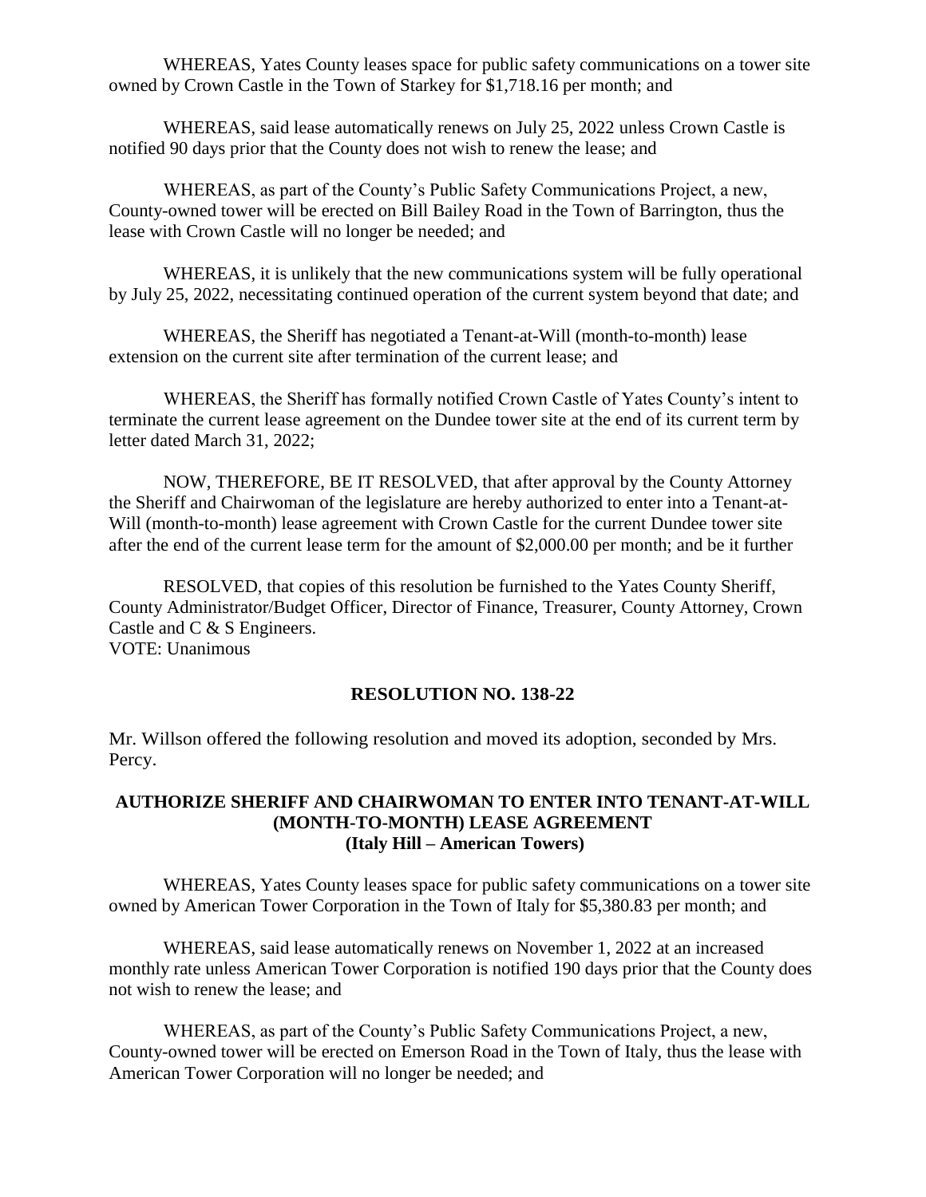WHEREAS, Yates County leases space for public safety communications on a tower site owned by Crown Castle in the Town of Starkey for $1,718.16 per month; and

WHEREAS, said lease automatically renews on July 25, 2022 unless Crown Castle is notified 90 days prior that the County does not wish to renew the lease; and

WHEREAS, as part of the County's Public Safety Communications Project, a new, County-owned tower will be erected on Bill Bailey Road in the Town of Barrington, thus the lease with Crown Castle will no longer be needed; and

WHEREAS, it is unlikely that the new communications system will be fully operational by July 25, 2022, necessitating continued operation of the current system beyond that date; and

WHEREAS, the Sheriff has negotiated a Tenant-at-Will (month-to-month) lease extension on the current site after termination of the current lease; and

WHEREAS, the Sheriff has formally notified Crown Castle of Yates County's intent to terminate the current lease agreement on the Dundee tower site at the end of its current term by letter dated March 31, 2022;

NOW, THEREFORE, BE IT RESOLVED, that after approval by the County Attorney the Sheriff and Chairwoman of the legislature are hereby authorized to enter into a Tenant-at-Will (month-to-month) lease agreement with Crown Castle for the current Dundee tower site after the end of the current lease term for the amount of $2,000.00 per month; and be it further

RESOLVED, that copies of this resolution be furnished to the Yates County Sheriff, County Administrator/Budget Officer, Director of Finance, Treasurer, County Attorney, Crown Castle and C & S Engineers.
VOTE: Unanimous

## RESOLUTION NO. 138-22

Mr. Willson offered the following resolution and moved its adoption, seconded by Mrs. Percy.

### AUTHORIZE SHERIFF AND CHAIRWOMAN TO ENTER INTO TENANT-AT-WILL (MONTH-TO-MONTH) LEASE AGREEMENT (Italy Hill – American Towers)

WHEREAS, Yates County leases space for public safety communications on a tower site owned by American Tower Corporation in the Town of Italy for $5,380.83 per month; and

WHEREAS, said lease automatically renews on November 1, 2022 at an increased monthly rate unless American Tower Corporation is notified 190 days prior that the County does not wish to renew the lease; and

WHEREAS, as part of the County's Public Safety Communications Project, a new, County-owned tower will be erected on Emerson Road in the Town of Italy, thus the lease with American Tower Corporation will no longer be needed; and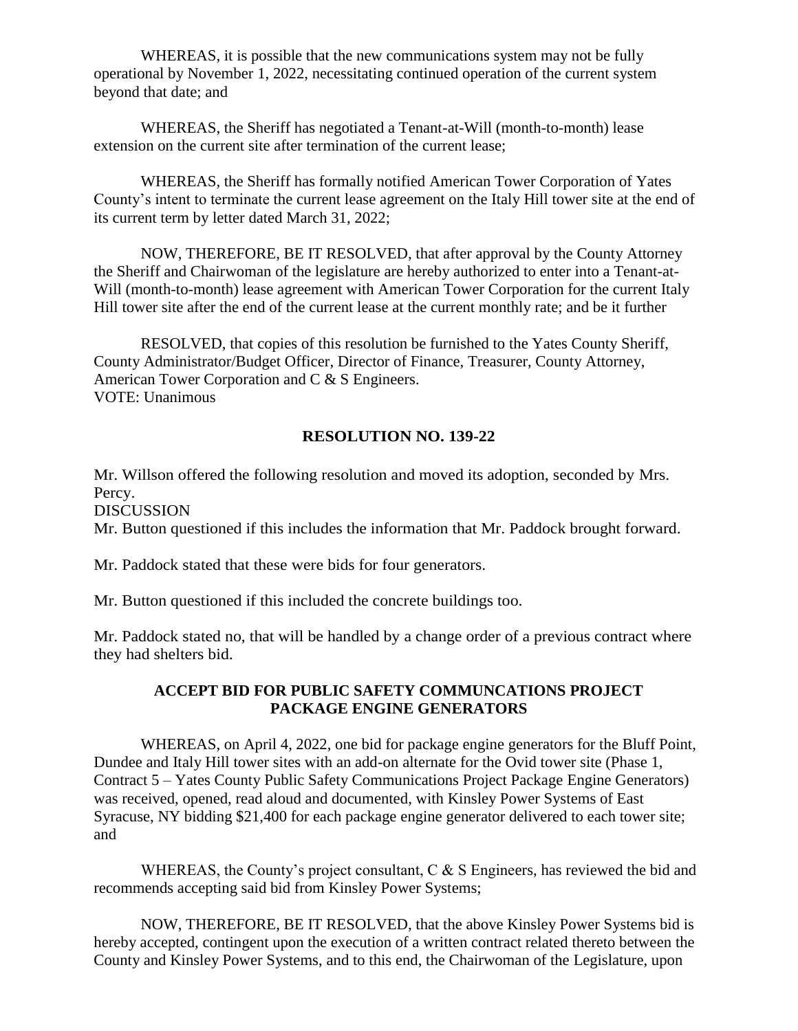WHEREAS, it is possible that the new communications system may not be fully operational by November 1, 2022, necessitating continued operation of the current system beyond that date; and

WHEREAS, the Sheriff has negotiated a Tenant-at-Will (month-to-month) lease extension on the current site after termination of the current lease;

WHEREAS, the Sheriff has formally notified American Tower Corporation of Yates County's intent to terminate the current lease agreement on the Italy Hill tower site at the end of its current term by letter dated March 31, 2022;

NOW, THEREFORE, BE IT RESOLVED, that after approval by the County Attorney the Sheriff and Chairwoman of the legislature are hereby authorized to enter into a Tenant-at-Will (month-to-month) lease agreement with American Tower Corporation for the current Italy Hill tower site after the end of the current lease at the current monthly rate; and be it further

RESOLVED, that copies of this resolution be furnished to the Yates County Sheriff, County Administrator/Budget Officer, Director of Finance, Treasurer, County Attorney, American Tower Corporation and C & S Engineers.
VOTE: Unanimous

**RESOLUTION NO. 139-22**

Mr. Willson offered the following resolution and moved its adoption, seconded by Mrs. Percy.
DISCUSSION
Mr. Button questioned if this includes the information that Mr. Paddock brought forward.

Mr. Paddock stated that these were bids for four generators.

Mr. Button questioned if this included the concrete buildings too.

Mr. Paddock stated no, that will be handled by a change order of a previous contract where they had shelters bid.

**ACCEPT BID FOR PUBLIC SAFETY COMMUNCATIONS PROJECT PACKAGE ENGINE GENERATORS**

WHEREAS, on April 4, 2022, one bid for package engine generators for the Bluff Point, Dundee and Italy Hill tower sites with an add-on alternate for the Ovid tower site (Phase 1, Contract 5 – Yates County Public Safety Communications Project Package Engine Generators) was received, opened, read aloud and documented, with Kinsley Power Systems of East Syracuse, NY bidding $21,400 for each package engine generator delivered to each tower site; and

WHEREAS, the County's project consultant, C & S Engineers, has reviewed the bid and recommends accepting said bid from Kinsley Power Systems;

NOW, THEREFORE, BE IT RESOLVED, that the above Kinsley Power Systems bid is hereby accepted, contingent upon the execution of a written contract related thereto between the County and Kinsley Power Systems, and to this end, the Chairwoman of the Legislature, upon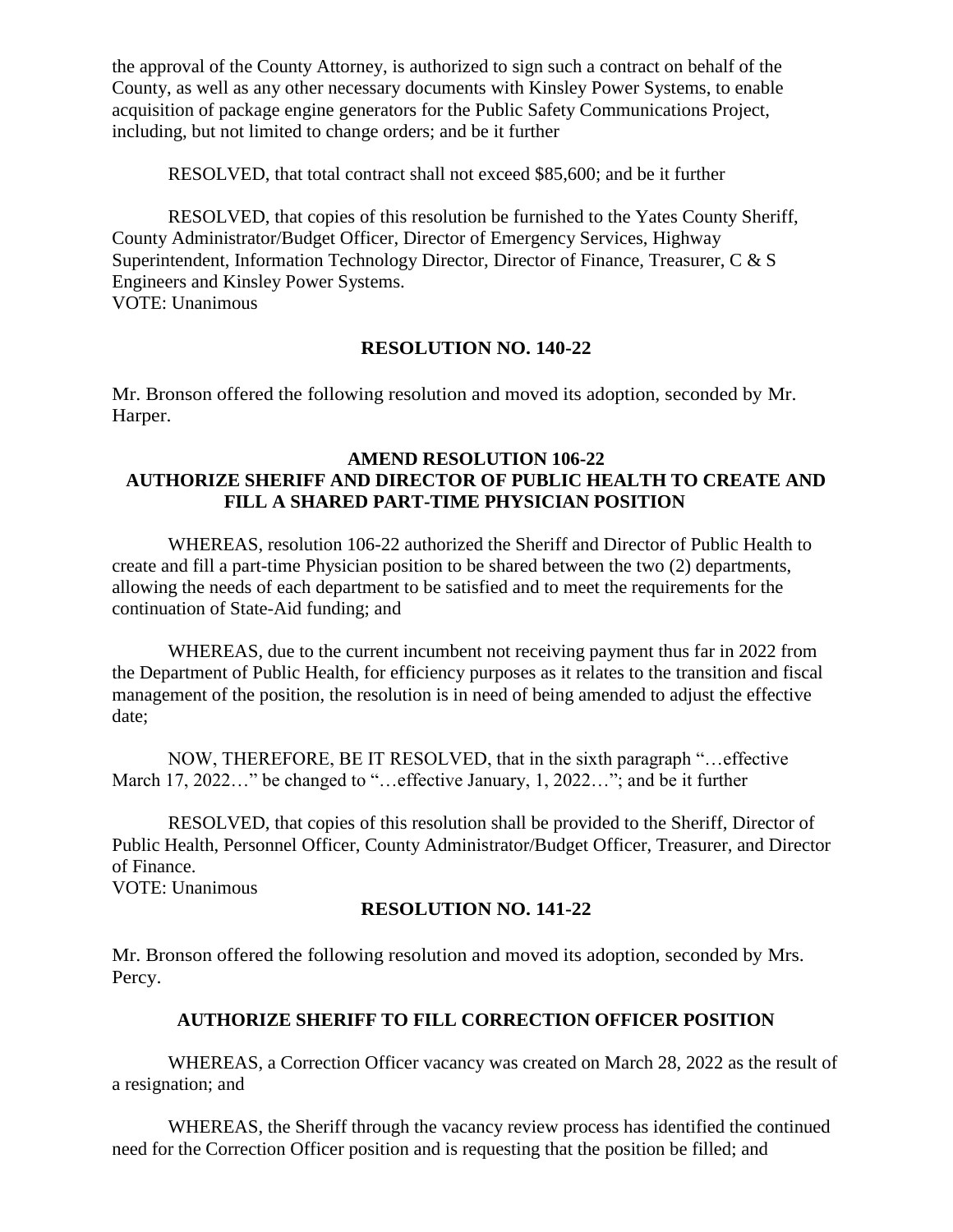the approval of the County Attorney, is authorized to sign such a contract on behalf of the County, as well as any other necessary documents with Kinsley Power Systems, to enable acquisition of package engine generators for the Public Safety Communications Project, including, but not limited to change orders; and be it further

RESOLVED, that total contract shall not exceed $85,600; and be it further

RESOLVED, that copies of this resolution be furnished to the Yates County Sheriff, County Administrator/Budget Officer, Director of Emergency Services, Highway Superintendent, Information Technology Director, Director of Finance, Treasurer, C & S Engineers and Kinsley Power Systems.
VOTE: Unanimous

**RESOLUTION NO. 140-22**

Mr. Bronson offered the following resolution and moved its adoption, seconded by Mr. Harper.

**AMEND RESOLUTION 106-22**
**AUTHORIZE SHERIFF AND DIRECTOR OF PUBLIC HEALTH TO CREATE AND FILL A SHARED PART-TIME PHYSICIAN POSITION**

WHEREAS, resolution 106-22 authorized the Sheriff and Director of Public Health to create and fill a part-time Physician position to be shared between the two (2) departments, allowing the needs of each department to be satisfied and to meet the requirements for the continuation of State-Aid funding; and

WHEREAS, due to the current incumbent not receiving payment thus far in 2022 from the Department of Public Health, for efficiency purposes as it relates to the transition and fiscal management of the position, the resolution is in need of being amended to adjust the effective date;

NOW, THEREFORE, BE IT RESOLVED, that in the sixth paragraph "…effective March 17, 2022…" be changed to "…effective January, 1, 2022…"; and be it further

RESOLVED, that copies of this resolution shall be provided to the Sheriff, Director of Public Health, Personnel Officer, County Administrator/Budget Officer, Treasurer, and Director of Finance.
VOTE: Unanimous

**RESOLUTION NO. 141-22**

Mr. Bronson offered the following resolution and moved its adoption, seconded by Mrs. Percy.

**AUTHORIZE SHERIFF TO FILL CORRECTION OFFICER POSITION**

WHEREAS, a Correction Officer vacancy was created on March 28, 2022 as the result of a resignation; and

WHEREAS, the Sheriff through the vacancy review process has identified the continued need for the Correction Officer position and is requesting that the position be filled; and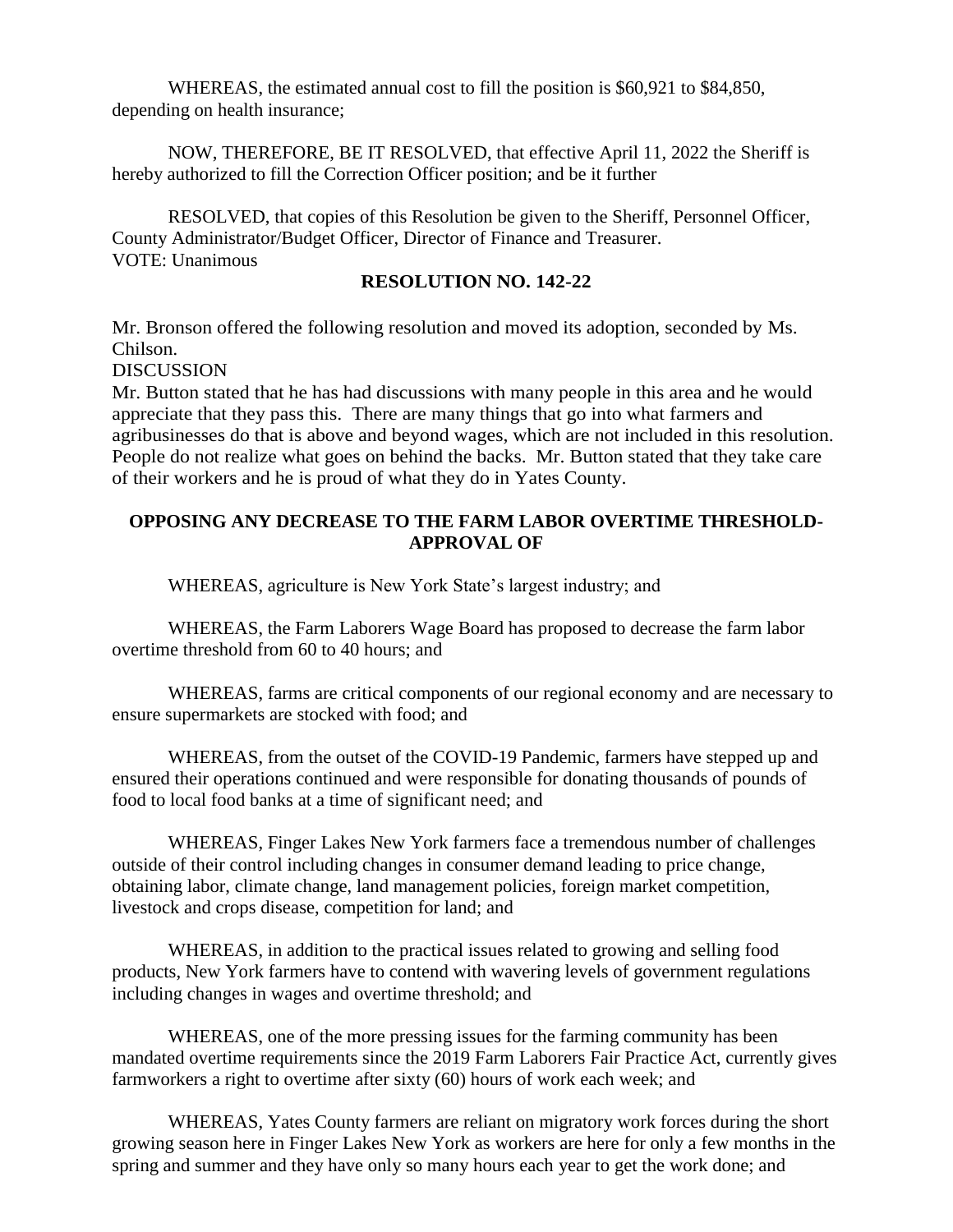WHEREAS, the estimated annual cost to fill the position is $60,921 to $84,850, depending on health insurance;

NOW, THEREFORE, BE IT RESOLVED, that effective April 11, 2022 the Sheriff is hereby authorized to fill the Correction Officer position; and be it further

RESOLVED, that copies of this Resolution be given to the Sheriff, Personnel Officer, County Administrator/Budget Officer, Director of Finance and Treasurer.
VOTE: Unanimous

**RESOLUTION NO. 142-22**

Mr. Bronson offered the following resolution and moved its adoption, seconded by Ms. Chilson.
DISCUSSION
Mr. Button stated that he has had discussions with many people in this area and he would appreciate that they pass this. There are many things that go into what farmers and agribusinesses do that is above and beyond wages, which are not included in this resolution. People do not realize what goes on behind the backs. Mr. Button stated that they take care of their workers and he is proud of what they do in Yates County.

**OPPOSING ANY DECREASE TO THE FARM LABOR OVERTIME THRESHOLD-APPROVAL OF**

WHEREAS, agriculture is New York State's largest industry; and

WHEREAS, the Farm Laborers Wage Board has proposed to decrease the farm labor overtime threshold from 60 to 40 hours; and

WHEREAS, farms are critical components of our regional economy and are necessary to ensure supermarkets are stocked with food; and

WHEREAS, from the outset of the COVID-19 Pandemic, farmers have stepped up and ensured their operations continued and were responsible for donating thousands of pounds of food to local food banks at a time of significant need; and

WHEREAS, Finger Lakes New York farmers face a tremendous number of challenges outside of their control including changes in consumer demand leading to price change, obtaining labor, climate change, land management policies, foreign market competition, livestock and crops disease, competition for land; and

WHEREAS, in addition to the practical issues related to growing and selling food products, New York farmers have to contend with wavering levels of government regulations including changes in wages and overtime threshold; and

WHEREAS, one of the more pressing issues for the farming community has been mandated overtime requirements since the 2019 Farm Laborers Fair Practice Act, currently gives farmworkers a right to overtime after sixty (60) hours of work each week; and

WHEREAS, Yates County farmers are reliant on migratory work forces during the short growing season here in Finger Lakes New York as workers are here for only a few months in the spring and summer and they have only so many hours each year to get the work done; and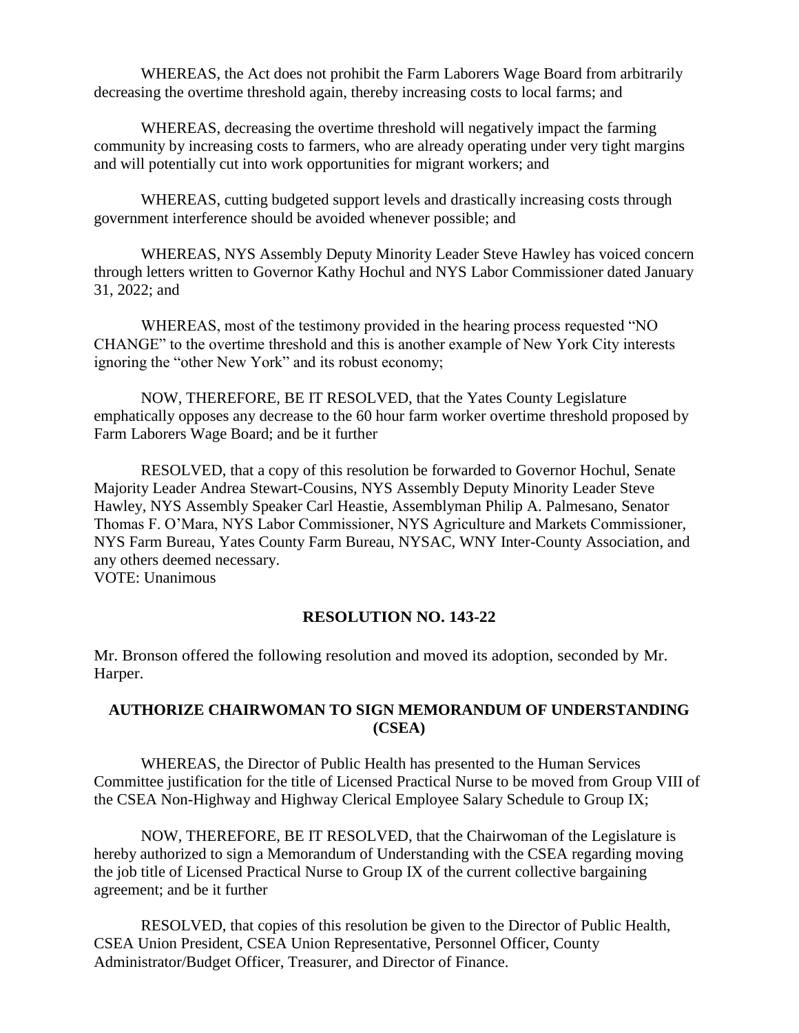WHEREAS, the Act does not prohibit the Farm Laborers Wage Board from arbitrarily decreasing the overtime threshold again, thereby increasing costs to local farms; and

WHEREAS, decreasing the overtime threshold will negatively impact the farming community by increasing costs to farmers, who are already operating under very tight margins and will potentially cut into work opportunities for migrant workers; and

WHEREAS, cutting budgeted support levels and drastically increasing costs through government interference should be avoided whenever possible; and

WHEREAS, NYS Assembly Deputy Minority Leader Steve Hawley has voiced concern through letters written to Governor Kathy Hochul and NYS Labor Commissioner dated January 31, 2022; and

WHEREAS, most of the testimony provided in the hearing process requested "NO CHANGE" to the overtime threshold and this is another example of New York City interests ignoring the "other New York" and its robust economy;

NOW, THEREFORE, BE IT RESOLVED, that the Yates County Legislature emphatically opposes any decrease to the 60 hour farm worker overtime threshold proposed by Farm Laborers Wage Board; and be it further

RESOLVED, that a copy of this resolution be forwarded to Governor Hochul, Senate Majority Leader Andrea Stewart-Cousins, NYS Assembly Deputy Minority Leader Steve Hawley, NYS Assembly Speaker Carl Heastie, Assemblyman Philip A. Palmesano, Senator Thomas F. O'Mara, NYS Labor Commissioner, NYS Agriculture and Markets Commissioner, NYS Farm Bureau, Yates County Farm Bureau, NYSAC, WNY Inter-County Association, and any others deemed necessary.
VOTE: Unanimous

**RESOLUTION NO. 143-22**

Mr. Bronson offered the following resolution and moved its adoption, seconded by Mr. Harper.

**AUTHORIZE CHAIRWOMAN TO SIGN MEMORANDUM OF UNDERSTANDING (CSEA)**

WHEREAS, the Director of Public Health has presented to the Human Services Committee justification for the title of Licensed Practical Nurse to be moved from Group VIII of the CSEA Non-Highway and Highway Clerical Employee Salary Schedule to Group IX;

NOW, THEREFORE, BE IT RESOLVED, that the Chairwoman of the Legislature is hereby authorized to sign a Memorandum of Understanding with the CSEA regarding moving the job title of Licensed Practical Nurse to Group IX of the current collective bargaining agreement; and be it further

RESOLVED, that copies of this resolution be given to the Director of Public Health, CSEA Union President, CSEA Union Representative, Personnel Officer, County Administrator/Budget Officer, Treasurer, and Director of Finance.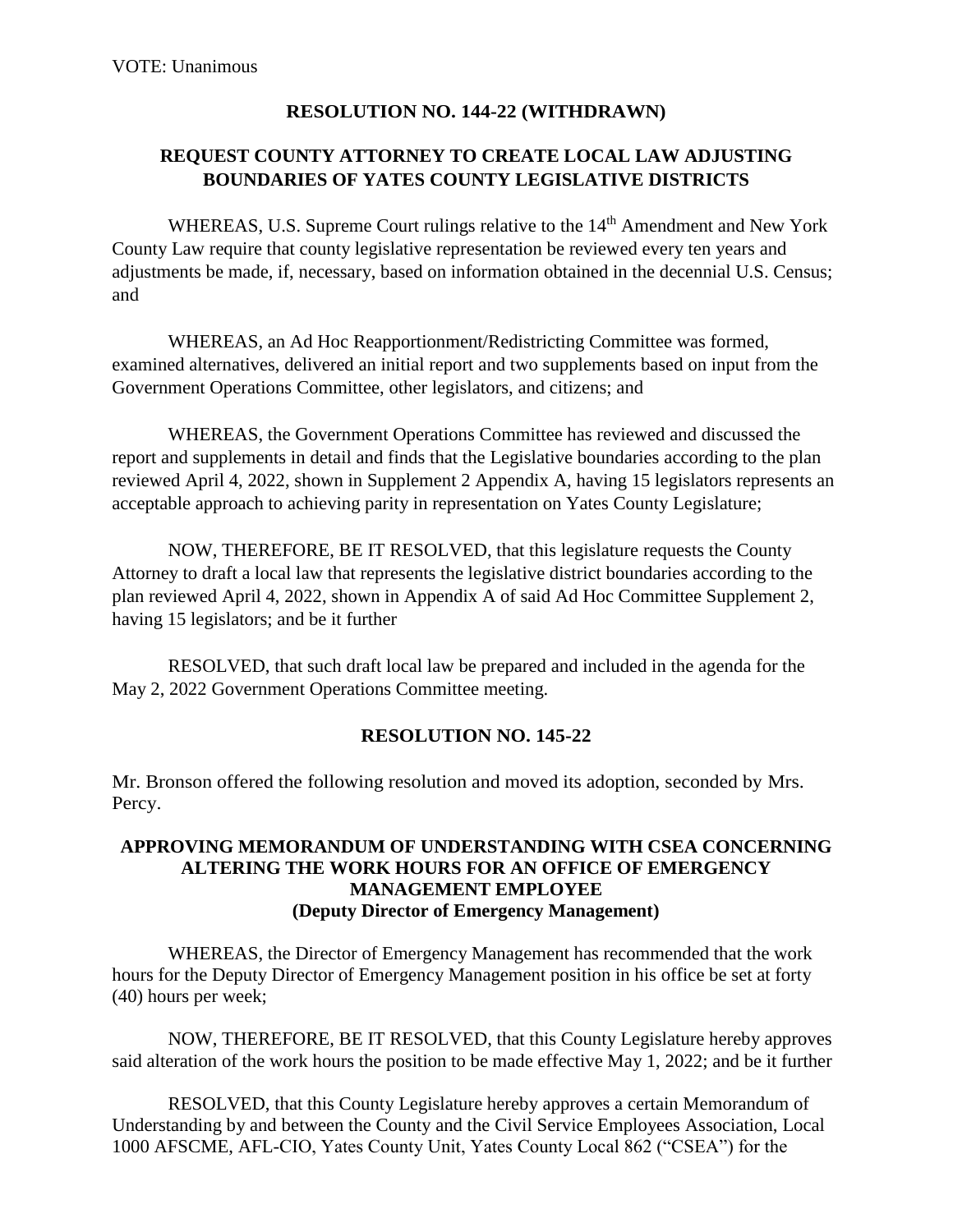VOTE: Unanimous

**RESOLUTION NO. 144-22 (WITHDRAWN)**

**REQUEST COUNTY ATTORNEY TO CREATE LOCAL LAW ADJUSTING BOUNDARIES OF YATES COUNTY LEGISLATIVE DISTRICTS**

WHEREAS, U.S. Supreme Court rulings relative to the 14th Amendment and New York County Law require that county legislative representation be reviewed every ten years and adjustments be made, if, necessary, based on information obtained in the decennial U.S. Census; and

WHEREAS, an Ad Hoc Reapportionment/Redistricting Committee was formed, examined alternatives, delivered an initial report and two supplements based on input from the Government Operations Committee, other legislators, and citizens; and

WHEREAS, the Government Operations Committee has reviewed and discussed the report and supplements in detail and finds that the Legislative boundaries according to the plan reviewed April 4, 2022, shown in Supplement 2 Appendix A, having 15 legislators represents an acceptable approach to achieving parity in representation on Yates County Legislature;

NOW, THEREFORE, BE IT RESOLVED, that this legislature requests the County Attorney to draft a local law that represents the legislative district boundaries according to the plan reviewed April 4, 2022, shown in Appendix A of said Ad Hoc Committee Supplement 2, having 15 legislators; and be it further

RESOLVED, that such draft local law be prepared and included in the agenda for the May 2, 2022 Government Operations Committee meeting.

**RESOLUTION NO. 145-22**

Mr. Bronson offered the following resolution and moved its adoption, seconded by Mrs. Percy.

**APPROVING MEMORANDUM OF UNDERSTANDING WITH CSEA CONCERNING ALTERING THE WORK HOURS FOR AN OFFICE OF EMERGENCY MANAGEMENT EMPLOYEE (Deputy Director of Emergency Management)**

WHEREAS, the Director of Emergency Management has recommended that the work hours for the Deputy Director of Emergency Management position in his office be set at forty (40) hours per week;

NOW, THEREFORE, BE IT RESOLVED, that this County Legislature hereby approves said alteration of the work hours the position to be made effective May 1, 2022; and be it further

RESOLVED, that this County Legislature hereby approves a certain Memorandum of Understanding by and between the County and the Civil Service Employees Association, Local 1000 AFSCME, AFL-CIO, Yates County Unit, Yates County Local 862 ("CSEA") for the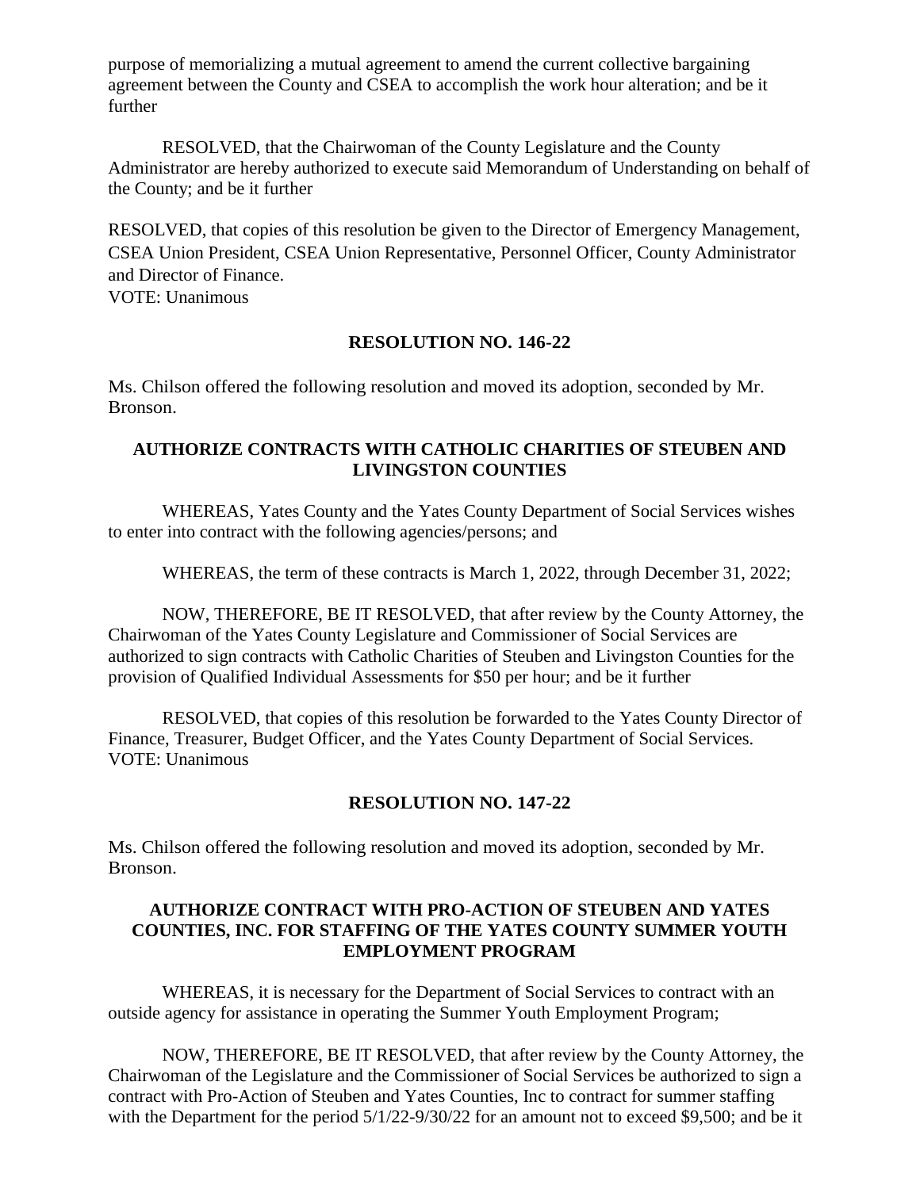purpose of memorializing a mutual agreement to amend the current collective bargaining agreement between the County and CSEA to accomplish the work hour alteration; and be it further

RESOLVED, that the Chairwoman of the County Legislature and the County Administrator are hereby authorized to execute said Memorandum of Understanding on behalf of the County; and be it further

RESOLVED, that copies of this resolution be given to the Director of Emergency Management, CSEA Union President, CSEA Union Representative, Personnel Officer, County Administrator and Director of Finance.
VOTE: Unanimous

**RESOLUTION NO. 146-22**

Ms. Chilson offered the following resolution and moved its adoption, seconded by Mr. Bronson.

**AUTHORIZE CONTRACTS WITH CATHOLIC CHARITIES OF STEUBEN AND LIVINGSTON COUNTIES**

WHEREAS, Yates County and the Yates County Department of Social Services wishes to enter into contract with the following agencies/persons; and

WHEREAS, the term of these contracts is March 1, 2022, through December 31, 2022;

NOW, THEREFORE, BE IT RESOLVED, that after review by the County Attorney, the Chairwoman of the Yates County Legislature and Commissioner of Social Services are authorized to sign contracts with Catholic Charities of Steuben and Livingston Counties for the provision of Qualified Individual Assessments for $50 per hour; and be it further

RESOLVED, that copies of this resolution be forwarded to the Yates County Director of Finance, Treasurer, Budget Officer, and the Yates County Department of Social Services.
VOTE: Unanimous

**RESOLUTION NO. 147-22**

Ms. Chilson offered the following resolution and moved its adoption, seconded by Mr. Bronson.

**AUTHORIZE CONTRACT WITH PRO-ACTION OF STEUBEN AND YATES COUNTIES, INC. FOR STAFFING OF THE YATES COUNTY SUMMER YOUTH EMPLOYMENT PROGRAM**

WHEREAS, it is necessary for the Department of Social Services to contract with an outside agency for assistance in operating the Summer Youth Employment Program;

NOW, THEREFORE, BE IT RESOLVED, that after review by the County Attorney, the Chairwoman of the Legislature and the Commissioner of Social Services be authorized to sign a contract with Pro-Action of Steuben and Yates Counties, Inc to contract for summer staffing with the Department for the period 5/1/22-9/30/22 for an amount not to exceed $9,500; and be it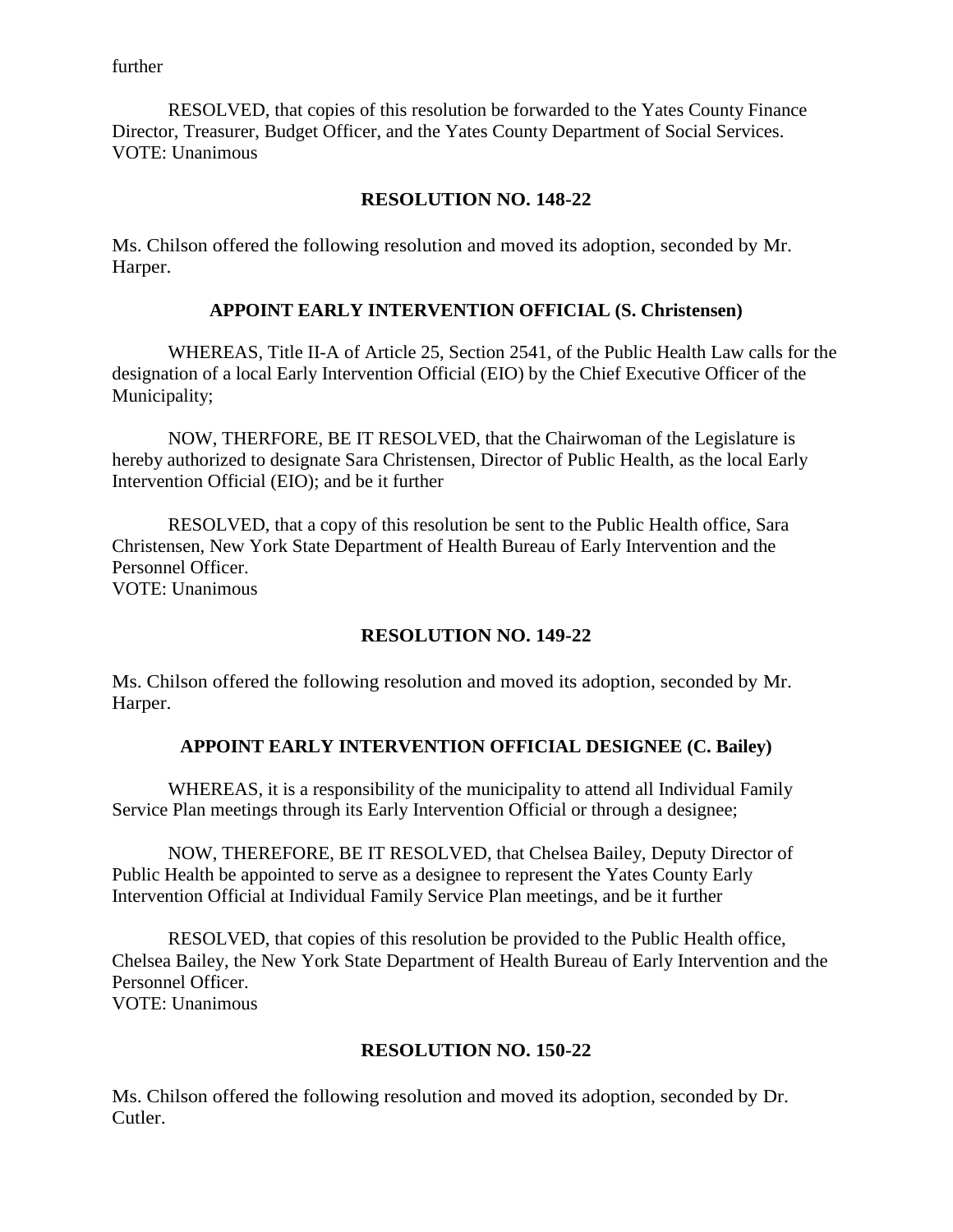further

RESOLVED, that copies of this resolution be forwarded to the Yates County Finance Director, Treasurer, Budget Officer, and the Yates County Department of Social Services.
VOTE: Unanimous

**RESOLUTION NO. 148-22**

Ms. Chilson offered the following resolution and moved its adoption, seconded by Mr. Harper.

**APPOINT EARLY INTERVENTION OFFICIAL (S. Christensen)**

WHEREAS, Title II-A of Article 25, Section 2541, of the Public Health Law calls for the designation of a local Early Intervention Official (EIO) by the Chief Executive Officer of the Municipality;

NOW, THERFORE, BE IT RESOLVED, that the Chairwoman of the Legislature is hereby authorized to designate Sara Christensen, Director of Public Health, as the local Early Intervention Official (EIO); and be it further

RESOLVED, that a copy of this resolution be sent to the Public Health office, Sara Christensen, New York State Department of Health Bureau of Early Intervention and the Personnel Officer.
VOTE: Unanimous

**RESOLUTION NO. 149-22**

Ms. Chilson offered the following resolution and moved its adoption, seconded by Mr. Harper.

**APPOINT EARLY INTERVENTION OFFICIAL DESIGNEE (C. Bailey)**

WHEREAS, it is a responsibility of the municipality to attend all Individual Family Service Plan meetings through its Early Intervention Official or through a designee;

NOW, THEREFORE, BE IT RESOLVED, that Chelsea Bailey, Deputy Director of Public Health be appointed to serve as a designee to represent the Yates County Early Intervention Official at Individual Family Service Plan meetings, and be it further

RESOLVED, that copies of this resolution be provided to the Public Health office, Chelsea Bailey, the New York State Department of Health Bureau of Early Intervention and the Personnel Officer.
VOTE: Unanimous

**RESOLUTION NO. 150-22**

Ms. Chilson offered the following resolution and moved its adoption, seconded by Dr. Cutler.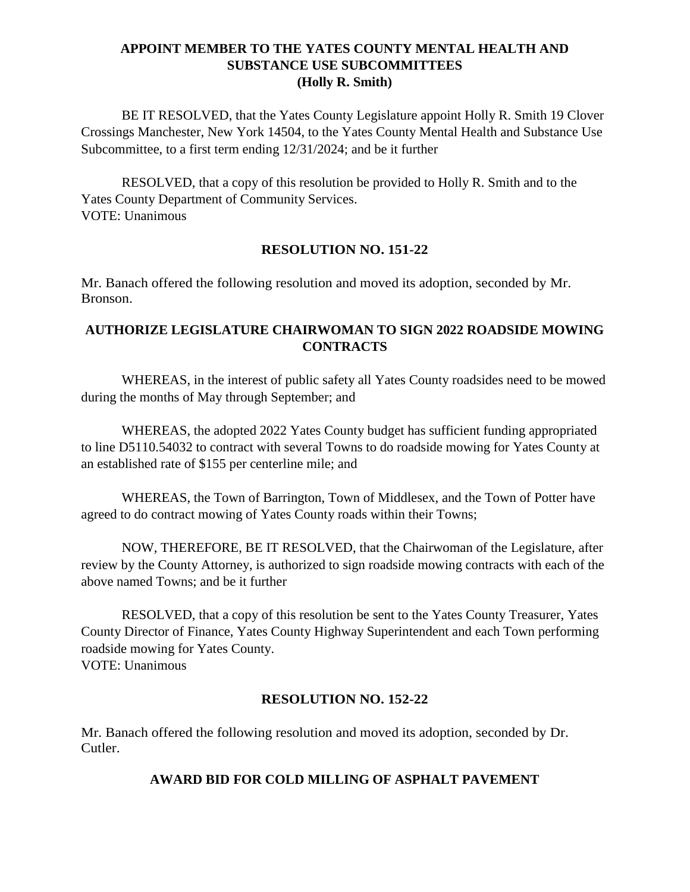**APPOINT MEMBER TO THE YATES COUNTY MENTAL HEALTH AND SUBSTANCE USE SUBCOMMITTEES**
**(Holly R. Smith)**

BE IT RESOLVED, that the Yates County Legislature appoint Holly R. Smith 19 Clover Crossings Manchester, New York 14504, to the Yates County Mental Health and Substance Use Subcommittee, to a first term ending 12/31/2024; and be it further

RESOLVED, that a copy of this resolution be provided to Holly R. Smith and to the Yates County Department of Community Services.
VOTE: Unanimous

**RESOLUTION NO. 151-22**

Mr. Banach offered the following resolution and moved its adoption, seconded by Mr. Bronson.

**AUTHORIZE LEGISLATURE CHAIRWOMAN TO SIGN 2022 ROADSIDE MOWING CONTRACTS**

WHEREAS, in the interest of public safety all Yates County roadsides need to be mowed during the months of May through September; and

WHEREAS, the adopted 2022 Yates County budget has sufficient funding appropriated to line D5110.54032 to contract with several Towns to do roadside mowing for Yates County at an established rate of $155 per centerline mile; and

WHEREAS, the Town of Barrington, Town of Middlesex, and the Town of Potter have agreed to do contract mowing of Yates County roads within their Towns;

NOW, THEREFORE, BE IT RESOLVED, that the Chairwoman of the Legislature, after review by the County Attorney, is authorized to sign roadside mowing contracts with each of the above named Towns; and be it further

RESOLVED, that a copy of this resolution be sent to the Yates County Treasurer, Yates County Director of Finance, Yates County Highway Superintendent and each Town performing roadside mowing for Yates County.
VOTE: Unanimous

**RESOLUTION NO. 152-22**

Mr. Banach offered the following resolution and moved its adoption, seconded by Dr. Cutler.

**AWARD BID FOR COLD MILLING OF ASPHALT PAVEMENT**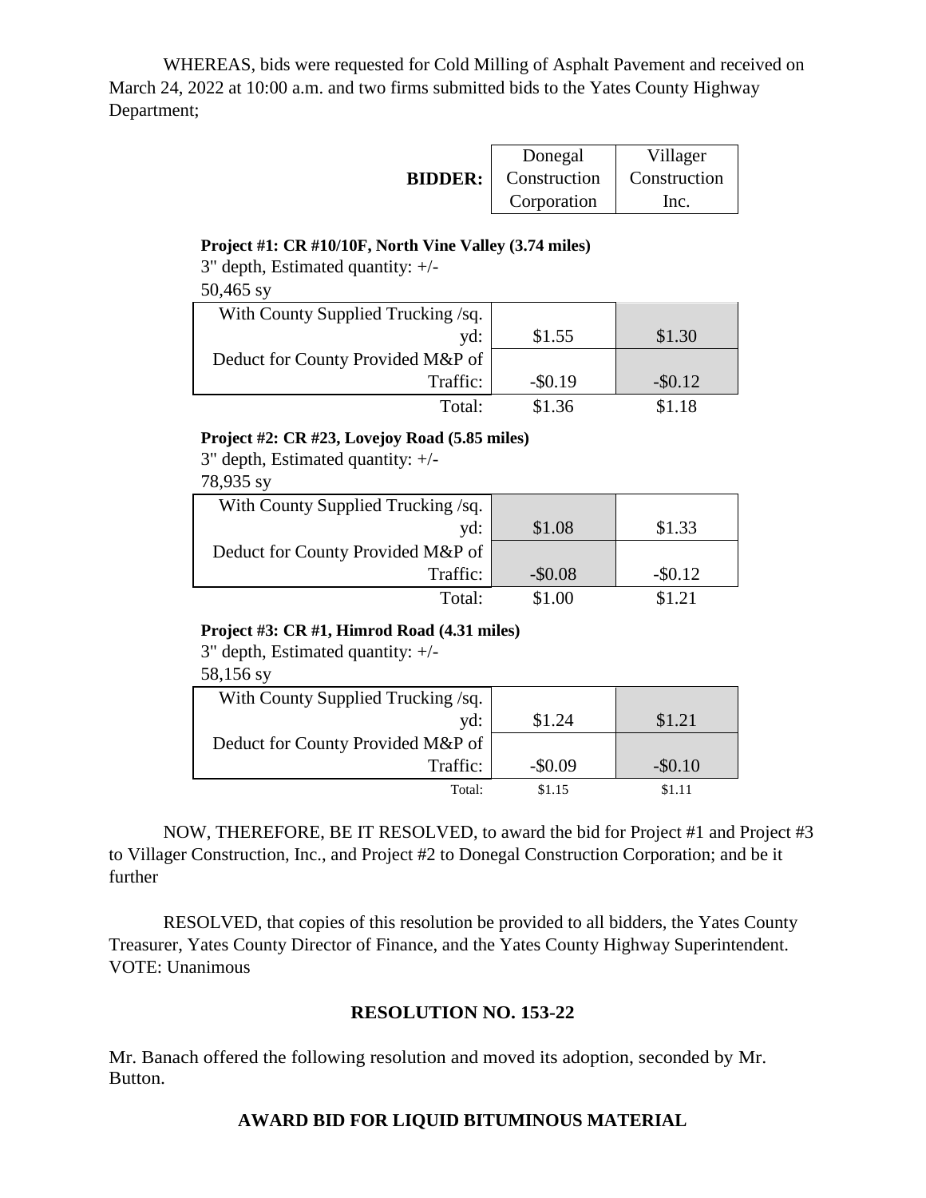WHEREAS, bids were requested for Cold Milling of Asphalt Pavement and received on March 24, 2022 at 10:00 a.m. and two firms submitted bids to the Yates County Highway Department;

| BIDDER: | Donegal Construction Corporation | Villager Construction Inc. |
|---|---|---|
| **Project #1: CR #10/10F, North Vine Valley (3.74 miles)** 3" depth, Estimated quantity: +/- 50,465 sy | | |
| With County Supplied Trucking /sq. yd: | $1.55 | $1.30 |
| Deduct for County Provided M&P of Traffic: | -$0.19 | -$0.12 |
| Total: | $1.36 | $1.18 |
| **Project #2: CR #23, Lovejoy Road (5.85 miles)** 3" depth, Estimated quantity: +/- 78,935 sy | | |
| With County Supplied Trucking /sq. yd: | $1.08 | $1.33 |
| Deduct for County Provided M&P of Traffic: | -$0.08 | -$0.12 |
| Total: | $1.00 | $1.21 |
| **Project #3: CR #1, Himrod Road (4.31 miles)** 3" depth, Estimated quantity: +/- 58,156 sy | | |
| With County Supplied Trucking /sq. yd: | $1.24 | $1.21 |
| Deduct for County Provided M&P of Traffic: | -$0.09 | -$0.10 |
| Total: | $1.15 | $1.11 |

NOW, THEREFORE, BE IT RESOLVED, to award the bid for Project #1 and Project #3 to Villager Construction, Inc., and Project #2 to Donegal Construction Corporation; and be it further

RESOLVED, that copies of this resolution be provided to all bidders, the Yates County Treasurer, Yates County Director of Finance, and the Yates County Highway Superintendent.
VOTE: Unanimous

## RESOLUTION NO. 153-22

Mr. Banach offered the following resolution and moved its adoption, seconded by Mr. Button.

### AWARD BID FOR LIQUID BITUMINOUS MATERIAL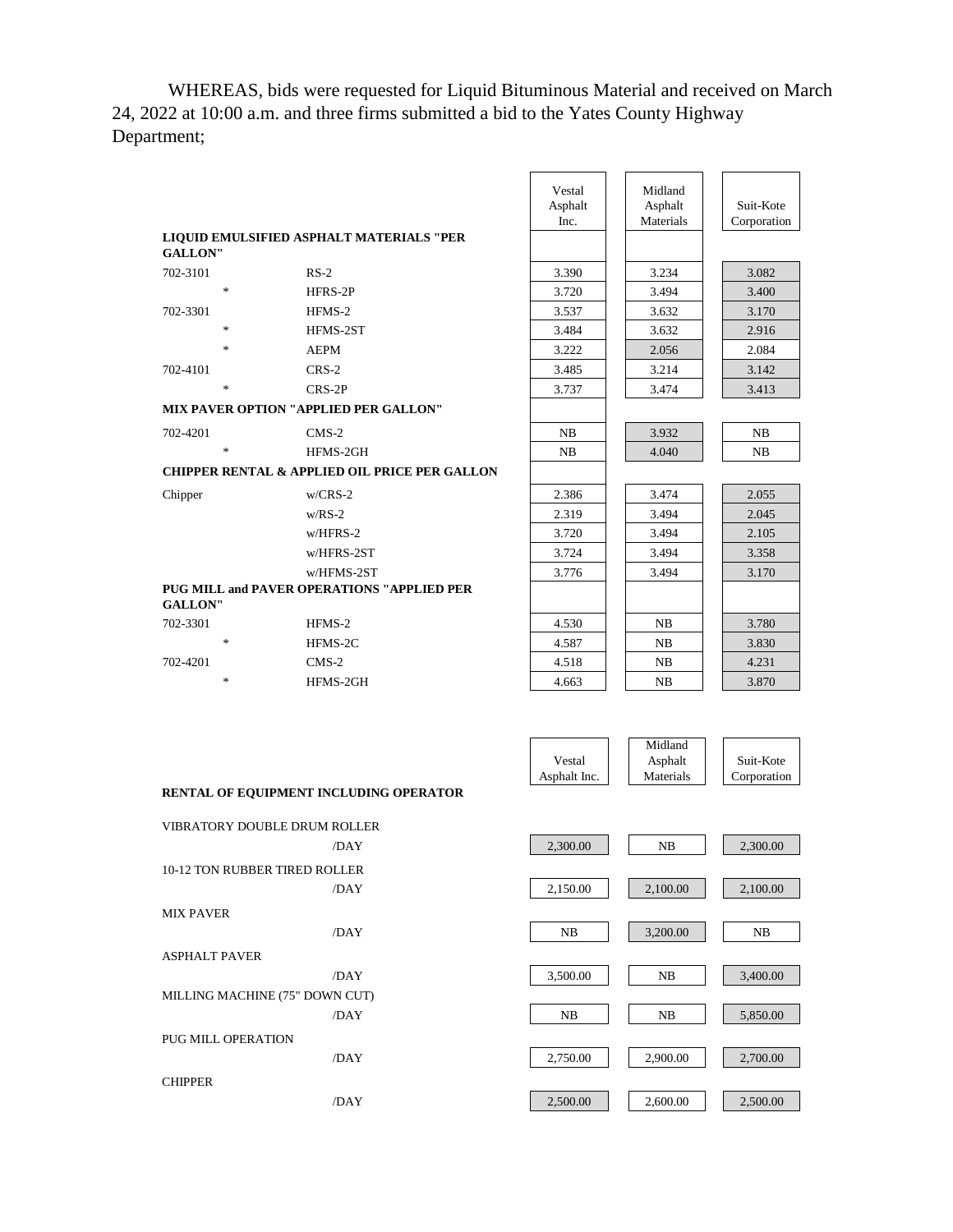WHEREAS, bids were requested for Liquid Bituminous Material and received on March 24, 2022 at 10:00 a.m. and three firms submitted a bid to the Yates County Highway Department;

| | | Vestal Asphalt Inc. | Midland Asphalt Materials | Suit-Kote Corporation |
|---|---|---|---|---|
| **LIQUID EMULSIFIED ASPHALT MATERIALS "PER GALLON"** | | | | |
| 702-3101 | RS-2 | 3.390 | 3.234 | 3.082 |
| * | HFRS-2P | 3.720 | 3.494 | 3.400 |
| 702-3301 | HFMS-2 | 3.537 | 3.632 | 3.170 |
| * | HFMS-2ST | 3.484 | 3.632 | 2.916 |
| * | AEPM | 3.222 | 2.056 | 2.084 |
| 702-4101 | CRS-2 | 3.485 | 3.214 | 3.142 |
| * | CRS-2P | 3.737 | 3.474 | 3.413 |
| **MIX PAVER OPTION "APPLIED PER GALLON"** | | | | |
| 702-4201 | CMS-2 | NB | 3.932 | NB |
| * | HFMS-2GH | NB | 4.040 | NB |
| **CHIPPER RENTAL & APPLIED OIL PRICE PER GALLON** | | | | |
| Chipper | w/CRS-2 | 2.386 | 3.474 | 2.055 |
| | w/RS-2 | 2.319 | 3.494 | 2.045 |
| | w/HFRS-2 | 3.720 | 3.494 | 2.105 |
| | w/HFRS-2ST | 3.724 | 3.494 | 3.358 |
| | w/HFMS-2ST | 3.776 | 3.494 | 3.170 |
| **PUG MILL and PAVER OPERATIONS "APPLIED PER GALLON"** | | | | |
| 702-3301 | HFMS-2 | 4.530 | NB | 3.780 |
| * | HFMS-2C | 4.587 | NB | 3.830 |
| 702-4201 | CMS-2 | 4.518 | NB | 4.231 |
| * | HFMS-2GH | 4.663 | NB | 3.870 |

| **RENTAL OF EQUIPMENT INCLUDING OPERATOR** | | Vestal Asphalt Inc. | Midland Asphalt Materials | Suit-Kote Corporation |
|---|---|---|---|---|
| VIBRATORY DOUBLE DRUM ROLLER | /DAY | 2,300.00 | NB | 2,300.00 |
| 10-12 TON RUBBER TIRED ROLLER | /DAY | 2,150.00 | 2,100.00 | 2,100.00 |
| MIX PAVER | /DAY | NB | 3,200.00 | NB |
| ASPHALT PAVER | /DAY | 3,500.00 | NB | 3,400.00 |
| MILLING MACHINE (75" DOWN CUT) | /DAY | NB | NB | 5,850.00 |
| PUG MILL OPERATION | /DAY | 2,750.00 | 2,900.00 | 2,700.00 |
| CHIPPER | /DAY | 2,500.00 | 2,600.00 | 2,500.00 |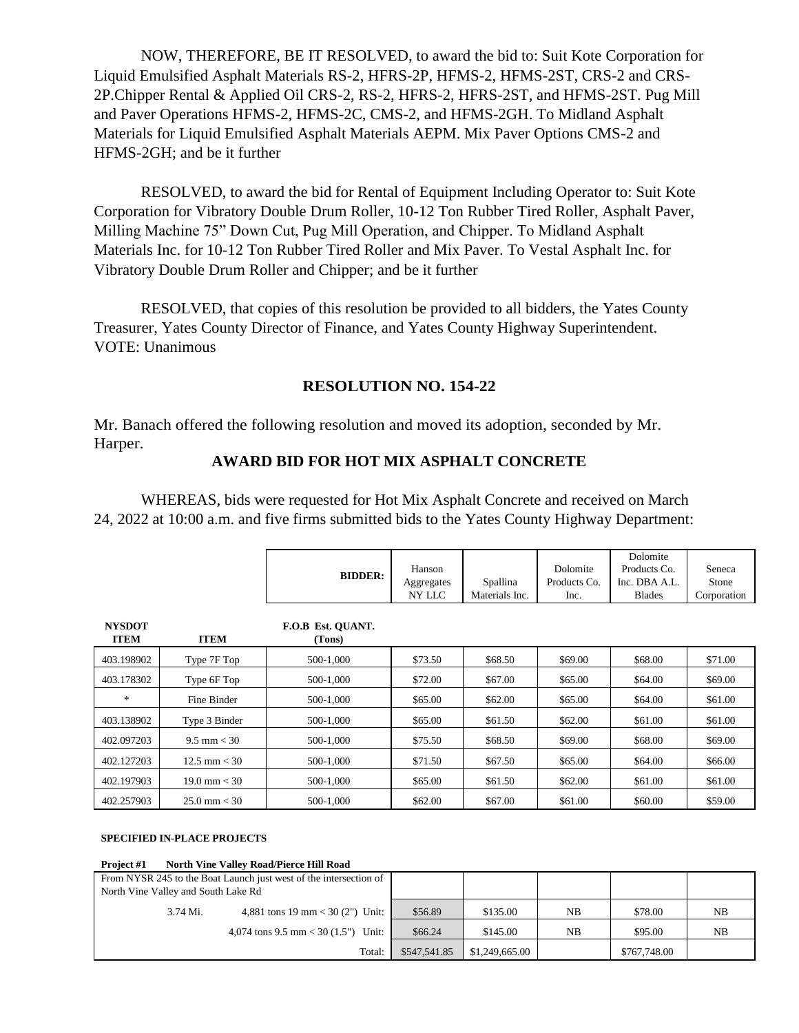NOW, THEREFORE, BE IT RESOLVED, to award the bid to: Suit Kote Corporation for Liquid Emulsified Asphalt Materials RS-2, HFRS-2P, HFMS-2, HFMS-2ST, CRS-2 and CRS-2P.Chipper Rental & Applied Oil CRS-2, RS-2, HFRS-2, HFRS-2ST, and HFMS-2ST. Pug Mill and Paver Operations HFMS-2, HFMS-2C, CMS-2, and HFMS-2GH. To Midland Asphalt Materials for Liquid Emulsified Asphalt Materials AEPM. Mix Paver Options CMS-2 and HFMS-2GH; and be it further

RESOLVED, to award the bid for Rental of Equipment Including Operator to: Suit Kote Corporation for Vibratory Double Drum Roller, 10-12 Ton Rubber Tired Roller, Asphalt Paver, Milling Machine 75" Down Cut, Pug Mill Operation, and Chipper. To Midland Asphalt Materials Inc. for 10-12 Ton Rubber Tired Roller and Mix Paver. To Vestal Asphalt Inc. for Vibratory Double Drum Roller and Chipper; and be it further

RESOLVED, that copies of this resolution be provided to all bidders, the Yates County Treasurer, Yates County Director of Finance, and Yates County Highway Superintendent.
VOTE: Unanimous

## RESOLUTION NO. 154-22

Mr. Banach offered the following resolution and moved its adoption, seconded by Mr. Harper.

### AWARD BID FOR HOT MIX ASPHALT CONCRETE

WHEREAS, bids were requested for Hot Mix Asphalt Concrete and received on March 24, 2022 at 10:00 a.m. and five firms submitted bids to the Yates County Highway Department:

| | | **BIDDER:** | Hanson Aggregates NY LLC | Spallina Materials Inc. | Dolomite Products Co. Inc. | Dolomite Products Co. Inc. DBA A.L. Blades | Seneca Stone Corporation |
|---|---|---|---|---|---|---|---|
| **NYSDOT ITEM** | **ITEM** | **F.O.B Est. QUANT. (Tons)** | | | | | |
| 403.198902 | Type 7F Top | 500-1,000 | $73.50 | $68.50 | $69.00 | $68.00 | $71.00 |
| 403.178302 | Type 6F Top | 500-1,000 | $72.00 | $67.00 | $65.00 | $64.00 | $69.00 |
| * | Fine Binder | 500-1,000 | $65.00 | $62.00 | $65.00 | $64.00 | $61.00 |
| 403.138902 | Type 3 Binder | 500-1,000 | $65.00 | $61.50 | $62.00 | $61.00 | $61.00 |
| 402.097203 | 9.5 mm < 30 | 500-1,000 | $75.50 | $68.50 | $69.00 | $68.00 | $69.00 |
| 402.127203 | 12.5 mm < 30 | 500-1,000 | $71.50 | $67.50 | $65.00 | $64.00 | $66.00 |
| 402.197903 | 19.0 mm < 30 | 500-1,000 | $65.00 | $61.50 | $62.00 | $61.00 | $61.00 |
| 402.257903 | 25.0 mm < 30 | 500-1,000 | $62.00 | $67.00 | $61.00 | $60.00 | $59.00 |

**SPECIFIED IN-PLACE PROJECTS**

**Project #1 North Vine Valley Road/Pierce Hill Road**

| From NYSR 245 to the Boat Launch just west of the intersection of North Vine Valley and South Lake Rd | | | | | | |
|---|---|---|---|---|---|---|
| 3.74 Mi. | 4,881 tons 19 mm < 30 (2") Unit: | $56.89 | $135.00 | NB | $78.00 | NB |
| | 4,074 tons 9.5 mm < 30 (1.5") Unit: | $66.24 | $145.00 | NB | $95.00 | NB |
| | Total: | $547,541.85 | $1,249,665.00 | | $767,748.00 | |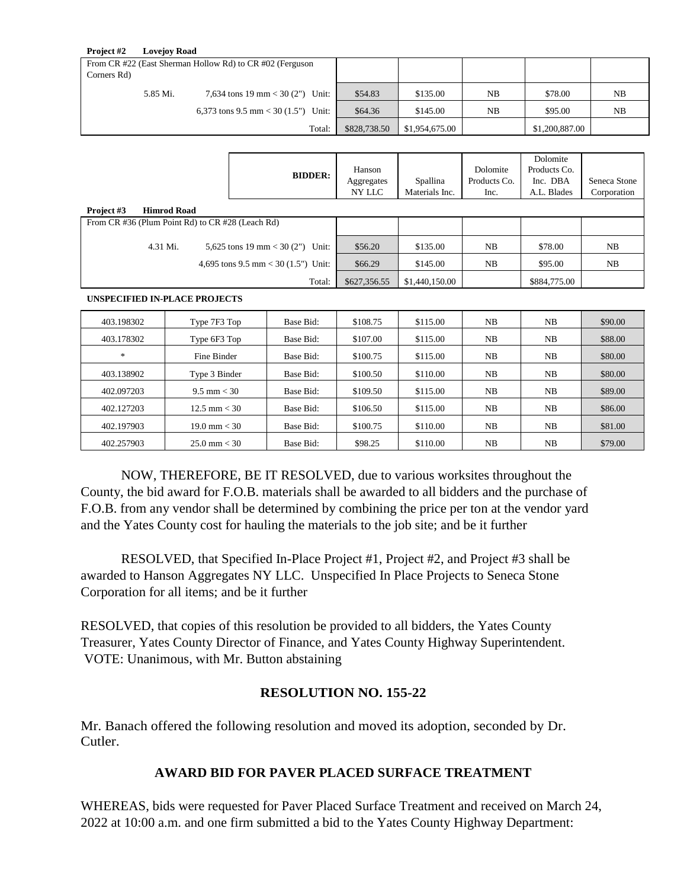**Project #2 Lovejoy Road**

| From CR #22 (East Sherman Hollow Rd) to CR #02 (Ferguson Corners Rd) | | | | | | |
|---|---|---|---|---|---|---|
| 5.85 Mi. | 7,634 tons 19 mm < 30 (2") Unit: | $54.83 | $135.00 | NB | $78.00 | NB |
| | 6,373 tons 9.5 mm < 30 (1.5") Unit: | $64.36 | $145.00 | NB | $95.00 | NB |
| | Total: | $828,738.50 | $1,954,675.00 | | $1,200,887.00 | |

| | BIDDER: | Hanson Aggregates NY LLC | Spallina Materials Inc. | Dolomite Products Co. Inc. | Dolomite Products Co. Inc. DBA A.L. Blades | Seneca Stone Corporation |
|---|---|---|---|---|---|---|
| **Project #3 Himrod Road** | | | | | | |
| From CR #36 (Plum Point Rd) to CR #28 (Leach Rd) | | | | | | |
| 4.31 Mi. | 5,625 tons 19 mm < 30 (2") Unit: | $56.20 | $135.00 | NB | $78.00 | NB |
| | 4,695 tons 9.5 mm < 30 (1.5") Unit: | $66.29 | $145.00 | NB | $95.00 | NB |
| | Total: | $627,356.55 | $1,440,150.00 | | $884,775.00 | |

**UNSPECIFIED IN-PLACE PROJECTS**

| | | | | | | | |
|---|---|---|---|---|---|---|---|
| 403.198302 | Type 7F3 Top | Base Bid: | $108.75 | $115.00 | NB | NB | $90.00 |
| 403.178302 | Type 6F3 Top | Base Bid: | $107.00 | $115.00 | NB | NB | $88.00 |
| * | Fine Binder | Base Bid: | $100.75 | $115.00 | NB | NB | $80.00 |
| 403.138902 | Type 3 Binder | Base Bid: | $100.50 | $110.00 | NB | NB | $80.00 |
| 402.097203 | 9.5 mm < 30 | Base Bid: | $109.50 | $115.00 | NB | NB | $89.00 |
| 402.127203 | 12.5 mm < 30 | Base Bid: | $106.50 | $115.00 | NB | NB | $86.00 |
| 402.197903 | 19.0 mm < 30 | Base Bid: | $100.75 | $110.00 | NB | NB | $81.00 |
| 402.257903 | 25.0 mm < 30 | Base Bid: | $98.25 | $110.00 | NB | NB | $79.00 |

NOW, THEREFORE, BE IT RESOLVED, due to various worksites throughout the County, the bid award for F.O.B. materials shall be awarded to all bidders and the purchase of F.O.B. from any vendor shall be determined by combining the price per ton at the vendor yard and the Yates County cost for hauling the materials to the job site; and be it further

RESOLVED, that Specified In-Place Project #1, Project #2, and Project #3 shall be awarded to Hanson Aggregates NY LLC. Unspecified In Place Projects to Seneca Stone Corporation for all items; and be it further

RESOLVED, that copies of this resolution be provided to all bidders, the Yates County Treasurer, Yates County Director of Finance, and Yates County Highway Superintendent.
VOTE: Unanimous, with Mr. Button abstaining

## RESOLUTION NO. 155-22

Mr. Banach offered the following resolution and moved its adoption, seconded by Dr. Cutler.

### AWARD BID FOR PAVER PLACED SURFACE TREATMENT

WHEREAS, bids were requested for Paver Placed Surface Treatment and received on March 24, 2022 at 10:00 a.m. and one firm submitted a bid to the Yates County Highway Department: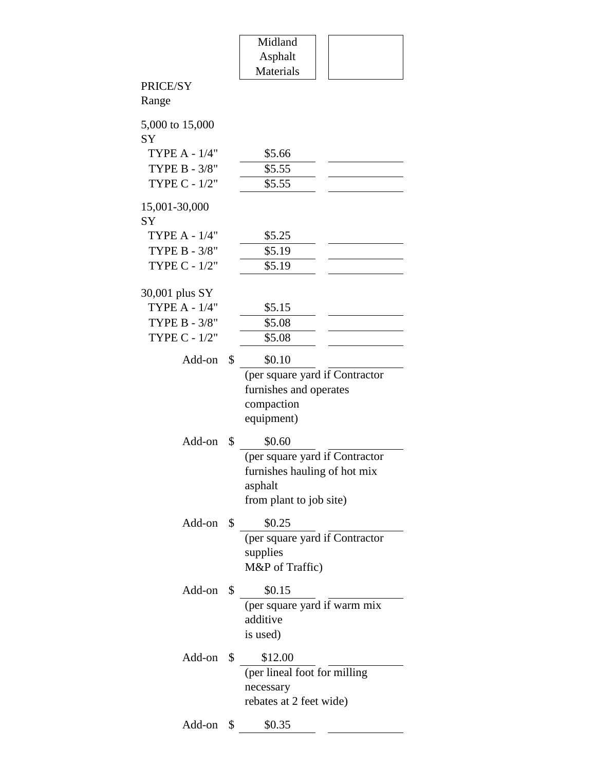| PRICE/SY Range | | Midland Asphalt Materials | |
|---|---|---|---|
| **5,000 to 15,000 SY** | | | |
| TYPE A - 1/4" | | $5.66 | |
| TYPE B - 3/8" | | $5.55 | |
| TYPE C - 1/2" | | $5.55 | |
| **15,001-30,000 SY** | | | |
| TYPE A - 1/4" | | $5.25 | |
| TYPE B - 3/8" | | $5.19 | |
| TYPE C - 1/2" | | $5.19 | |
| **30,001 plus SY** | | | |
| TYPE A - 1/4" | | $5.15 | |
| TYPE B - 3/8" | | $5.08 | |
| TYPE C - 1/2" | | $5.08 | |
| Add-on | $ | $0.10 | |
| | | (per square yard if Contractor furnishes and operates compaction equipment) | |
| Add-on | $ | $0.60 | |
| | | (per square yard if Contractor furnishes hauling of hot mix asphalt from plant to job site) | |
| Add-on | $ | $0.25 | |
| | | (per square yard if Contractor supplies M&P of Traffic) | |
| Add-on | $ | $0.15 | |
| | | (per square yard if warm mix additive is used) | |
| Add-on | $ | $12.00 | |
| | | (per lineal foot for milling necessary rebates at 2 feet wide) | |
| Add-on | $ | $0.35 | |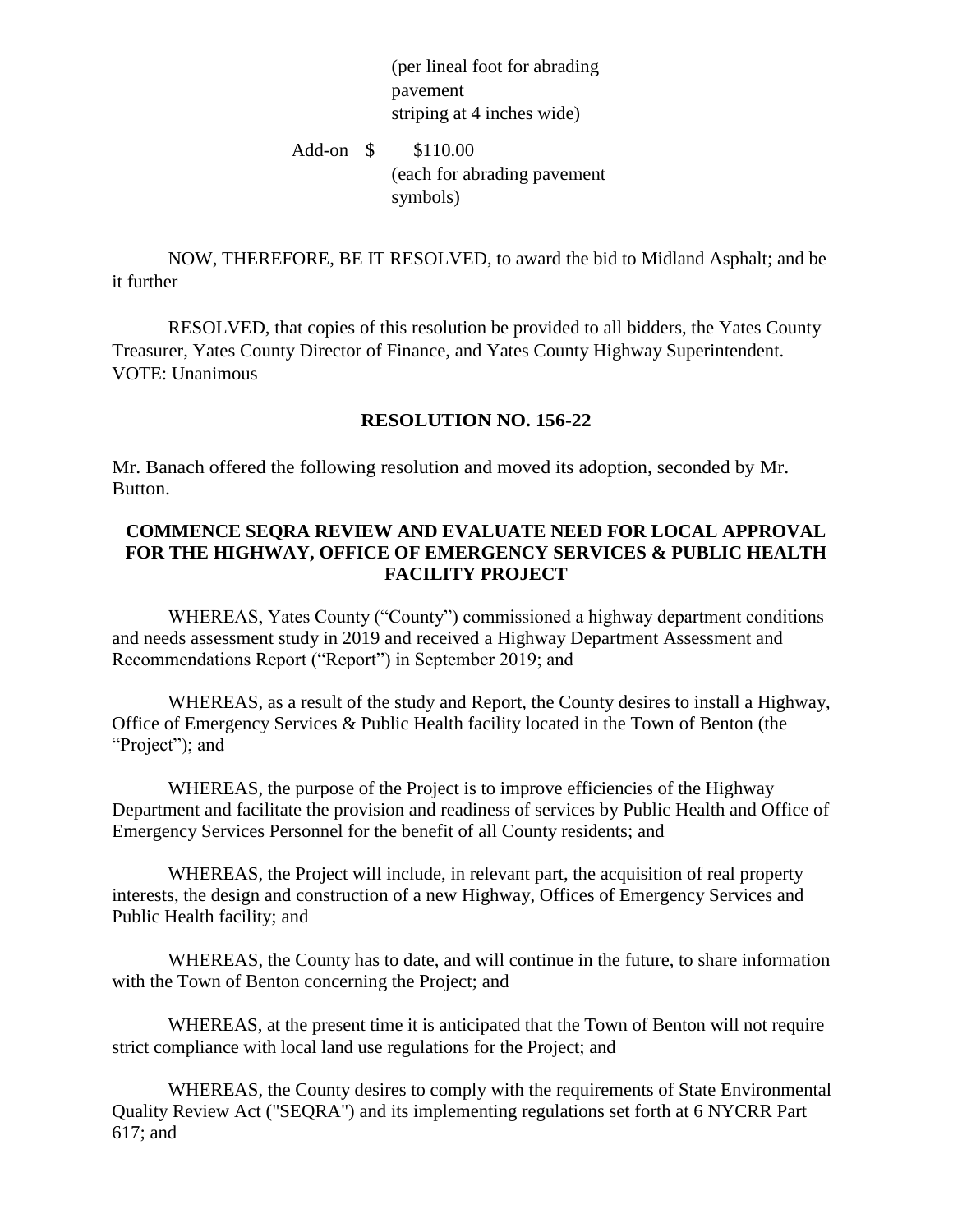(per lineal foot for abrading pavement striping at 4 inches wide)

Add-on $ \$110.00 ____________
(each for abrading pavement symbols)

NOW, THEREFORE, BE IT RESOLVED, to award the bid to Midland Asphalt; and be it further

RESOLVED, that copies of this resolution be provided to all bidders, the Yates County Treasurer, Yates County Director of Finance, and Yates County Highway Superintendent.
VOTE: Unanimous

**RESOLUTION NO. 156-22**

Mr. Banach offered the following resolution and moved its adoption, seconded by Mr. Button.

**COMMENCE SEQRA REVIEW AND EVALUATE NEED FOR LOCAL APPROVAL FOR THE HIGHWAY, OFFICE OF EMERGENCY SERVICES & PUBLIC HEALTH FACILITY PROJECT**

WHEREAS, Yates County ("County") commissioned a highway department conditions and needs assessment study in 2019 and received a Highway Department Assessment and Recommendations Report ("Report") in September 2019; and

WHEREAS, as a result of the study and Report, the County desires to install a Highway, Office of Emergency Services & Public Health facility located in the Town of Benton (the "Project"); and

WHEREAS, the purpose of the Project is to improve efficiencies of the Highway Department and facilitate the provision and readiness of services by Public Health and Office of Emergency Services Personnel for the benefit of all County residents; and

WHEREAS, the Project will include, in relevant part, the acquisition of real property interests, the design and construction of a new Highway, Offices of Emergency Services and Public Health facility; and

WHEREAS, the County has to date, and will continue in the future, to share information with the Town of Benton concerning the Project; and

WHEREAS, at the present time it is anticipated that the Town of Benton will not require strict compliance with local land use regulations for the Project; and

WHEREAS, the County desires to comply with the requirements of State Environmental Quality Review Act ("SEQRA") and its implementing regulations set forth at 6 NYCRR Part 617; and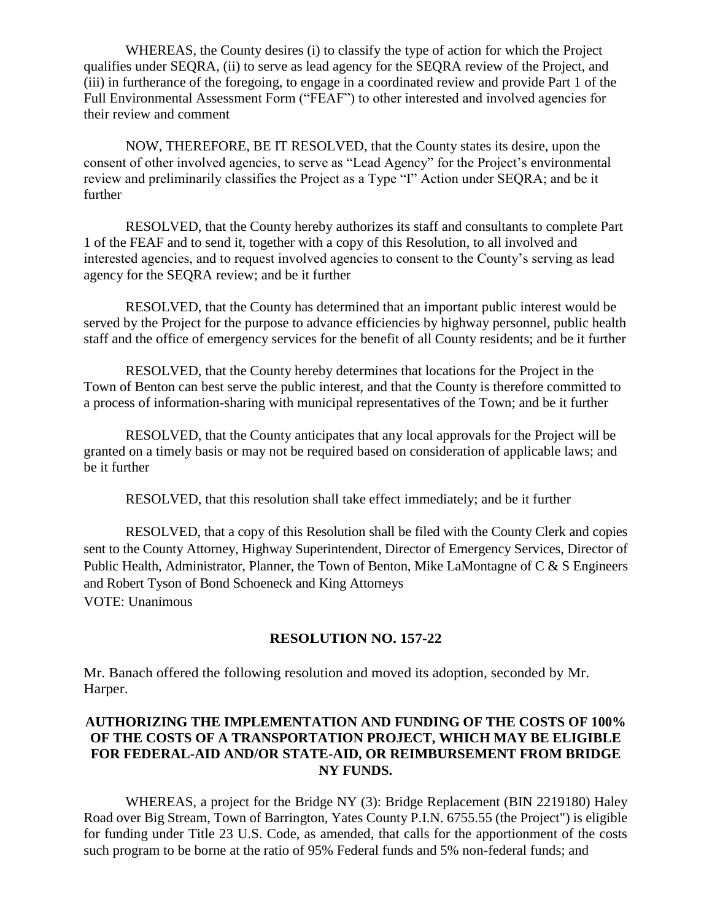WHEREAS, the County desires (i) to classify the type of action for which the Project qualifies under SEQRA, (ii) to serve as lead agency for the SEQRA review of the Project, and (iii) in furtherance of the foregoing, to engage in a coordinated review and provide Part 1 of the Full Environmental Assessment Form ("FEAF") to other interested and involved agencies for their review and comment

NOW, THEREFORE, BE IT RESOLVED, that the County states its desire, upon the consent of other involved agencies, to serve as "Lead Agency" for the Project's environmental review and preliminarily classifies the Project as a Type "I" Action under SEQRA; and be it further

RESOLVED, that the County hereby authorizes its staff and consultants to complete Part 1 of the FEAF and to send it, together with a copy of this Resolution, to all involved and interested agencies, and to request involved agencies to consent to the County's serving as lead agency for the SEQRA review; and be it further

RESOLVED, that the County has determined that an important public interest would be served by the Project for the purpose to advance efficiencies by highway personnel, public health staff and the office of emergency services for the benefit of all County residents; and be it further

RESOLVED, that the County hereby determines that locations for the Project in the Town of Benton can best serve the public interest, and that the County is therefore committed to a process of information-sharing with municipal representatives of the Town; and be it further

RESOLVED, that the County anticipates that any local approvals for the Project will be granted on a timely basis or may not be required based on consideration of applicable laws; and be it further

RESOLVED, that this resolution shall take effect immediately; and be it further

RESOLVED, that a copy of this Resolution shall be filed with the County Clerk and copies sent to the County Attorney, Highway Superintendent, Director of Emergency Services, Director of Public Health, Administrator, Planner, the Town of Benton, Mike LaMontagne of C & S Engineers and Robert Tyson of Bond Schoeneck and King Attorneys

VOTE: Unanimous

## RESOLUTION NO. 157-22

Mr. Banach offered the following resolution and moved its adoption, seconded by Mr. Harper.

**AUTHORIZING THE IMPLEMENTATION AND FUNDING OF THE COSTS OF 100% OF THE COSTS OF A TRANSPORTATION PROJECT, WHICH MAY BE ELIGIBLE FOR FEDERAL-AID AND/OR STATE-AID, OR REIMBURSEMENT FROM BRIDGE NY FUNDS.**

WHEREAS, a project for the Bridge NY (3): Bridge Replacement (BIN 2219180) Haley Road over Big Stream, Town of Barrington, Yates County P.I.N. 6755.55 (the Project") is eligible for funding under Title 23 U.S. Code, as amended, that calls for the apportionment of the costs such program to be borne at the ratio of 95% Federal funds and 5% non-federal funds; and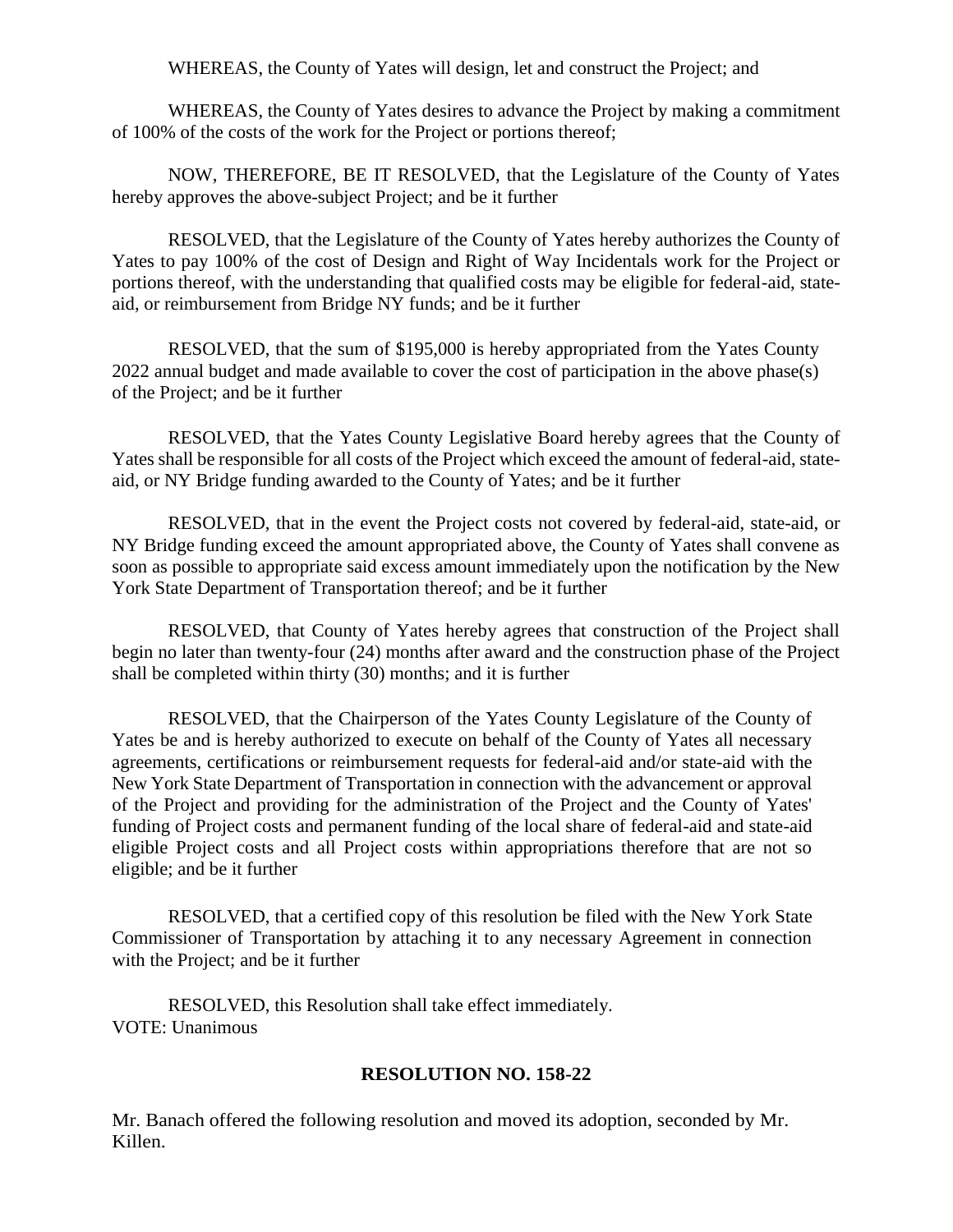WHEREAS, the County of Yates will design, let and construct the Project; and

WHEREAS, the County of Yates desires to advance the Project by making a commitment of 100% of the costs of the work for the Project or portions thereof;

NOW, THEREFORE, BE IT RESOLVED, that the Legislature of the County of Yates hereby approves the above-subject Project; and be it further

RESOLVED, that the Legislature of the County of Yates hereby authorizes the County of Yates to pay 100% of the cost of Design and Right of Way Incidentals work for the Project or portions thereof, with the understanding that qualified costs may be eligible for federal-aid, state-aid, or reimbursement from Bridge NY funds; and be it further

RESOLVED, that the sum of $195,000 is hereby appropriated from the Yates County 2022 annual budget and made available to cover the cost of participation in the above phase(s) of the Project; and be it further

RESOLVED, that the Yates County Legislative Board hereby agrees that the County of Yates shall be responsible for all costs of the Project which exceed the amount of federal-aid, state-aid, or NY Bridge funding awarded to the County of Yates; and be it further

RESOLVED, that in the event the Project costs not covered by federal-aid, state-aid, or NY Bridge funding exceed the amount appropriated above, the County of Yates shall convene as soon as possible to appropriate said excess amount immediately upon the notification by the New York State Department of Transportation thereof; and be it further

RESOLVED, that County of Yates hereby agrees that construction of the Project shall begin no later than twenty-four (24) months after award and the construction phase of the Project shall be completed within thirty (30) months; and it is further

RESOLVED, that the Chairperson of the Yates County Legislature of the County of Yates be and is hereby authorized to execute on behalf of the County of Yates all necessary agreements, certifications or reimbursement requests for federal-aid and/or state-aid with the New York State Department of Transportation in connection with the advancement or approval of the Project and providing for the administration of the Project and the County of Yates' funding of Project costs and permanent funding of the local share of federal-aid and state-aid eligible Project costs and all Project costs within appropriations therefore that are not so eligible; and be it further

RESOLVED, that a certified copy of this resolution be filed with the New York State Commissioner of Transportation by attaching it to any necessary Agreement in connection with the Project; and be it further

RESOLVED, this Resolution shall take effect immediately.
VOTE: Unanimous

**RESOLUTION NO. 158-22**

Mr. Banach offered the following resolution and moved its adoption, seconded by Mr. Killen.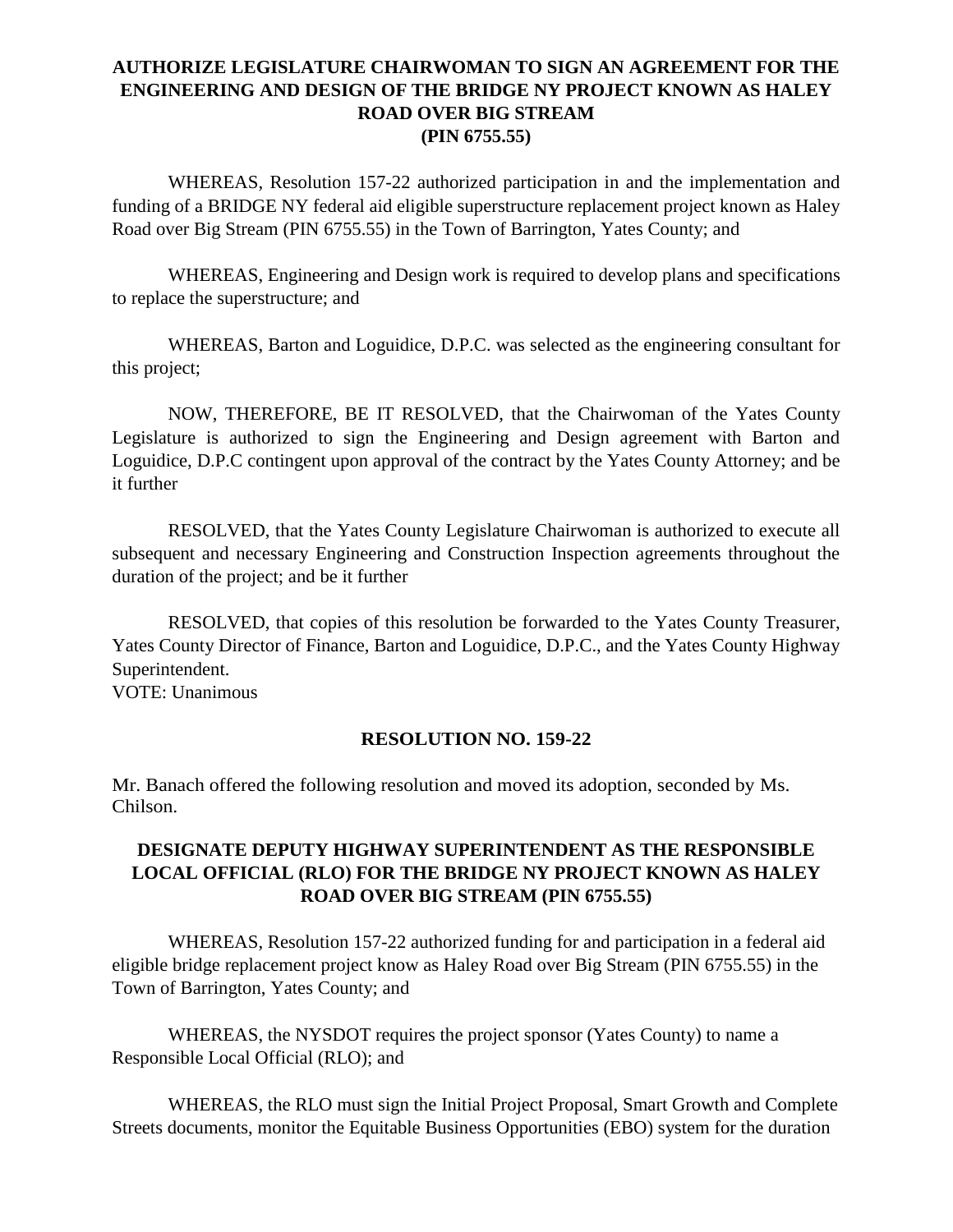**AUTHORIZE LEGISLATURE CHAIRWOMAN TO SIGN AN AGREEMENT FOR THE ENGINEERING AND DESIGN OF THE BRIDGE NY PROJECT KNOWN AS HALEY ROAD OVER BIG STREAM (PIN 6755.55)**

WHEREAS, Resolution 157-22 authorized participation in and the implementation and funding of a BRIDGE NY federal aid eligible superstructure replacement project known as Haley Road over Big Stream (PIN 6755.55) in the Town of Barrington, Yates County; and

WHEREAS, Engineering and Design work is required to develop plans and specifications to replace the superstructure; and

WHEREAS, Barton and Loguidice, D.P.C. was selected as the engineering consultant for this project;

NOW, THEREFORE, BE IT RESOLVED, that the Chairwoman of the Yates County Legislature is authorized to sign the Engineering and Design agreement with Barton and Loguidice, D.P.C contingent upon approval of the contract by the Yates County Attorney; and be it further

RESOLVED, that the Yates County Legislature Chairwoman is authorized to execute all subsequent and necessary Engineering and Construction Inspection agreements throughout the duration of the project; and be it further

RESOLVED, that copies of this resolution be forwarded to the Yates County Treasurer, Yates County Director of Finance, Barton and Loguidice, D.P.C., and the Yates County Highway Superintendent.
VOTE: Unanimous

**RESOLUTION NO. 159-22**

Mr. Banach offered the following resolution and moved its adoption, seconded by Ms. Chilson.

**DESIGNATE DEPUTY HIGHWAY SUPERINTENDENT AS THE RESPONSIBLE LOCAL OFFICIAL (RLO) FOR THE BRIDGE NY PROJECT KNOWN AS HALEY ROAD OVER BIG STREAM (PIN 6755.55)**

WHEREAS, Resolution 157-22 authorized funding for and participation in a federal aid eligible bridge replacement project know as Haley Road over Big Stream (PIN 6755.55) in the Town of Barrington, Yates County; and

WHEREAS, the NYSDOT requires the project sponsor (Yates County) to name a Responsible Local Official (RLO); and

WHEREAS, the RLO must sign the Initial Project Proposal, Smart Growth and Complete Streets documents, monitor the Equitable Business Opportunities (EBO) system for the duration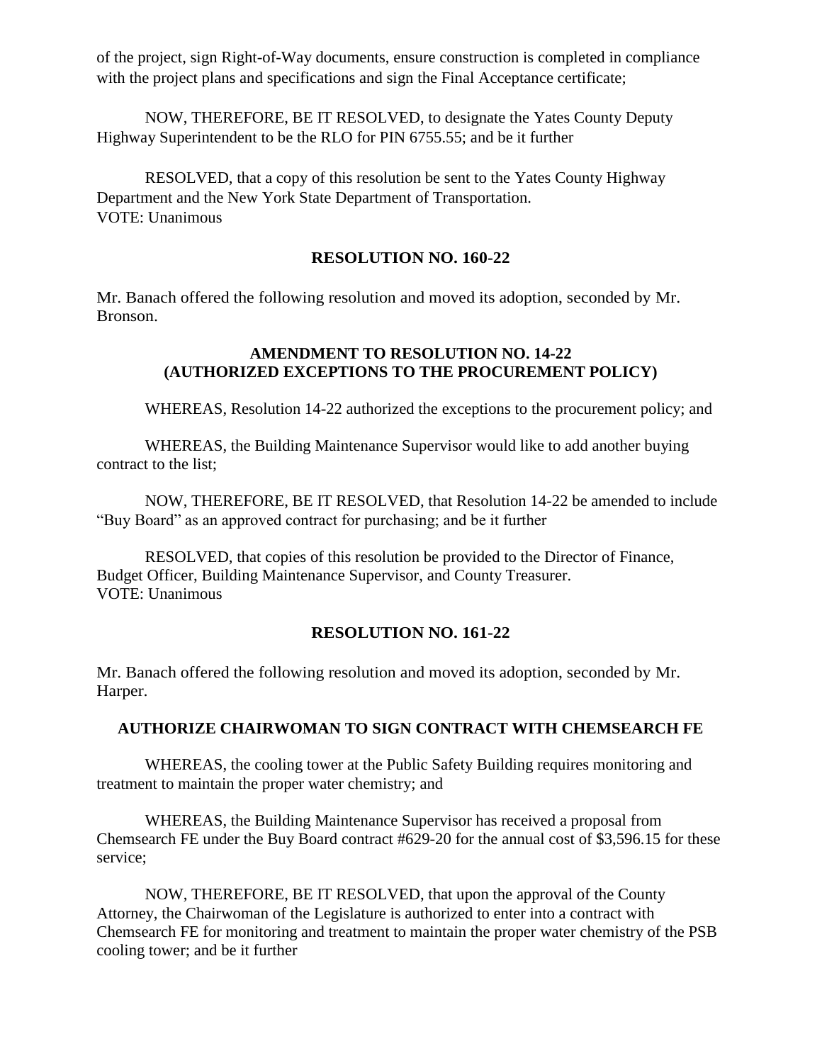of the project, sign Right-of-Way documents, ensure construction is completed in compliance with the project plans and specifications and sign the Final Acceptance certificate;

NOW, THEREFORE, BE IT RESOLVED, to designate the Yates County Deputy Highway Superintendent to be the RLO for PIN 6755.55; and be it further

RESOLVED, that a copy of this resolution be sent to the Yates County Highway Department and the New York State Department of Transportation.
VOTE: Unanimous

**RESOLUTION NO. 160-22**

Mr. Banach offered the following resolution and moved its adoption, seconded by Mr. Bronson.

**AMENDMENT TO RESOLUTION NO. 14-22**
**(AUTHORIZED EXCEPTIONS TO THE PROCUREMENT POLICY)**

WHEREAS, Resolution 14-22 authorized the exceptions to the procurement policy; and

WHEREAS, the Building Maintenance Supervisor would like to add another buying contract to the list;

NOW, THEREFORE, BE IT RESOLVED, that Resolution 14-22 be amended to include "Buy Board" as an approved contract for purchasing; and be it further

RESOLVED, that copies of this resolution be provided to the Director of Finance, Budget Officer, Building Maintenance Supervisor, and County Treasurer.
VOTE: Unanimous

**RESOLUTION NO. 161-22**

Mr. Banach offered the following resolution and moved its adoption, seconded by Mr. Harper.

**AUTHORIZE CHAIRWOMAN TO SIGN CONTRACT WITH CHEMSEARCH FE**

WHEREAS, the cooling tower at the Public Safety Building requires monitoring and treatment to maintain the proper water chemistry; and

WHEREAS, the Building Maintenance Supervisor has received a proposal from Chemsearch FE under the Buy Board contract #629-20 for the annual cost of $3,596.15 for these service;

NOW, THEREFORE, BE IT RESOLVED, that upon the approval of the County Attorney, the Chairwoman of the Legislature is authorized to enter into a contract with Chemsearch FE for monitoring and treatment to maintain the proper water chemistry of the PSB cooling tower; and be it further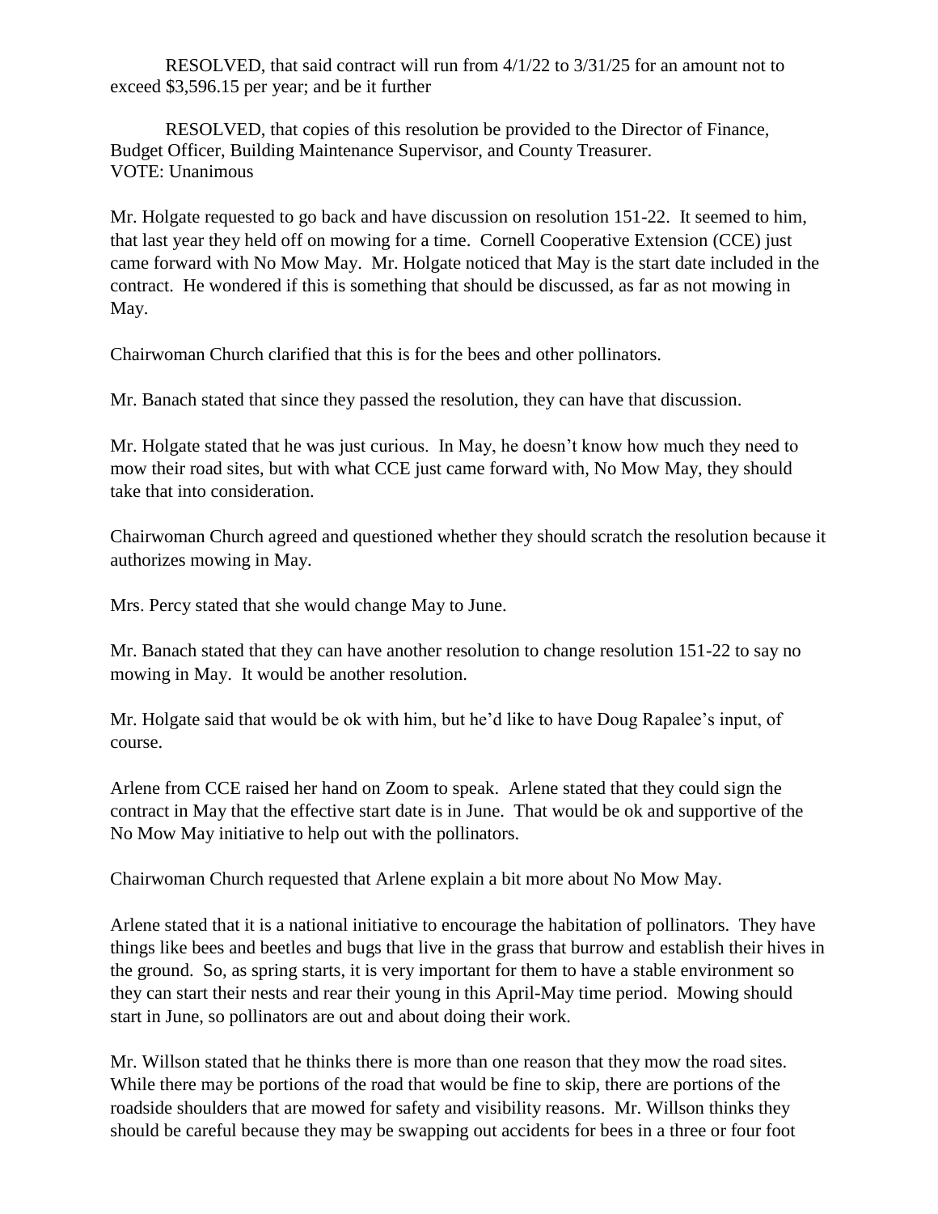RESOLVED, that said contract will run from 4/1/22 to 3/31/25 for an amount not to exceed $3,596.15 per year; and be it further

RESOLVED, that copies of this resolution be provided to the Director of Finance, Budget Officer, Building Maintenance Supervisor, and County Treasurer.
VOTE: Unanimous

Mr. Holgate requested to go back and have discussion on resolution 151-22. It seemed to him, that last year they held off on mowing for a time. Cornell Cooperative Extension (CCE) just came forward with No Mow May. Mr. Holgate noticed that May is the start date included in the contract. He wondered if this is something that should be discussed, as far as not mowing in May.

Chairwoman Church clarified that this is for the bees and other pollinators.

Mr. Banach stated that since they passed the resolution, they can have that discussion.

Mr. Holgate stated that he was just curious. In May, he doesn't know how much they need to mow their road sites, but with what CCE just came forward with, No Mow May, they should take that into consideration.

Chairwoman Church agreed and questioned whether they should scratch the resolution because it authorizes mowing in May.

Mrs. Percy stated that she would change May to June.

Mr. Banach stated that they can have another resolution to change resolution 151-22 to say no mowing in May. It would be another resolution.

Mr. Holgate said that would be ok with him, but he'd like to have Doug Rapalee's input, of course.

Arlene from CCE raised her hand on Zoom to speak. Arlene stated that they could sign the contract in May that the effective start date is in June. That would be ok and supportive of the No Mow May initiative to help out with the pollinators.

Chairwoman Church requested that Arlene explain a bit more about No Mow May.

Arlene stated that it is a national initiative to encourage the habitation of pollinators. They have things like bees and beetles and bugs that live in the grass that burrow and establish their hives in the ground. So, as spring starts, it is very important for them to have a stable environment so they can start their nests and rear their young in this April-May time period. Mowing should start in June, so pollinators are out and about doing their work.

Mr. Willson stated that he thinks there is more than one reason that they mow the road sites. While there may be portions of the road that would be fine to skip, there are portions of the roadside shoulders that are mowed for safety and visibility reasons. Mr. Willson thinks they should be careful because they may be swapping out accidents for bees in a three or four foot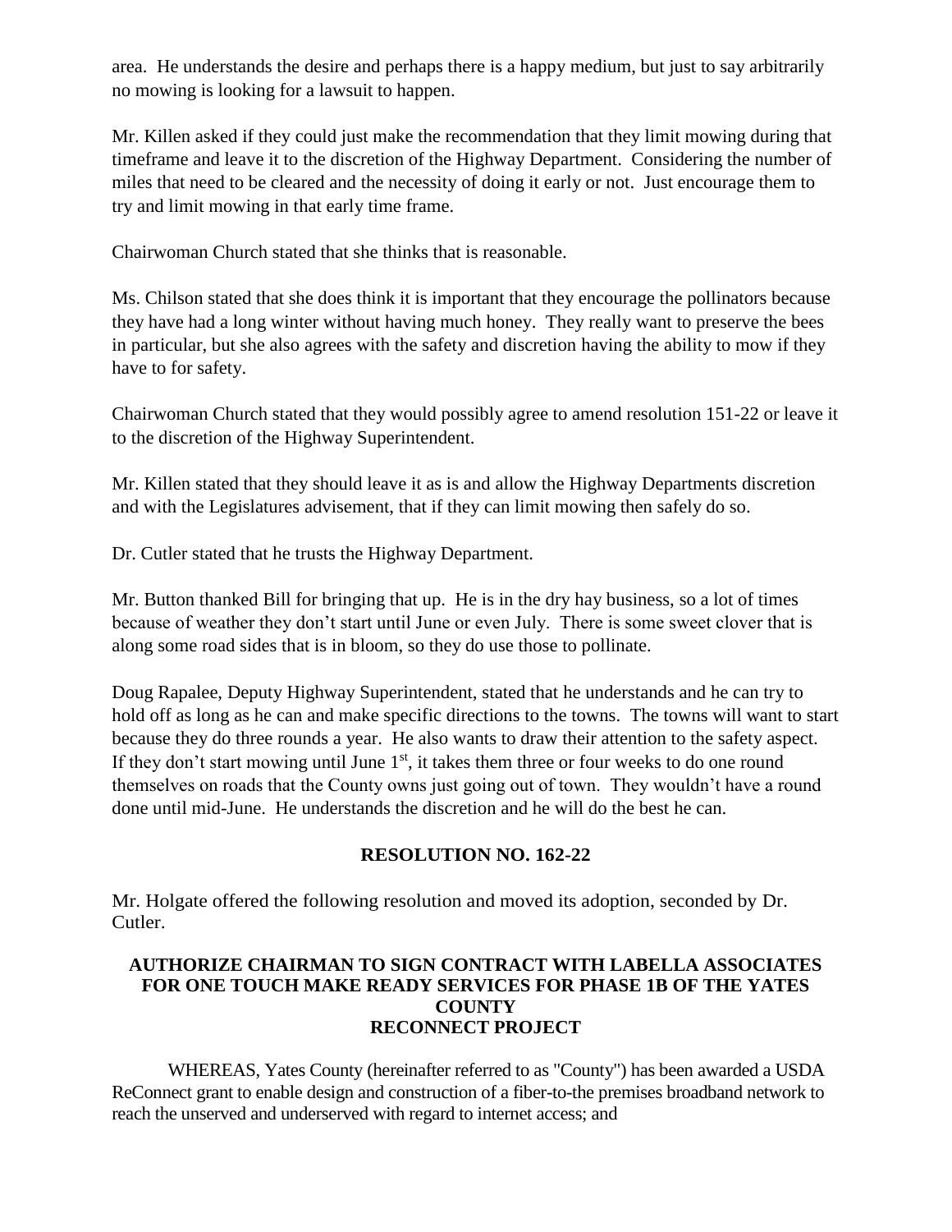area. He understands the desire and perhaps there is a happy medium, but just to say arbitrarily no mowing is looking for a lawsuit to happen.

Mr. Killen asked if they could just make the recommendation that they limit mowing during that timeframe and leave it to the discretion of the Highway Department. Considering the number of miles that need to be cleared and the necessity of doing it early or not. Just encourage them to try and limit mowing in that early time frame.

Chairwoman Church stated that she thinks that is reasonable.

Ms. Chilson stated that she does think it is important that they encourage the pollinators because they have had a long winter without having much honey. They really want to preserve the bees in particular, but she also agrees with the safety and discretion having the ability to mow if they have to for safety.

Chairwoman Church stated that they would possibly agree to amend resolution 151-22 or leave it to the discretion of the Highway Superintendent.

Mr. Killen stated that they should leave it as is and allow the Highway Departments discretion and with the Legislatures advisement, that if they can limit mowing then safely do so.

Dr. Cutler stated that he trusts the Highway Department.

Mr. Button thanked Bill for bringing that up. He is in the dry hay business, so a lot of times because of weather they don't start until June or even July. There is some sweet clover that is along some road sides that is in bloom, so they do use those to pollinate.

Doug Rapalee, Deputy Highway Superintendent, stated that he understands and he can try to hold off as long as he can and make specific directions to the towns. The towns will want to start because they do three rounds a year. He also wants to draw their attention to the safety aspect. If they don't start mowing until June 1st, it takes them three or four weeks to do one round themselves on roads that the County owns just going out of town. They wouldn't have a round done until mid-June. He understands the discretion and he will do the best he can.

**RESOLUTION NO. 162-22**

Mr. Holgate offered the following resolution and moved its adoption, seconded by Dr. Cutler.

**AUTHORIZE CHAIRMAN TO SIGN CONTRACT WITH LABELLA ASSOCIATES FOR ONE TOUCH MAKE READY SERVICES FOR PHASE 1B OF THE YATES COUNTY RECONNECT PROJECT**

WHEREAS, Yates County (hereinafter referred to as "County") has been awarded a USDA ReConnect grant to enable design and construction of a fiber-to-the premises broadband network to reach the unserved and underserved with regard to internet access; and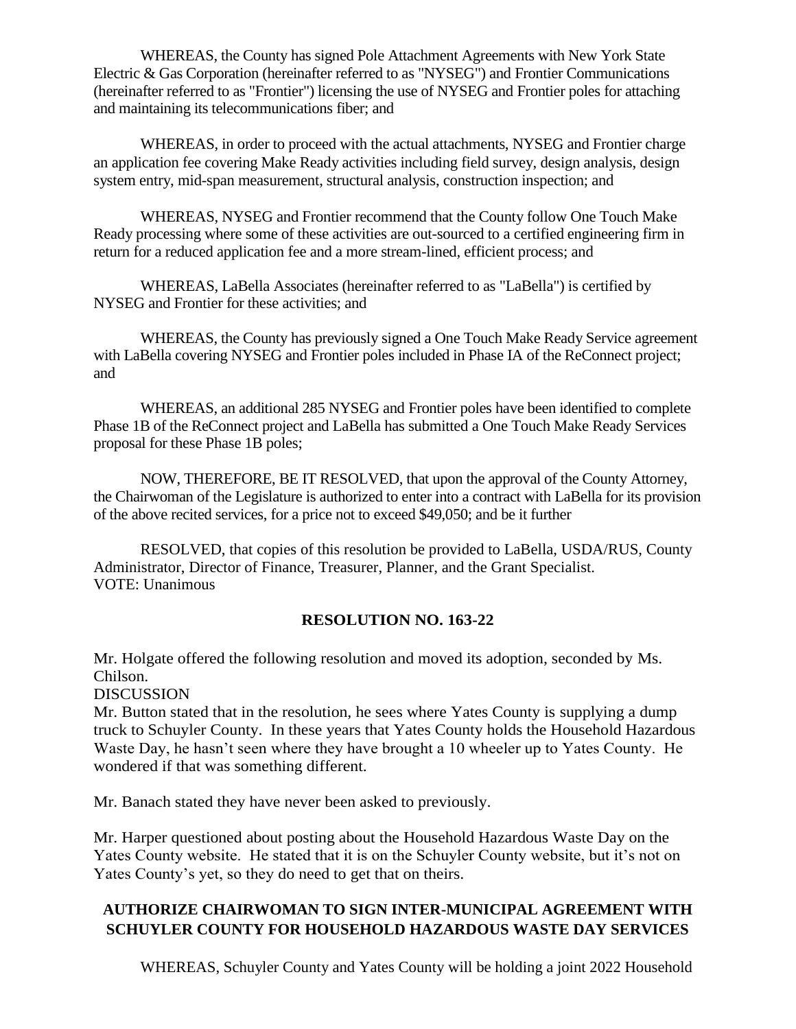WHEREAS, the County has signed Pole Attachment Agreements with New York State Electric & Gas Corporation (hereinafter referred to as "NYSEG") and Frontier Communications (hereinafter referred to as "Frontier") licensing the use of NYSEG and Frontier poles for attaching and maintaining its telecommunications fiber; and

WHEREAS, in order to proceed with the actual attachments, NYSEG and Frontier charge an application fee covering Make Ready activities including field survey, design analysis, design system entry, mid-span measurement, structural analysis, construction inspection; and

WHEREAS, NYSEG and Frontier recommend that the County follow One Touch Make Ready processing where some of these activities are out-sourced to a certified engineering firm in return for a reduced application fee and a more stream-lined, efficient process; and

WHEREAS, LaBella Associates (hereinafter referred to as "LaBella") is certified by NYSEG and Frontier for these activities; and

WHEREAS, the County has previously signed a One Touch Make Ready Service agreement with LaBella covering NYSEG and Frontier poles included in Phase IA of the ReConnect project; and

WHEREAS, an additional 285 NYSEG and Frontier poles have been identified to complete Phase 1B of the ReConnect project and LaBella has submitted a One Touch Make Ready Services proposal for these Phase 1B poles;

NOW, THEREFORE, BE IT RESOLVED, that upon the approval of the County Attorney, the Chairwoman of the Legislature is authorized to enter into a contract with LaBella for its provision of the above recited services, for a price not to exceed $49,050; and be it further

RESOLVED, that copies of this resolution be provided to LaBella, USDA/RUS, County Administrator, Director of Finance, Treasurer, Planner, and the Grant Specialist.
VOTE: Unanimous

**RESOLUTION NO. 163-22**

Mr. Holgate offered the following resolution and moved its adoption, seconded by Ms. Chilson.
DISCUSSION
Mr. Button stated that in the resolution, he sees where Yates County is supplying a dump truck to Schuyler County. In these years that Yates County holds the Household Hazardous Waste Day, he hasn't seen where they have brought a 10 wheeler up to Yates County. He wondered if that was something different.

Mr. Banach stated they have never been asked to previously.

Mr. Harper questioned about posting about the Household Hazardous Waste Day on the Yates County website. He stated that it is on the Schuyler County website, but it's not on Yates County's yet, so they do need to get that on theirs.

**AUTHORIZE CHAIRWOMAN TO SIGN INTER-MUNICIPAL AGREEMENT WITH SCHUYLER COUNTY FOR HOUSEHOLD HAZARDOUS WASTE DAY SERVICES**

WHEREAS, Schuyler County and Yates County will be holding a joint 2022 Household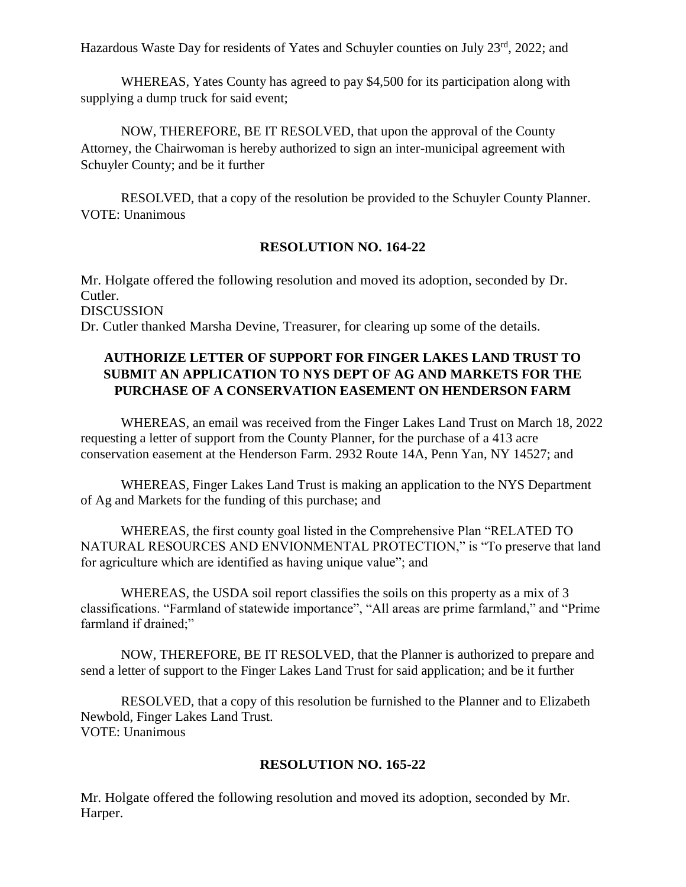Hazardous Waste Day for residents of Yates and Schuyler counties on July 23rd, 2022; and

WHEREAS, Yates County has agreed to pay $4,500 for its participation along with supplying a dump truck for said event;

NOW, THEREFORE, BE IT RESOLVED, that upon the approval of the County Attorney, the Chairwoman is hereby authorized to sign an inter-municipal agreement with Schuyler County; and be it further

RESOLVED, that a copy of the resolution be provided to the Schuyler County Planner.
VOTE: Unanimous

## RESOLUTION NO. 164-22

Mr. Holgate offered the following resolution and moved its adoption, seconded by Dr. Cutler.
DISCUSSION
Dr. Cutler thanked Marsha Devine, Treasurer, for clearing up some of the details.

### AUTHORIZE LETTER OF SUPPORT FOR FINGER LAKES LAND TRUST TO SUBMIT AN APPLICATION TO NYS DEPT OF AG AND MARKETS FOR THE PURCHASE OF A CONSERVATION EASEMENT ON HENDERSON FARM

WHEREAS, an email was received from the Finger Lakes Land Trust on March 18, 2022 requesting a letter of support from the County Planner, for the purchase of a 413 acre conservation easement at the Henderson Farm. 2932 Route 14A, Penn Yan, NY 14527; and

WHEREAS, Finger Lakes Land Trust is making an application to the NYS Department of Ag and Markets for the funding of this purchase; and

WHEREAS, the first county goal listed in the Comprehensive Plan "RELATED TO NATURAL RESOURCES AND ENVIONMENTAL PROTECTION," is "To preserve that land for agriculture which are identified as having unique value"; and

WHEREAS, the USDA soil report classifies the soils on this property as a mix of 3 classifications. "Farmland of statewide importance", "All areas are prime farmland," and "Prime farmland if drained;"

NOW, THEREFORE, BE IT RESOLVED, that the Planner is authorized to prepare and send a letter of support to the Finger Lakes Land Trust for said application; and be it further

RESOLVED, that a copy of this resolution be furnished to the Planner and to Elizabeth Newbold, Finger Lakes Land Trust.
VOTE: Unanimous

## RESOLUTION NO. 165-22

Mr. Holgate offered the following resolution and moved its adoption, seconded by Mr. Harper.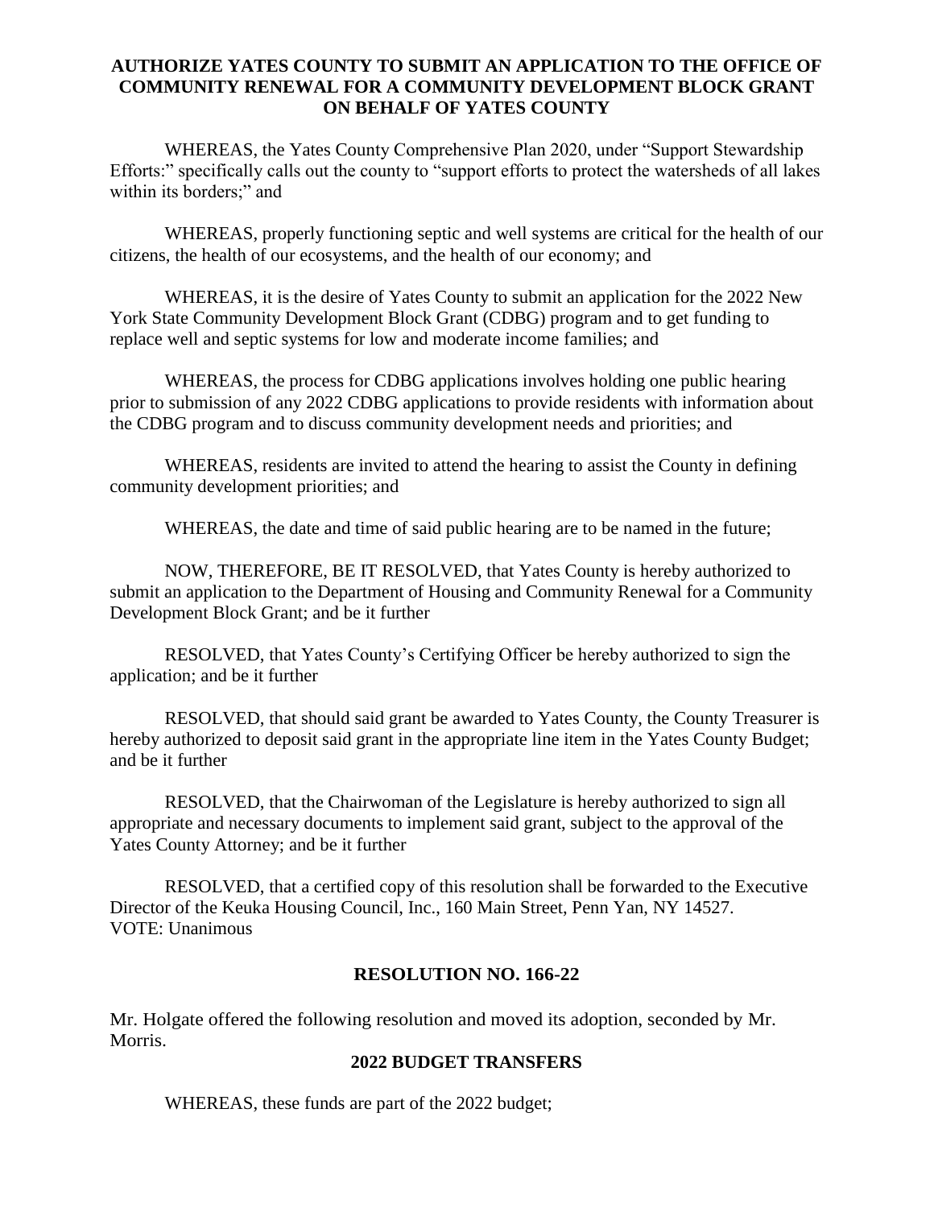**AUTHORIZE YATES COUNTY TO SUBMIT AN APPLICATION TO THE OFFICE OF COMMUNITY RENEWAL FOR A COMMUNITY DEVELOPMENT BLOCK GRANT ON BEHALF OF YATES COUNTY**

WHEREAS, the Yates County Comprehensive Plan 2020, under "Support Stewardship Efforts:" specifically calls out the county to "support efforts to protect the watersheds of all lakes within its borders;" and

WHEREAS, properly functioning septic and well systems are critical for the health of our citizens, the health of our ecosystems, and the health of our economy; and

WHEREAS, it is the desire of Yates County to submit an application for the 2022 New York State Community Development Block Grant (CDBG) program and to get funding to replace well and septic systems for low and moderate income families; and

WHEREAS, the process for CDBG applications involves holding one public hearing prior to submission of any 2022 CDBG applications to provide residents with information about the CDBG program and to discuss community development needs and priorities; and

WHEREAS, residents are invited to attend the hearing to assist the County in defining community development priorities; and

WHEREAS, the date and time of said public hearing are to be named in the future;

NOW, THEREFORE, BE IT RESOLVED, that Yates County is hereby authorized to submit an application to the Department of Housing and Community Renewal for a Community Development Block Grant; and be it further

RESOLVED, that Yates County's Certifying Officer be hereby authorized to sign the application; and be it further

RESOLVED, that should said grant be awarded to Yates County, the County Treasurer is hereby authorized to deposit said grant in the appropriate line item in the Yates County Budget; and be it further

RESOLVED, that the Chairwoman of the Legislature is hereby authorized to sign all appropriate and necessary documents to implement said grant, subject to the approval of the Yates County Attorney; and be it further

RESOLVED, that a certified copy of this resolution shall be forwarded to the Executive Director of the Keuka Housing Council, Inc., 160 Main Street, Penn Yan, NY 14527.
VOTE: Unanimous

## RESOLUTION NO. 166-22

Mr. Holgate offered the following resolution and moved its adoption, seconded by Mr. Morris.

**2022 BUDGET TRANSFERS**

WHEREAS, these funds are part of the 2022 budget;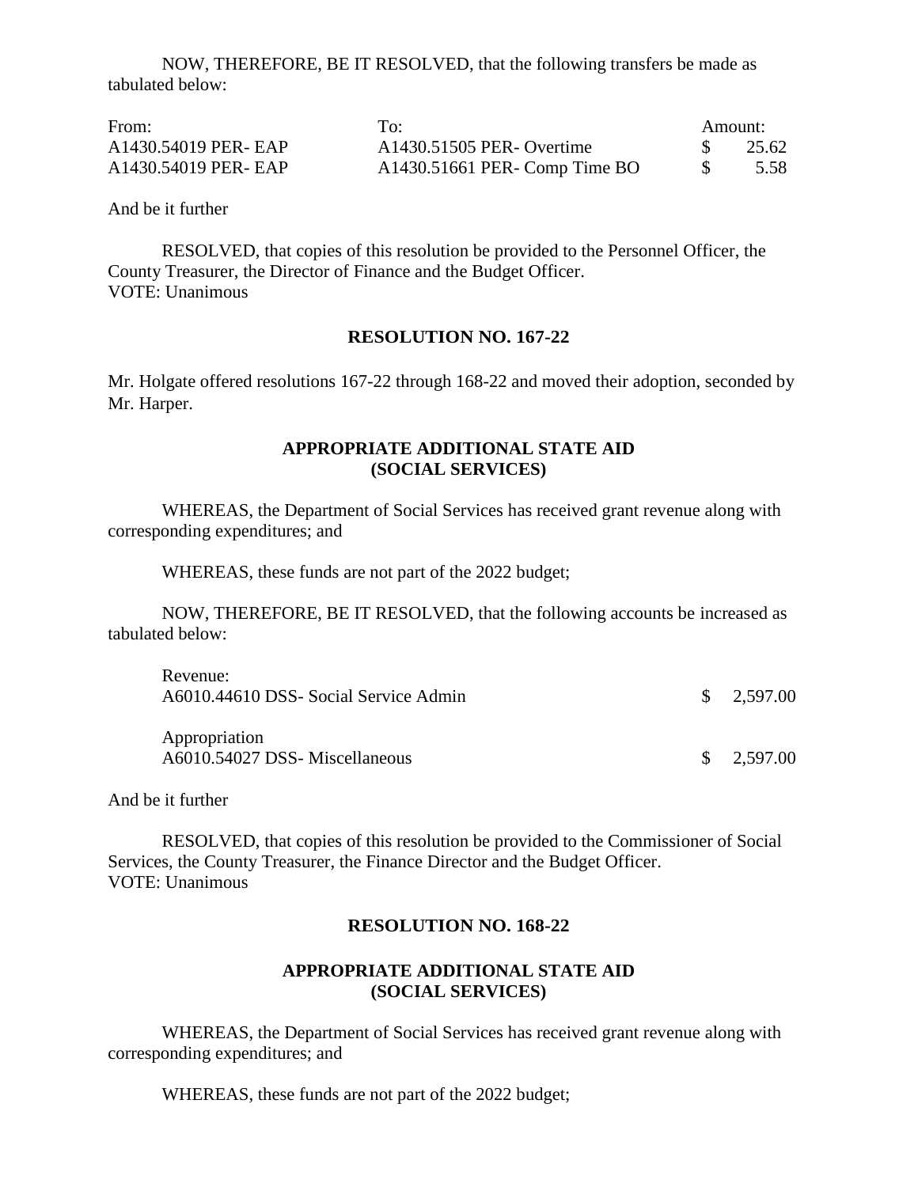NOW, THEREFORE, BE IT RESOLVED, that the following transfers be made as tabulated below:

| From: | To: | Amount: |
|---|---|---|
| A1430.54019 PER- EAP | A1430.51505 PER- Overtime | $ 25.62 |
| A1430.54019 PER- EAP | A1430.51661 PER- Comp Time BO | $ 5.58 |

And be it further

RESOLVED, that copies of this resolution be provided to the Personnel Officer, the County Treasurer, the Director of Finance and the Budget Officer.
VOTE: Unanimous

**RESOLUTION NO. 167-22**

Mr. Holgate offered resolutions 167-22 through 168-22 and moved their adoption, seconded by Mr. Harper.

**APPROPRIATE ADDITIONAL STATE AID (SOCIAL SERVICES)**

WHEREAS, the Department of Social Services has received grant revenue along with corresponding expenditures; and

WHEREAS, these funds are not part of the 2022 budget;

NOW, THEREFORE, BE IT RESOLVED, that the following accounts be increased as tabulated below:

| | |
|---|---|
| Revenue: | |
| A6010.44610 DSS- Social Service Admin | $ 2,597.00 |
| Appropriation | |
| A6010.54027 DSS- Miscellaneous | $ 2,597.00 |

And be it further

RESOLVED, that copies of this resolution be provided to the Commissioner of Social Services, the County Treasurer, the Finance Director and the Budget Officer.
VOTE: Unanimous

**RESOLUTION NO. 168-22**

**APPROPRIATE ADDITIONAL STATE AID (SOCIAL SERVICES)**

WHEREAS, the Department of Social Services has received grant revenue along with corresponding expenditures; and

WHEREAS, these funds are not part of the 2022 budget;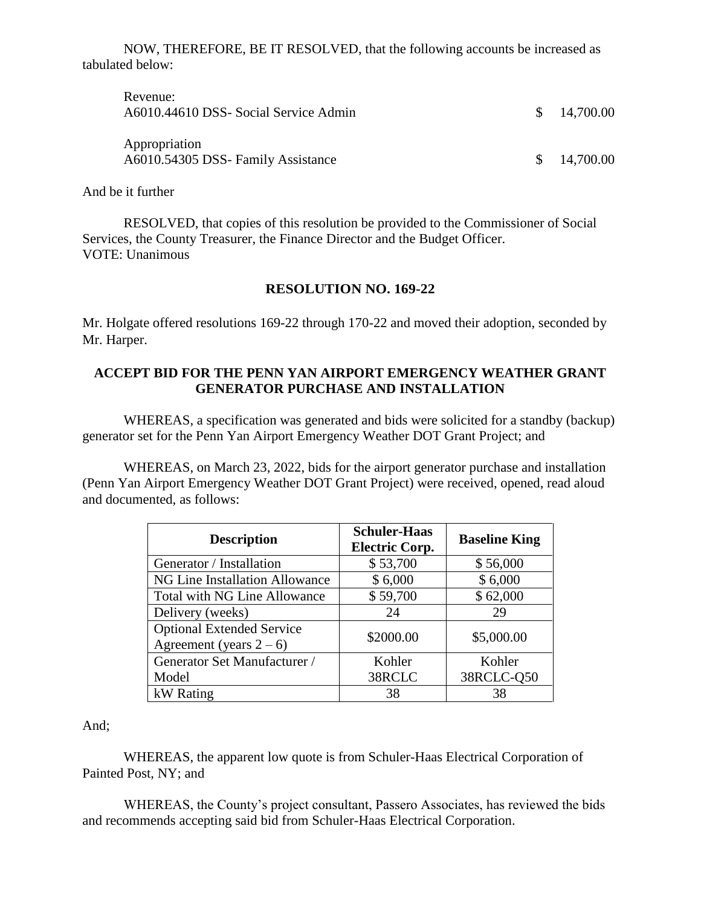NOW, THEREFORE, BE IT RESOLVED, that the following accounts be increased as tabulated below:

| | |
|---|---|
| Revenue: | |
| A6010.44610 DSS- Social Service Admin | $ 14,700.00 |
| Appropriation | |
| A6010.54305 DSS- Family Assistance | $ 14,700.00 |

And be it further

RESOLVED, that copies of this resolution be provided to the Commissioner of Social Services, the County Treasurer, the Finance Director and the Budget Officer.
VOTE: Unanimous

**RESOLUTION NO. 169-22**

Mr. Holgate offered resolutions 169-22 through 170-22 and moved their adoption, seconded by Mr. Harper.

**ACCEPT BID FOR THE PENN YAN AIRPORT EMERGENCY WEATHER GRANT GENERATOR PURCHASE AND INSTALLATION**

WHEREAS, a specification was generated and bids were solicited for a standby (backup) generator set for the Penn Yan Airport Emergency Weather DOT Grant Project; and

WHEREAS, on March 23, 2022, bids for the airport generator purchase and installation (Penn Yan Airport Emergency Weather DOT Grant Project) were received, opened, read aloud and documented, as follows:

| Description | Schuler-Haas Electric Corp. | Baseline King |
|---|---|---|
| Generator / Installation | $ 53,700 | $ 56,000 |
| NG Line Installation Allowance | $ 6,000 | $ 6,000 |
| Total with NG Line Allowance | $ 59,700 | $ 62,000 |
| Delivery (weeks) | 24 | 29 |
| Optional Extended Service Agreement (years 2 – 6) | $2000.00 | $5,000.00 |
| Generator Set Manufacturer / Model | Kohler 38RCLC | Kohler 38RCLC-Q50 |
| kW Rating | 38 | 38 |

And;

WHEREAS, the apparent low quote is from Schuler-Haas Electrical Corporation of Painted Post, NY; and

WHEREAS, the County's project consultant, Passero Associates, has reviewed the bids and recommends accepting said bid from Schuler-Haas Electrical Corporation.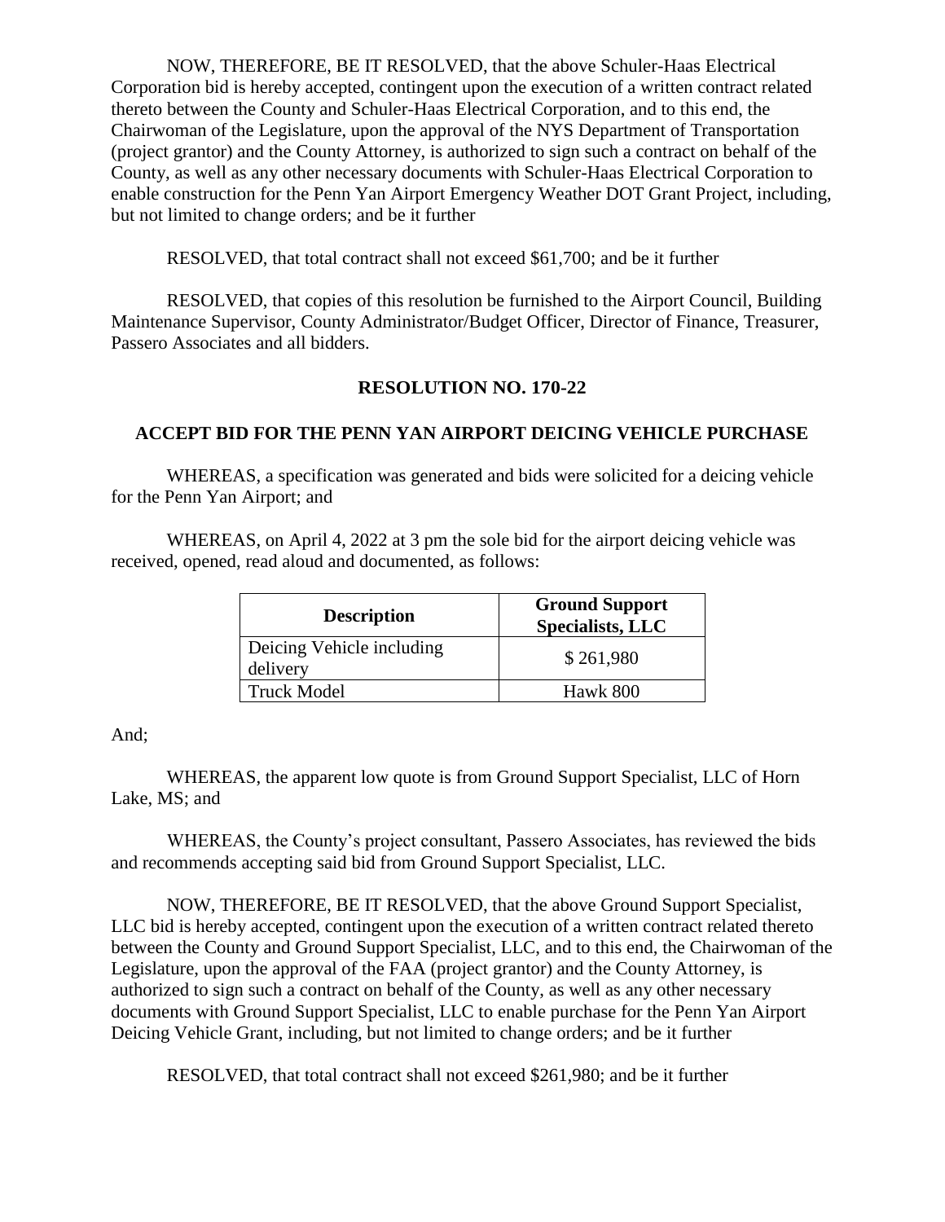NOW, THEREFORE, BE IT RESOLVED, that the above Schuler-Haas Electrical Corporation bid is hereby accepted, contingent upon the execution of a written contract related thereto between the County and Schuler-Haas Electrical Corporation, and to this end, the Chairwoman of the Legislature, upon the approval of the NYS Department of Transportation (project grantor) and the County Attorney, is authorized to sign such a contract on behalf of the County, as well as any other necessary documents with Schuler-Haas Electrical Corporation to enable construction for the Penn Yan Airport Emergency Weather DOT Grant Project, including, but not limited to change orders; and be it further

RESOLVED, that total contract shall not exceed $61,700; and be it further

RESOLVED, that copies of this resolution be furnished to the Airport Council, Building Maintenance Supervisor, County Administrator/Budget Officer, Director of Finance, Treasurer, Passero Associates and all bidders.

## RESOLUTION NO. 170-22

## ACCEPT BID FOR THE PENN YAN AIRPORT DEICING VEHICLE PURCHASE

WHEREAS, a specification was generated and bids were solicited for a deicing vehicle for the Penn Yan Airport; and

WHEREAS, on April 4, 2022 at 3 pm the sole bid for the airport deicing vehicle was received, opened, read aloud and documented, as follows:

| Description | Ground Support Specialists, LLC |
|---|---|
| Deicing Vehicle including delivery | $ 261,980 |
| Truck Model | Hawk 800 |

And;

WHEREAS, the apparent low quote is from Ground Support Specialist, LLC of Horn Lake, MS; and

WHEREAS, the County's project consultant, Passero Associates, has reviewed the bids and recommends accepting said bid from Ground Support Specialist, LLC.

NOW, THEREFORE, BE IT RESOLVED, that the above Ground Support Specialist, LLC bid is hereby accepted, contingent upon the execution of a written contract related thereto between the County and Ground Support Specialist, LLC, and to this end, the Chairwoman of the Legislature, upon the approval of the FAA (project grantor) and the County Attorney, is authorized to sign such a contract on behalf of the County, as well as any other necessary documents with Ground Support Specialist, LLC to enable purchase for the Penn Yan Airport Deicing Vehicle Grant, including, but not limited to change orders; and be it further

RESOLVED, that total contract shall not exceed $261,980; and be it further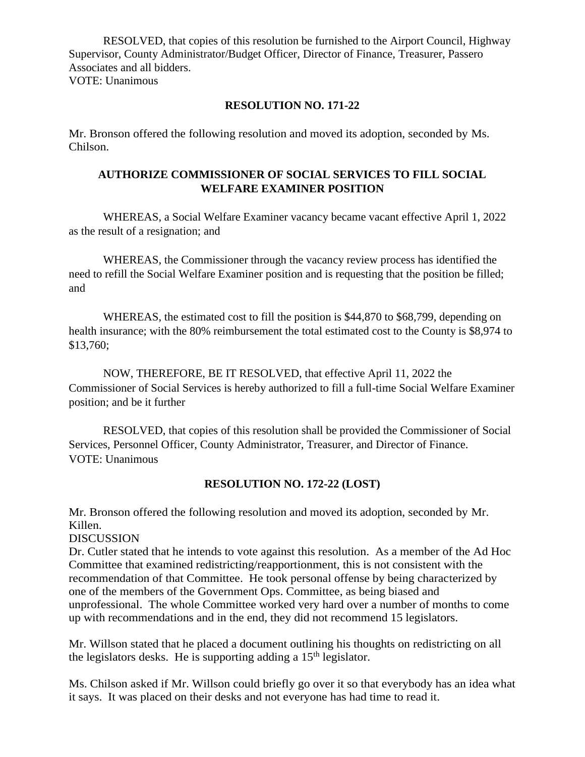RESOLVED, that copies of this resolution be furnished to the Airport Council, Highway Supervisor, County Administrator/Budget Officer, Director of Finance, Treasurer, Passero Associates and all bidders.
VOTE: Unanimous

**RESOLUTION NO. 171-22**

Mr. Bronson offered the following resolution and moved its adoption, seconded by Ms. Chilson.

**AUTHORIZE COMMISSIONER OF SOCIAL SERVICES TO FILL SOCIAL WELFARE EXAMINER POSITION**

WHEREAS, a Social Welfare Examiner vacancy became vacant effective April 1, 2022 as the result of a resignation; and

WHEREAS, the Commissioner through the vacancy review process has identified the need to refill the Social Welfare Examiner position and is requesting that the position be filled; and

WHEREAS, the estimated cost to fill the position is $44,870 to $68,799, depending on health insurance; with the 80% reimbursement the total estimated cost to the County is $8,974 to $13,760;

NOW, THEREFORE, BE IT RESOLVED, that effective April 11, 2022 the Commissioner of Social Services is hereby authorized to fill a full-time Social Welfare Examiner position; and be it further

RESOLVED, that copies of this resolution shall be provided the Commissioner of Social Services, Personnel Officer, County Administrator, Treasurer, and Director of Finance.
VOTE: Unanimous

**RESOLUTION NO. 172-22 (LOST)**

Mr. Bronson offered the following resolution and moved its adoption, seconded by Mr. Killen.
DISCUSSION
Dr. Cutler stated that he intends to vote against this resolution. As a member of the Ad Hoc Committee that examined redistricting/reapportionment, this is not consistent with the recommendation of that Committee. He took personal offense by being characterized by one of the members of the Government Ops. Committee, as being biased and unprofessional. The whole Committee worked very hard over a number of months to come up with recommendations and in the end, they did not recommend 15 legislators.

Mr. Willson stated that he placed a document outlining his thoughts on redistricting on all the legislators desks. He is supporting adding a 15th legislator.

Ms. Chilson asked if Mr. Willson could briefly go over it so that everybody has an idea what it says. It was placed on their desks and not everyone has had time to read it.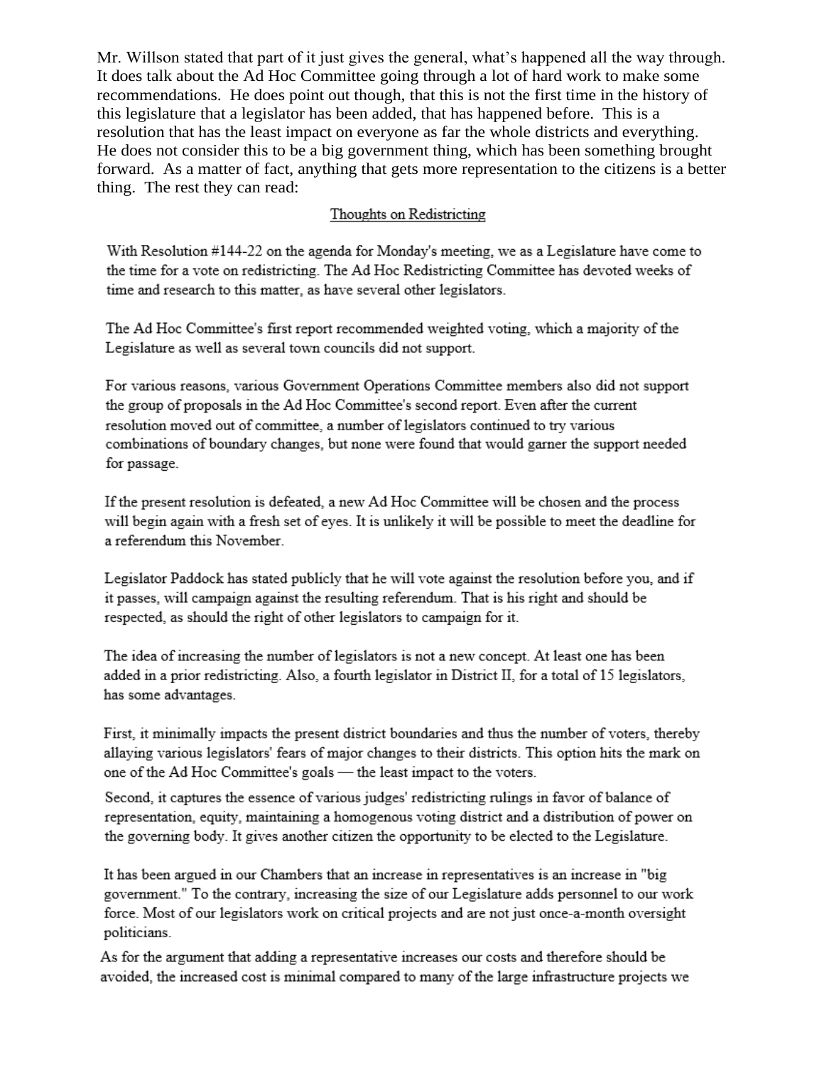Mr. Willson stated that part of it just gives the general, what's happened all the way through. It does talk about the Ad Hoc Committee going through a lot of hard work to make some recommendations. He does point out though, that this is not the first time in the history of this legislature that a legislator has been added, that has happened before. This is a resolution that has the least impact on everyone as far the whole districts and everything. He does not consider this to be a big government thing, which has been something brought forward. As a matter of fact, anything that gets more representation to the citizens is a better thing. The rest they can read:

Thoughts on Redistricting

With Resolution #144-22 on the agenda for Monday's meeting, we as a Legislature have come to the time for a vote on redistricting. The Ad Hoc Redistricting Committee has devoted weeks of time and research to this matter, as have several other legislators.

The Ad Hoc Committee's first report recommended weighted voting, which a majority of the Legislature as well as several town councils did not support.

For various reasons, various Government Operations Committee members also did not support the group of proposals in the Ad Hoc Committee's second report. Even after the current resolution moved out of committee, a number of legislators continued to try various combinations of boundary changes, but none were found that would garner the support needed for passage.

If the present resolution is defeated, a new Ad Hoc Committee will be chosen and the process will begin again with a fresh set of eyes. It is unlikely it will be possible to meet the deadline for a referendum this November.

Legislator Paddock has stated publicly that he will vote against the resolution before you, and if it passes, will campaign against the resulting referendum. That is his right and should be respected, as should the right of other legislators to campaign for it.

The idea of increasing the number of legislators is not a new concept. At least one has been added in a prior redistricting. Also, a fourth legislator in District II, for a total of 15 legislators, has some advantages.

First, it minimally impacts the present district boundaries and thus the number of voters, thereby allaying various legislators' fears of major changes to their districts. This option hits the mark on one of the Ad Hoc Committee's goals — the least impact to the voters.

Second, it captures the essence of various judges' redistricting rulings in favor of balance of representation, equity, maintaining a homogenous voting district and a distribution of power on the governing body. It gives another citizen the opportunity to be elected to the Legislature.

It has been argued in our Chambers that an increase in representatives is an increase in "big government." To the contrary, increasing the size of our Legislature adds personnel to our work force. Most of our legislators work on critical projects and are not just once-a-month oversight politicians.

As for the argument that adding a representative increases our costs and therefore should be avoided, the increased cost is minimal compared to many of the large infrastructure projects we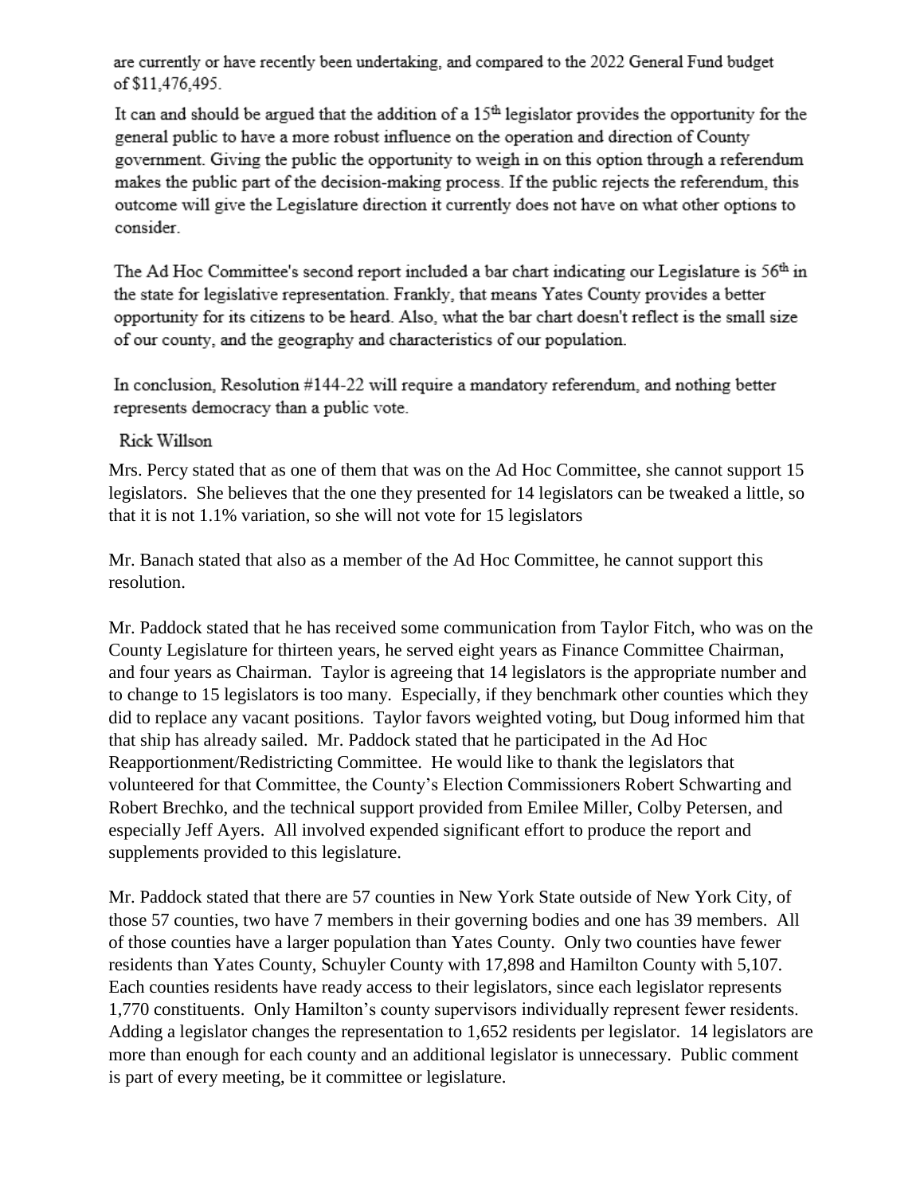are currently or have recently been undertaking, and compared to the 2022 General Fund budget of $11,476,495.

It can and should be argued that the addition of a 15th legislator provides the opportunity for the general public to have a more robust influence on the operation and direction of County government. Giving the public the opportunity to weigh in on this option through a referendum makes the public part of the decision-making process. If the public rejects the referendum, this outcome will give the Legislature direction it currently does not have on what other options to consider.

The Ad Hoc Committee's second report included a bar chart indicating our Legislature is 56th in the state for legislative representation. Frankly, that means Yates County provides a better opportunity for its citizens to be heard. Also, what the bar chart doesn't reflect is the small size of our county, and the geography and characteristics of our population.

In conclusion, Resolution #144-22 will require a mandatory referendum, and nothing better represents democracy than a public vote.

Rick Willson

Mrs. Percy stated that as one of them that was on the Ad Hoc Committee, she cannot support 15 legislators. She believes that the one they presented for 14 legislators can be tweaked a little, so that it is not 1.1% variation, so she will not vote for 15 legislators

Mr. Banach stated that also as a member of the Ad Hoc Committee, he cannot support this resolution.

Mr. Paddock stated that he has received some communication from Taylor Fitch, who was on the County Legislature for thirteen years, he served eight years as Finance Committee Chairman, and four years as Chairman. Taylor is agreeing that 14 legislators is the appropriate number and to change to 15 legislators is too many. Especially, if they benchmark other counties which they did to replace any vacant positions. Taylor favors weighted voting, but Doug informed him that that ship has already sailed. Mr. Paddock stated that he participated in the Ad Hoc Reapportionment/Redistricting Committee. He would like to thank the legislators that volunteered for that Committee, the County's Election Commissioners Robert Schwarting and Robert Brechko, and the technical support provided from Emilee Miller, Colby Petersen, and especially Jeff Ayers. All involved expended significant effort to produce the report and supplements provided to this legislature.

Mr. Paddock stated that there are 57 counties in New York State outside of New York City, of those 57 counties, two have 7 members in their governing bodies and one has 39 members. All of those counties have a larger population than Yates County. Only two counties have fewer residents than Yates County, Schuyler County with 17,898 and Hamilton County with 5,107. Each counties residents have ready access to their legislators, since each legislator represents 1,770 constituents. Only Hamilton's county supervisors individually represent fewer residents. Adding a legislator changes the representation to 1,652 residents per legislator. 14 legislators are more than enough for each county and an additional legislator is unnecessary. Public comment is part of every meeting, be it committee or legislature.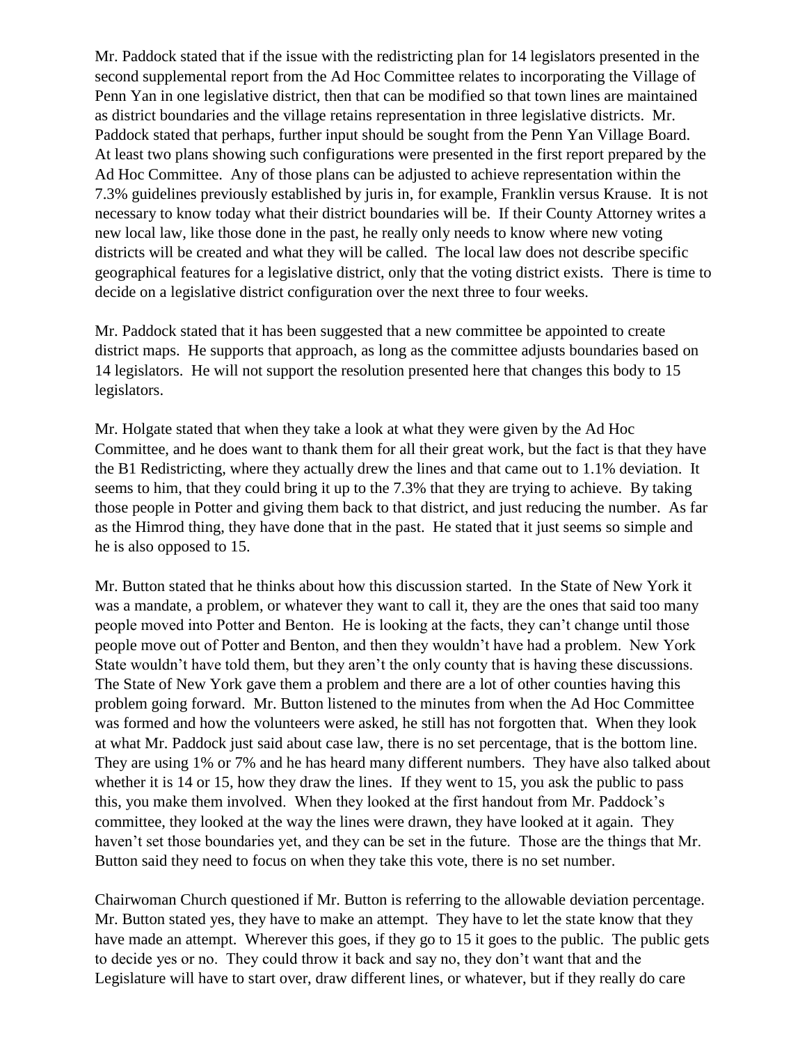Mr. Paddock stated that if the issue with the redistricting plan for 14 legislators presented in the second supplemental report from the Ad Hoc Committee relates to incorporating the Village of Penn Yan in one legislative district, then that can be modified so that town lines are maintained as district boundaries and the village retains representation in three legislative districts. Mr. Paddock stated that perhaps, further input should be sought from the Penn Yan Village Board. At least two plans showing such configurations were presented in the first report prepared by the Ad Hoc Committee. Any of those plans can be adjusted to achieve representation within the 7.3% guidelines previously established by juris in, for example, Franklin versus Krause. It is not necessary to know today what their district boundaries will be. If their County Attorney writes a new local law, like those done in the past, he really only needs to know where new voting districts will be created and what they will be called. The local law does not describe specific geographical features for a legislative district, only that the voting district exists. There is time to decide on a legislative district configuration over the next three to four weeks.

Mr. Paddock stated that it has been suggested that a new committee be appointed to create district maps. He supports that approach, as long as the committee adjusts boundaries based on 14 legislators. He will not support the resolution presented here that changes this body to 15 legislators.

Mr. Holgate stated that when they take a look at what they were given by the Ad Hoc Committee, and he does want to thank them for all their great work, but the fact is that they have the B1 Redistricting, where they actually drew the lines and that came out to 1.1% deviation. It seems to him, that they could bring it up to the 7.3% that they are trying to achieve. By taking those people in Potter and giving them back to that district, and just reducing the number. As far as the Himrod thing, they have done that in the past. He stated that it just seems so simple and he is also opposed to 15.

Mr. Button stated that he thinks about how this discussion started. In the State of New York it was a mandate, a problem, or whatever they want to call it, they are the ones that said too many people moved into Potter and Benton. He is looking at the facts, they can't change until those people move out of Potter and Benton, and then they wouldn't have had a problem. New York State wouldn't have told them, but they aren't the only county that is having these discussions. The State of New York gave them a problem and there are a lot of other counties having this problem going forward. Mr. Button listened to the minutes from when the Ad Hoc Committee was formed and how the volunteers were asked, he still has not forgotten that. When they look at what Mr. Paddock just said about case law, there is no set percentage, that is the bottom line. They are using 1% or 7% and he has heard many different numbers. They have also talked about whether it is 14 or 15, how they draw the lines. If they went to 15, you ask the public to pass this, you make them involved. When they looked at the first handout from Mr. Paddock's committee, they looked at the way the lines were drawn, they have looked at it again. They haven't set those boundaries yet, and they can be set in the future. Those are the things that Mr. Button said they need to focus on when they take this vote, there is no set number.

Chairwoman Church questioned if Mr. Button is referring to the allowable deviation percentage. Mr. Button stated yes, they have to make an attempt. They have to let the state know that they have made an attempt. Wherever this goes, if they go to 15 it goes to the public. The public gets to decide yes or no. They could throw it back and say no, they don't want that and the Legislature will have to start over, draw different lines, or whatever, but if they really do care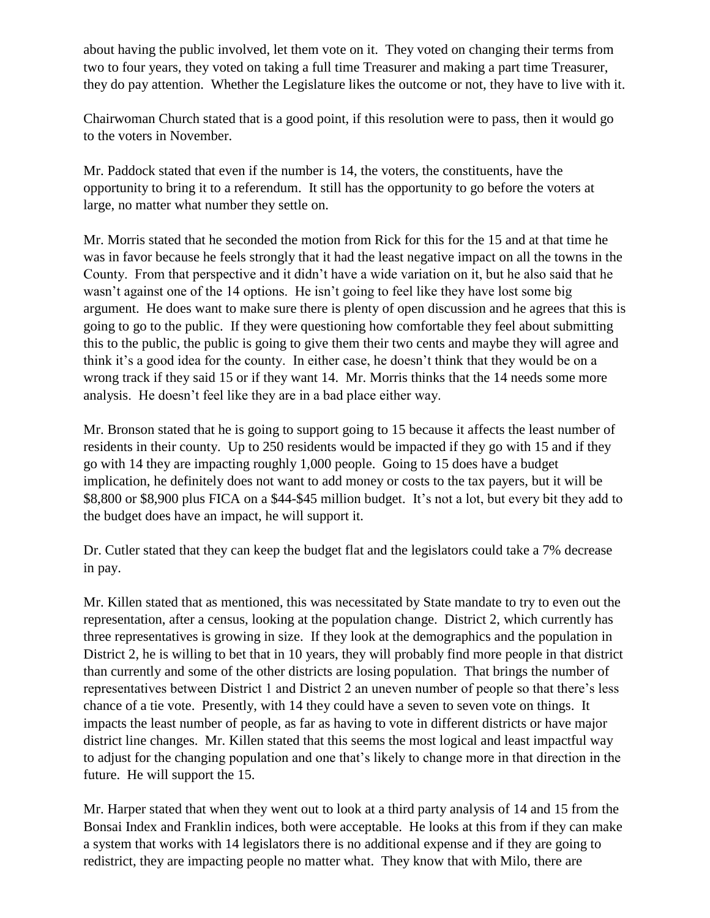about having the public involved, let them vote on it. They voted on changing their terms from two to four years, they voted on taking a full time Treasurer and making a part time Treasurer, they do pay attention. Whether the Legislature likes the outcome or not, they have to live with it.

Chairwoman Church stated that is a good point, if this resolution were to pass, then it would go to the voters in November.

Mr. Paddock stated that even if the number is 14, the voters, the constituents, have the opportunity to bring it to a referendum. It still has the opportunity to go before the voters at large, no matter what number they settle on.

Mr. Morris stated that he seconded the motion from Rick for this for the 15 and at that time he was in favor because he feels strongly that it had the least negative impact on all the towns in the County. From that perspective and it didn't have a wide variation on it, but he also said that he wasn't against one of the 14 options. He isn't going to feel like they have lost some big argument. He does want to make sure there is plenty of open discussion and he agrees that this is going to go to the public. If they were questioning how comfortable they feel about submitting this to the public, the public is going to give them their two cents and maybe they will agree and think it's a good idea for the county. In either case, he doesn't think that they would be on a wrong track if they said 15 or if they want 14. Mr. Morris thinks that the 14 needs some more analysis. He doesn't feel like they are in a bad place either way.

Mr. Bronson stated that he is going to support going to 15 because it affects the least number of residents in their county. Up to 250 residents would be impacted if they go with 15 and if they go with 14 they are impacting roughly 1,000 people. Going to 15 does have a budget implication, he definitely does not want to add money or costs to the tax payers, but it will be $8,800 or $8,900 plus FICA on a $44-$45 million budget. It's not a lot, but every bit they add to the budget does have an impact, he will support it.

Dr. Cutler stated that they can keep the budget flat and the legislators could take a 7% decrease in pay.

Mr. Killen stated that as mentioned, this was necessitated by State mandate to try to even out the representation, after a census, looking at the population change. District 2, which currently has three representatives is growing in size. If they look at the demographics and the population in District 2, he is willing to bet that in 10 years, they will probably find more people in that district than currently and some of the other districts are losing population. That brings the number of representatives between District 1 and District 2 an uneven number of people so that there's less chance of a tie vote. Presently, with 14 they could have a seven to seven vote on things. It impacts the least number of people, as far as having to vote in different districts or have major district line changes. Mr. Killen stated that this seems the most logical and least impactful way to adjust for the changing population and one that's likely to change more in that direction in the future. He will support the 15.

Mr. Harper stated that when they went out to look at a third party analysis of 14 and 15 from the Bonsai Index and Franklin indices, both were acceptable. He looks at this from if they can make a system that works with 14 legislators there is no additional expense and if they are going to redistrict, they are impacting people no matter what. They know that with Milo, there are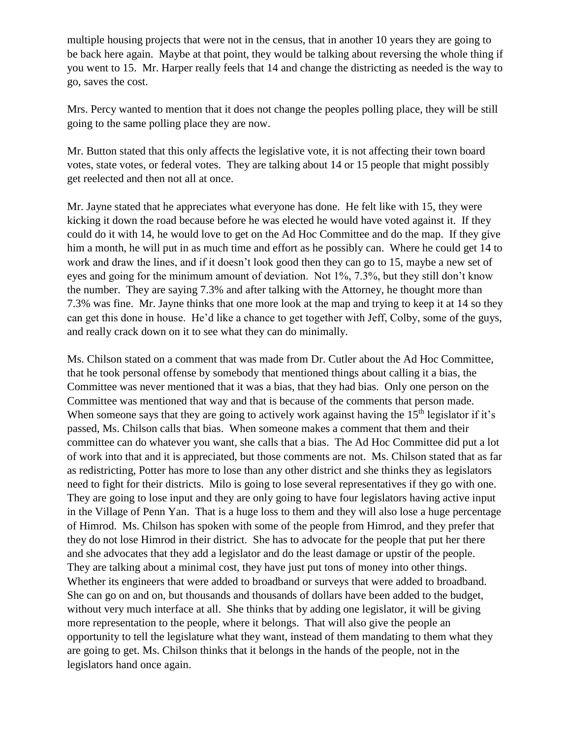multiple housing projects that were not in the census, that in another 10 years they are going to be back here again. Maybe at that point, they would be talking about reversing the whole thing if you went to 15. Mr. Harper really feels that 14 and change the districting as needed is the way to go, saves the cost.

Mrs. Percy wanted to mention that it does not change the peoples polling place, they will be still going to the same polling place they are now.

Mr. Button stated that this only affects the legislative vote, it is not affecting their town board votes, state votes, or federal votes. They are talking about 14 or 15 people that might possibly get reelected and then not all at once.

Mr. Jayne stated that he appreciates what everyone has done. He felt like with 15, they were kicking it down the road because before he was elected he would have voted against it. If they could do it with 14, he would love to get on the Ad Hoc Committee and do the map. If they give him a month, he will put in as much time and effort as he possibly can. Where he could get 14 to work and draw the lines, and if it doesn't look good then they can go to 15, maybe a new set of eyes and going for the minimum amount of deviation. Not 1%, 7.3%, but they still don't know the number. They are saying 7.3% and after talking with the Attorney, he thought more than 7.3% was fine. Mr. Jayne thinks that one more look at the map and trying to keep it at 14 so they can get this done in house. He'd like a chance to get together with Jeff, Colby, some of the guys, and really crack down on it to see what they can do minimally.

Ms. Chilson stated on a comment that was made from Dr. Cutler about the Ad Hoc Committee, that he took personal offense by somebody that mentioned things about calling it a bias, the Committee was never mentioned that it was a bias, that they had bias. Only one person on the Committee was mentioned that way and that is because of the comments that person made. When someone says that they are going to actively work against having the 15th legislator if it's passed, Ms. Chilson calls that bias. When someone makes a comment that them and their committee can do whatever you want, she calls that a bias. The Ad Hoc Committee did put a lot of work into that and it is appreciated, but those comments are not. Ms. Chilson stated that as far as redistricting, Potter has more to lose than any other district and she thinks they as legislators need to fight for their districts. Milo is going to lose several representatives if they go with one. They are going to lose input and they are only going to have four legislators having active input in the Village of Penn Yan. That is a huge loss to them and they will also lose a huge percentage of Himrod. Ms. Chilson has spoken with some of the people from Himrod, and they prefer that they do not lose Himrod in their district. She has to advocate for the people that put her there and she advocates that they add a legislator and do the least damage or upstir of the people. They are talking about a minimal cost, they have just put tons of money into other things. Whether its engineers that were added to broadband or surveys that were added to broadband. She can go on and on, but thousands and thousands of dollars have been added to the budget, without very much interface at all. She thinks that by adding one legislator, it will be giving more representation to the people, where it belongs. That will also give the people an opportunity to tell the legislature what they want, instead of them mandating to them what they are going to get. Ms. Chilson thinks that it belongs in the hands of the people, not in the legislators hand once again.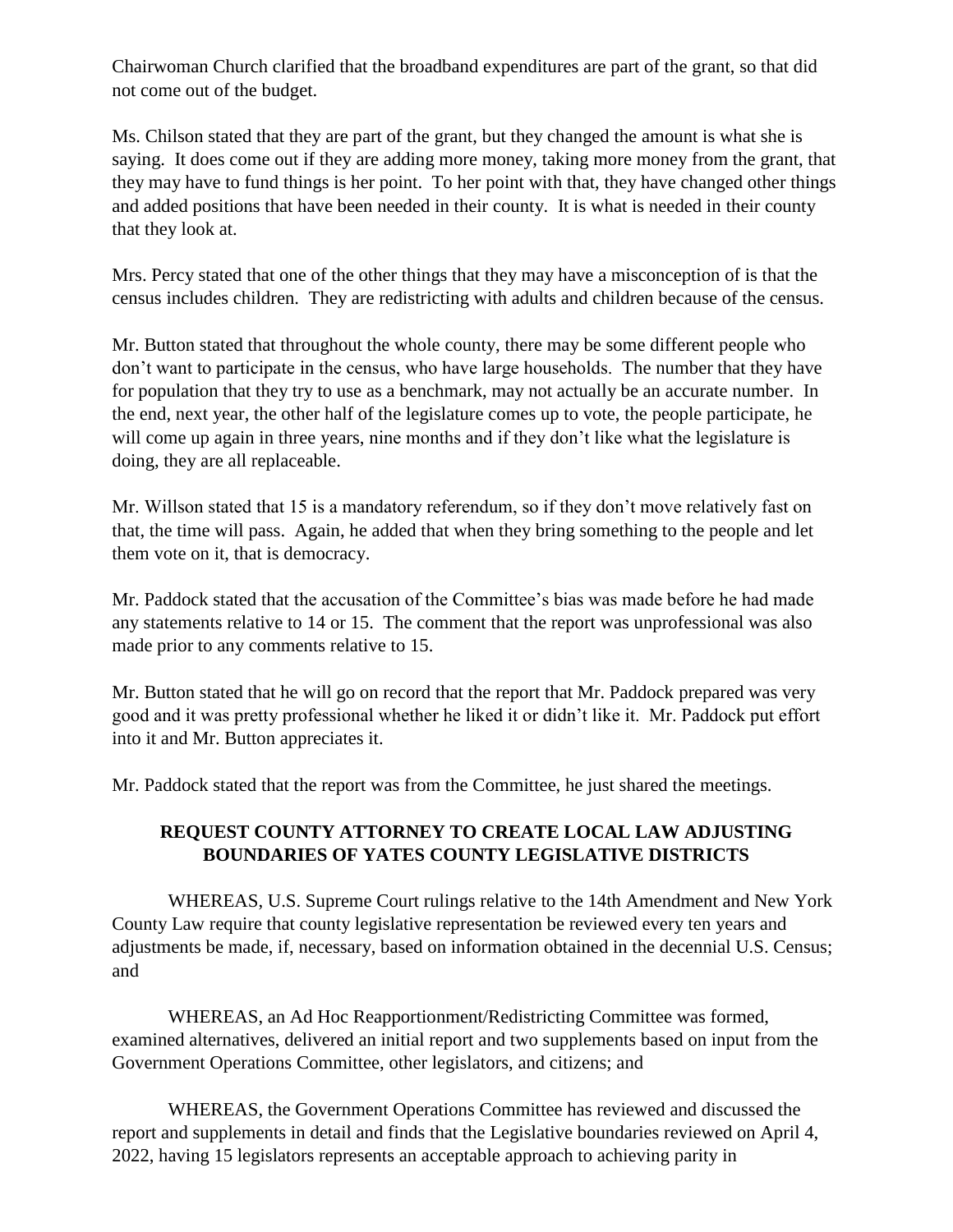Chairwoman Church clarified that the broadband expenditures are part of the grant, so that did not come out of the budget.

Ms. Chilson stated that they are part of the grant, but they changed the amount is what she is saying. It does come out if they are adding more money, taking more money from the grant, that they may have to fund things is her point. To her point with that, they have changed other things and added positions that have been needed in their county. It is what is needed in their county that they look at.

Mrs. Percy stated that one of the other things that they may have a misconception of is that the census includes children. They are redistricting with adults and children because of the census.

Mr. Button stated that throughout the whole county, there may be some different people who don't want to participate in the census, who have large households. The number that they have for population that they try to use as a benchmark, may not actually be an accurate number. In the end, next year, the other half of the legislature comes up to vote, the people participate, he will come up again in three years, nine months and if they don't like what the legislature is doing, they are all replaceable.

Mr. Willson stated that 15 is a mandatory referendum, so if they don't move relatively fast on that, the time will pass. Again, he added that when they bring something to the people and let them vote on it, that is democracy.

Mr. Paddock stated that the accusation of the Committee's bias was made before he had made any statements relative to 14 or 15. The comment that the report was unprofessional was also made prior to any comments relative to 15.

Mr. Button stated that he will go on record that the report that Mr. Paddock prepared was very good and it was pretty professional whether he liked it or didn't like it. Mr. Paddock put effort into it and Mr. Button appreciates it.

Mr. Paddock stated that the report was from the Committee, he just shared the meetings.

## REQUEST COUNTY ATTORNEY TO CREATE LOCAL LAW ADJUSTING BOUNDARIES OF YATES COUNTY LEGISLATIVE DISTRICTS

WHEREAS, U.S. Supreme Court rulings relative to the 14th Amendment and New York County Law require that county legislative representation be reviewed every ten years and adjustments be made, if, necessary, based on information obtained in the decennial U.S. Census; and

WHEREAS, an Ad Hoc Reapportionment/Redistricting Committee was formed, examined alternatives, delivered an initial report and two supplements based on input from the Government Operations Committee, other legislators, and citizens; and

WHEREAS, the Government Operations Committee has reviewed and discussed the report and supplements in detail and finds that the Legislative boundaries reviewed on April 4, 2022, having 15 legislators represents an acceptable approach to achieving parity in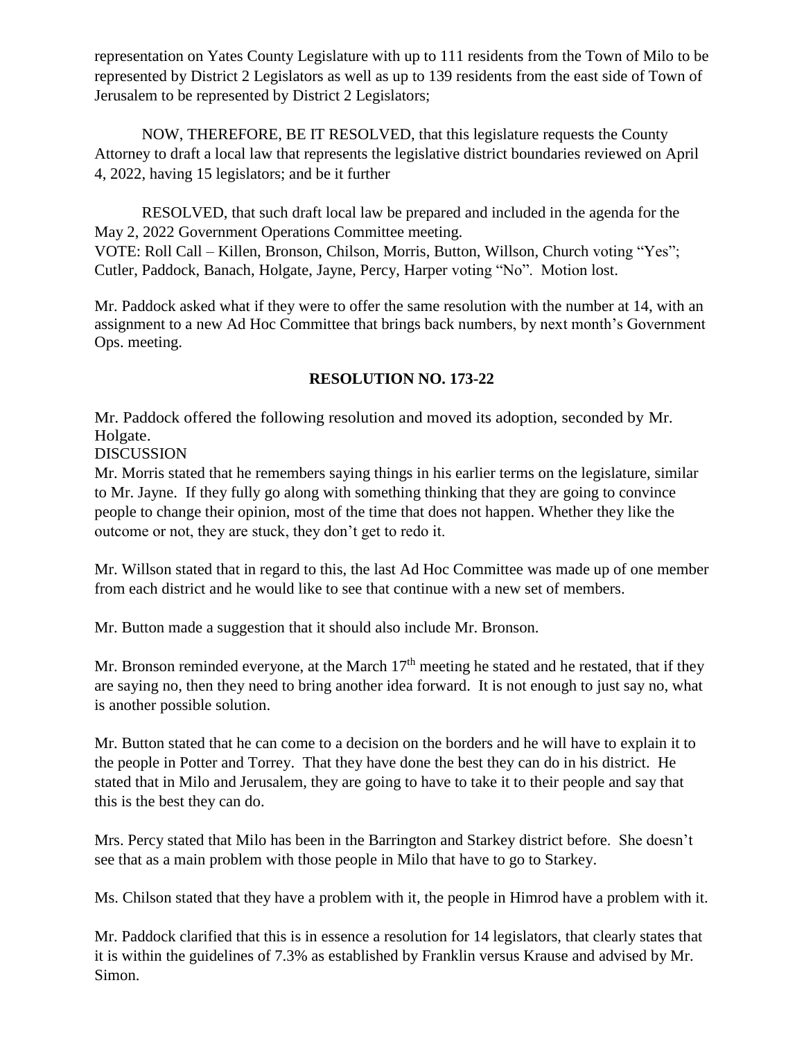representation on Yates County Legislature with up to 111 residents from the Town of Milo to be represented by District 2 Legislators as well as up to 139 residents from the east side of Town of Jerusalem to be represented by District 2 Legislators;

NOW, THEREFORE, BE IT RESOLVED, that this legislature requests the County Attorney to draft a local law that represents the legislative district boundaries reviewed on April 4, 2022, having 15 legislators; and be it further

RESOLVED, that such draft local law be prepared and included in the agenda for the May 2, 2022 Government Operations Committee meeting.
VOTE: Roll Call – Killen, Bronson, Chilson, Morris, Button, Willson, Church voting "Yes"; Cutler, Paddock, Banach, Holgate, Jayne, Percy, Harper voting "No". Motion lost.

Mr. Paddock asked what if they were to offer the same resolution with the number at 14, with an assignment to a new Ad Hoc Committee that brings back numbers, by next month's Government Ops. meeting.

**RESOLUTION NO. 173-22**

Mr. Paddock offered the following resolution and moved its adoption, seconded by Mr. Holgate.
DISCUSSION
Mr. Morris stated that he remembers saying things in his earlier terms on the legislature, similar to Mr. Jayne. If they fully go along with something thinking that they are going to convince people to change their opinion, most of the time that does not happen. Whether they like the outcome or not, they are stuck, they don't get to redo it.

Mr. Willson stated that in regard to this, the last Ad Hoc Committee was made up of one member from each district and he would like to see that continue with a new set of members.

Mr. Button made a suggestion that it should also include Mr. Bronson.

Mr. Bronson reminded everyone, at the March 17th meeting he stated and he restated, that if they are saying no, then they need to bring another idea forward. It is not enough to just say no, what is another possible solution.

Mr. Button stated that he can come to a decision on the borders and he will have to explain it to the people in Potter and Torrey. That they have done the best they can do in his district. He stated that in Milo and Jerusalem, they are going to have to take it to their people and say that this is the best they can do.

Mrs. Percy stated that Milo has been in the Barrington and Starkey district before. She doesn't see that as a main problem with those people in Milo that have to go to Starkey.

Ms. Chilson stated that they have a problem with it, the people in Himrod have a problem with it.

Mr. Paddock clarified that this is in essence a resolution for 14 legislators, that clearly states that it is within the guidelines of 7.3% as established by Franklin versus Krause and advised by Mr. Simon.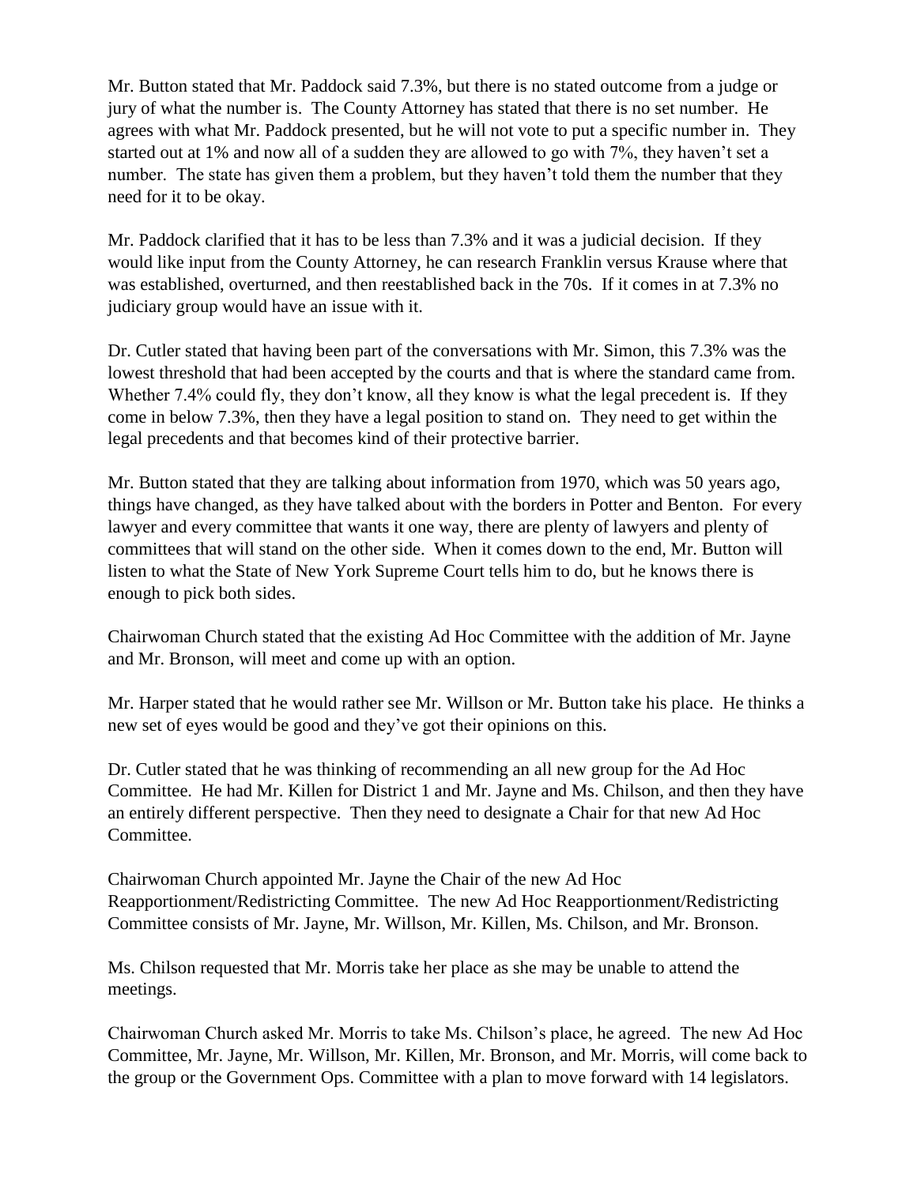Mr. Button stated that Mr. Paddock said 7.3%, but there is no stated outcome from a judge or jury of what the number is. The County Attorney has stated that there is no set number. He agrees with what Mr. Paddock presented, but he will not vote to put a specific number in. They started out at 1% and now all of a sudden they are allowed to go with 7%, they haven't set a number. The state has given them a problem, but they haven't told them the number that they need for it to be okay.

Mr. Paddock clarified that it has to be less than 7.3% and it was a judicial decision. If they would like input from the County Attorney, he can research Franklin versus Krause where that was established, overturned, and then reestablished back in the 70s. If it comes in at 7.3% no judiciary group would have an issue with it.

Dr. Cutler stated that having been part of the conversations with Mr. Simon, this 7.3% was the lowest threshold that had been accepted by the courts and that is where the standard came from. Whether 7.4% could fly, they don't know, all they know is what the legal precedent is. If they come in below 7.3%, then they have a legal position to stand on. They need to get within the legal precedents and that becomes kind of their protective barrier.

Mr. Button stated that they are talking about information from 1970, which was 50 years ago, things have changed, as they have talked about with the borders in Potter and Benton. For every lawyer and every committee that wants it one way, there are plenty of lawyers and plenty of committees that will stand on the other side. When it comes down to the end, Mr. Button will listen to what the State of New York Supreme Court tells him to do, but he knows there is enough to pick both sides.

Chairwoman Church stated that the existing Ad Hoc Committee with the addition of Mr. Jayne and Mr. Bronson, will meet and come up with an option.

Mr. Harper stated that he would rather see Mr. Willson or Mr. Button take his place. He thinks a new set of eyes would be good and they've got their opinions on this.

Dr. Cutler stated that he was thinking of recommending an all new group for the Ad Hoc Committee. He had Mr. Killen for District 1 and Mr. Jayne and Ms. Chilson, and then they have an entirely different perspective. Then they need to designate a Chair for that new Ad Hoc Committee.

Chairwoman Church appointed Mr. Jayne the Chair of the new Ad Hoc Reapportionment/Redistricting Committee. The new Ad Hoc Reapportionment/Redistricting Committee consists of Mr. Jayne, Mr. Willson, Mr. Killen, Ms. Chilson, and Mr. Bronson.

Ms. Chilson requested that Mr. Morris take her place as she may be unable to attend the meetings.

Chairwoman Church asked Mr. Morris to take Ms. Chilson's place, he agreed. The new Ad Hoc Committee, Mr. Jayne, Mr. Willson, Mr. Killen, Mr. Bronson, and Mr. Morris, will come back to the group or the Government Ops. Committee with a plan to move forward with 14 legislators.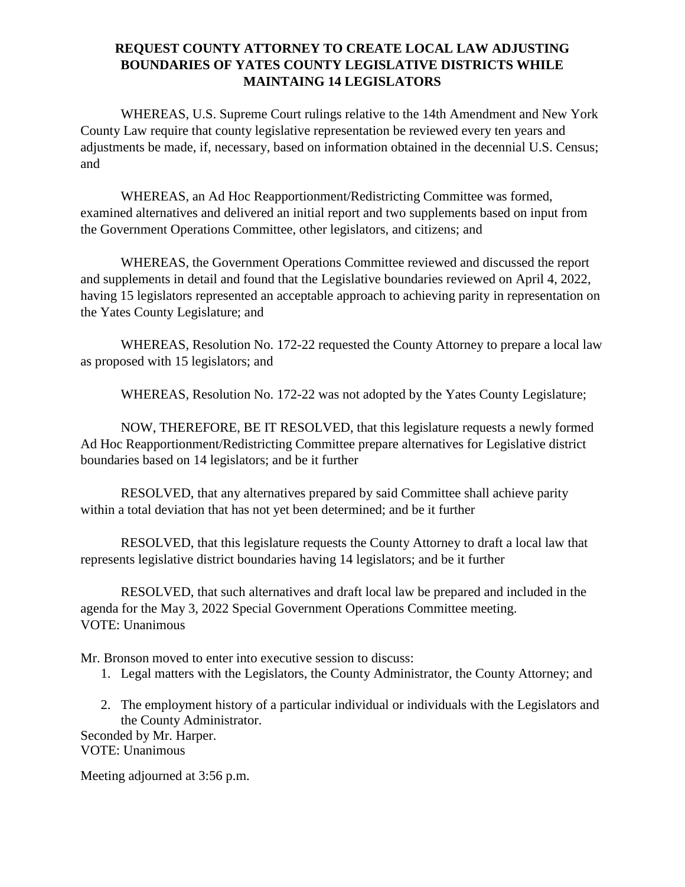**REQUEST COUNTY ATTORNEY TO CREATE LOCAL LAW ADJUSTING BOUNDARIES OF YATES COUNTY LEGISLATIVE DISTRICTS WHILE MAINTAING 14 LEGISLATORS**

WHEREAS, U.S. Supreme Court rulings relative to the 14th Amendment and New York County Law require that county legislative representation be reviewed every ten years and adjustments be made, if, necessary, based on information obtained in the decennial U.S. Census; and

WHEREAS, an Ad Hoc Reapportionment/Redistricting Committee was formed, examined alternatives and delivered an initial report and two supplements based on input from the Government Operations Committee, other legislators, and citizens; and

WHEREAS, the Government Operations Committee reviewed and discussed the report and supplements in detail and found that the Legislative boundaries reviewed on April 4, 2022, having 15 legislators represented an acceptable approach to achieving parity in representation on the Yates County Legislature; and

WHEREAS, Resolution No. 172-22 requested the County Attorney to prepare a local law as proposed with 15 legislators; and

WHEREAS, Resolution No. 172-22 was not adopted by the Yates County Legislature;

NOW, THEREFORE, BE IT RESOLVED, that this legislature requests a newly formed Ad Hoc Reapportionment/Redistricting Committee prepare alternatives for Legislative district boundaries based on 14 legislators; and be it further

RESOLVED, that any alternatives prepared by said Committee shall achieve parity within a total deviation that has not yet been determined; and be it further

RESOLVED, that this legislature requests the County Attorney to draft a local law that represents legislative district boundaries having 14 legislators; and be it further

RESOLVED, that such alternatives and draft local law be prepared and included in the agenda for the May 3, 2022 Special Government Operations Committee meeting.
VOTE: Unanimous

Mr. Bronson moved to enter into executive session to discuss:

1. Legal matters with the Legislators, the County Administrator, the County Attorney; and
2. The employment history of a particular individual or individuals with the Legislators and the County Administrator.

Seconded by Mr. Harper.
VOTE: Unanimous

Meeting adjourned at 3:56 p.m.